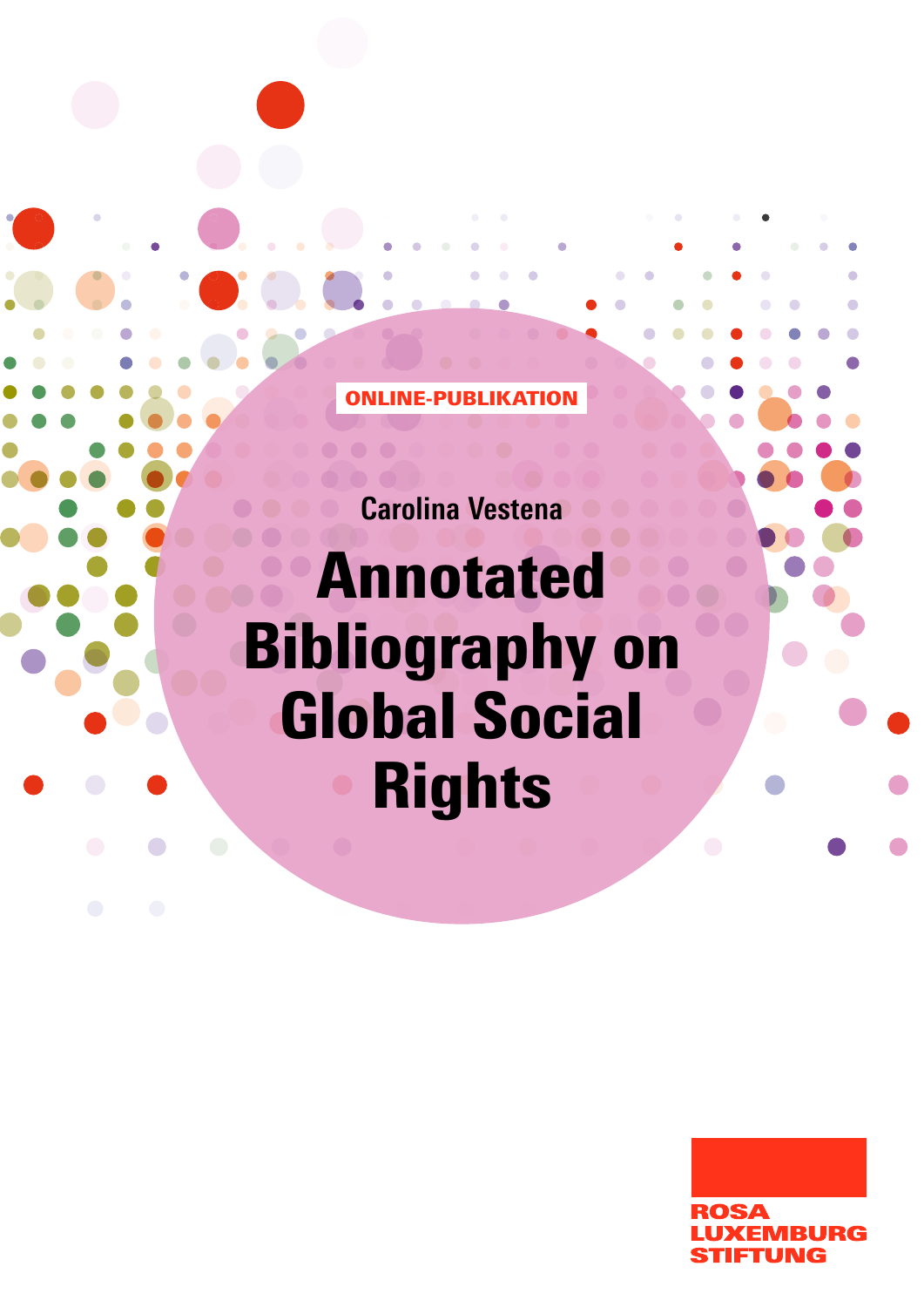ONLINE-PUBLIKATION

Carolina Vestena

# Annotated Bibliography on Global Social Rights

ROSA LUXEMBURG STIFTUNG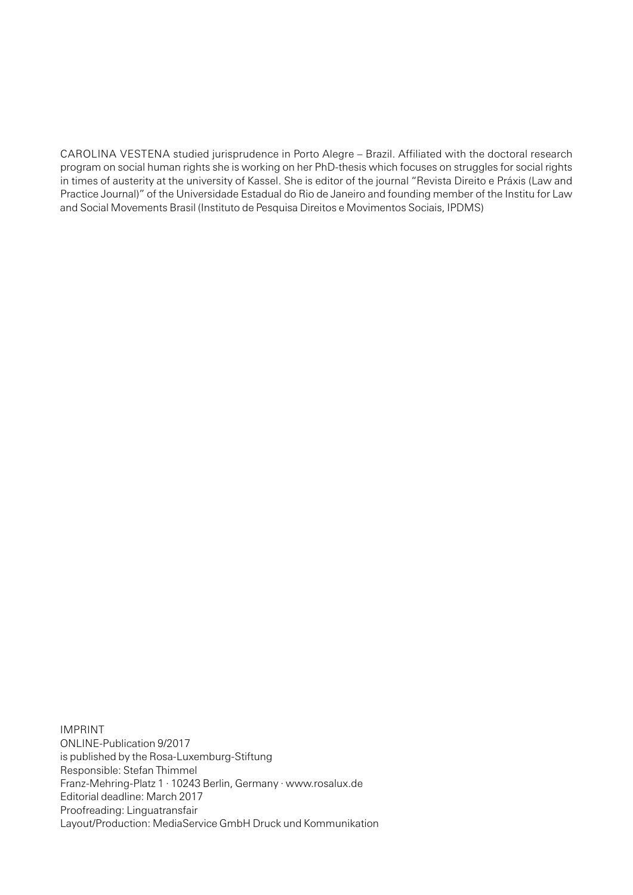CAROLINA VESTENA studied jurisprudence in Porto Alegre – Brazil. Affiliated with the doctoral research program on social human rights she is working on her PhD-thesis which focuses on struggles for social rights in times of austerity at the university of Kassel. She is editor of the journal "Revista Direito e Práxis (Law and Practice Journal)" of the Universidade Estadual do Rio de Janeiro and founding member of the Institu for Law and Social Movements Brasil (Instituto de Pesquisa Direitos e Movimentos Sociais, IPDMS)

IMPRINT
ONLINE-Publication 9/2017
is published by the Rosa-Luxemburg-Stiftung
Responsible: Stefan Thimmel
Franz-Mehring-Platz 1 · 10243 Berlin, Germany · www.rosalux.de
Editorial deadline: March 2017
Proofreading: Linguatransfair
Layout/Production: MediaService GmbH Druck und Kommunikation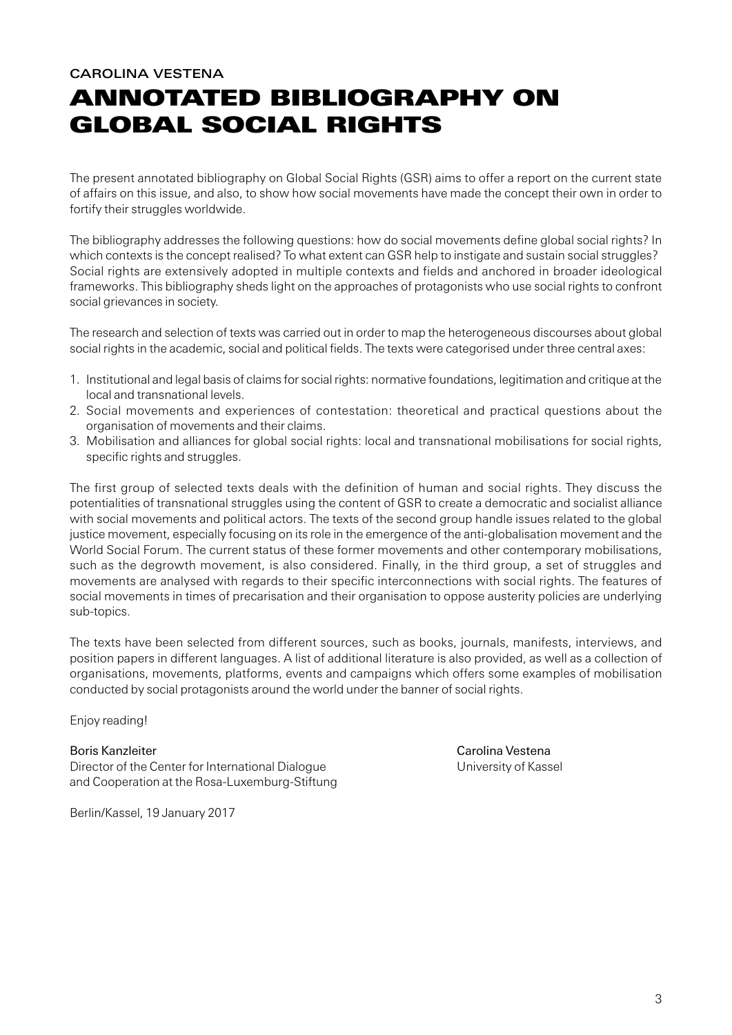CAROLINA VESTENA

# ANNOTATED BIBLIOGRAPHY ON GLOBAL SOCIAL RIGHTS

The present annotated bibliography on Global Social Rights (GSR) aims to offer a report on the current state of affairs on this issue, and also, to show how social movements have made the concept their own in order to fortify their struggles worldwide.

The bibliography addresses the following questions: how do social movements define global social rights? In which contexts is the concept realised? To what extent can GSR help to instigate and sustain social struggles? Social rights are extensively adopted in multiple contexts and fields and anchored in broader ideological frameworks. This bibliography sheds light on the approaches of protagonists who use social rights to confront social grievances in society.

The research and selection of texts was carried out in order to map the heterogeneous discourses about global social rights in the academic, social and political fields. The texts were categorised under three central axes:

1. Institutional and legal basis of claims for social rights: normative foundations, legitimation and critique at the local and transnational levels.
2. Social movements and experiences of contestation: theoretical and practical questions about the organisation of movements and their claims.
3. Mobilisation and alliances for global social rights: local and transnational mobilisations for social rights, specific rights and struggles.

The first group of selected texts deals with the definition of human and social rights. They discuss the potentialities of transnational struggles using the content of GSR to create a democratic and socialist alliance with social movements and political actors. The texts of the second group handle issues related to the global justice movement, especially focusing on its role in the emergence of the anti-globalisation movement and the World Social Forum. The current status of these former movements and other contemporary mobilisations, such as the degrowth movement, is also considered. Finally, in the third group, a set of struggles and movements are analysed with regards to their specific interconnections with social rights. The features of social movements in times of precarisation and their organisation to oppose austerity policies are underlying sub-topics.

The texts have been selected from different sources, such as books, journals, manifests, interviews, and position papers in different languages. A list of additional literature is also provided, as well as a collection of organisations, movements, platforms, events and campaigns which offers some examples of mobilisation conducted by social protagonists around the world under the banner of social rights.

Enjoy reading!

Boris Kanzleiter
Director of the Center for International Dialogue and Cooperation at the Rosa-Luxemburg-Stiftung

Carolina Vestena
University of Kassel

Berlin/Kassel, 19 January 2017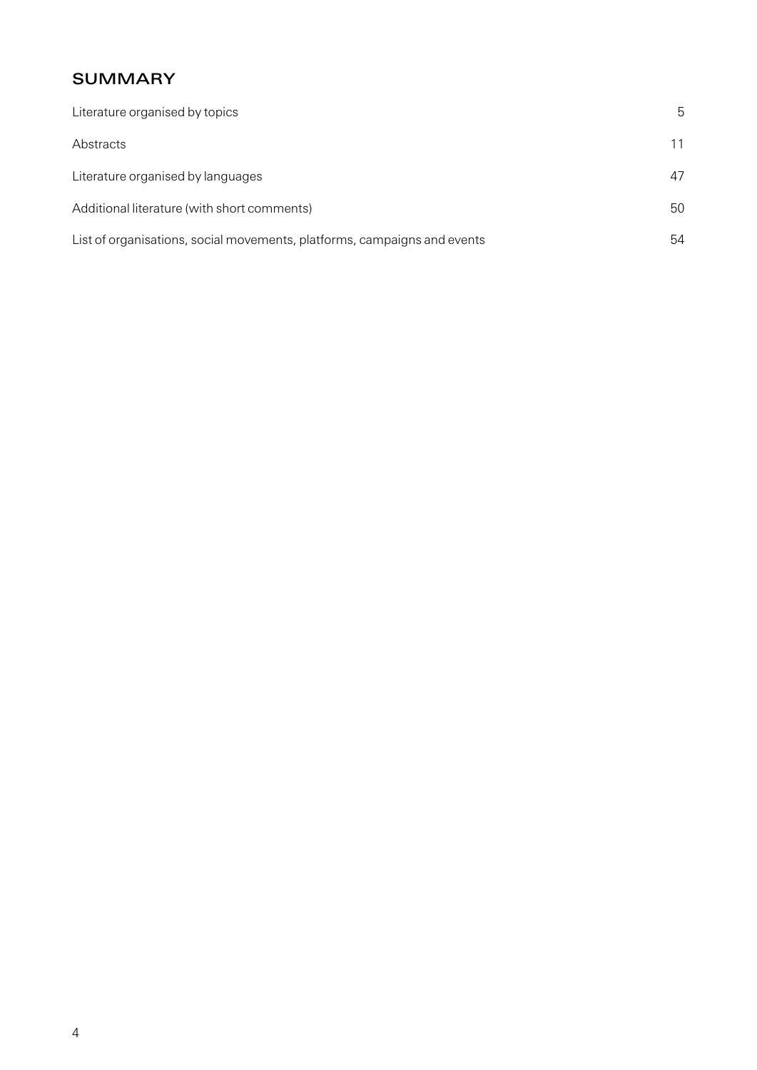## SUMMARY

| | |
|---|---|
| Literature organised by topics | 5 |
| Abstracts | 11 |
| Literature organised by languages | 47 |
| Additional literature (with short comments) | 50 |
| List of organisations, social movements, platforms, campaigns and events | 54 |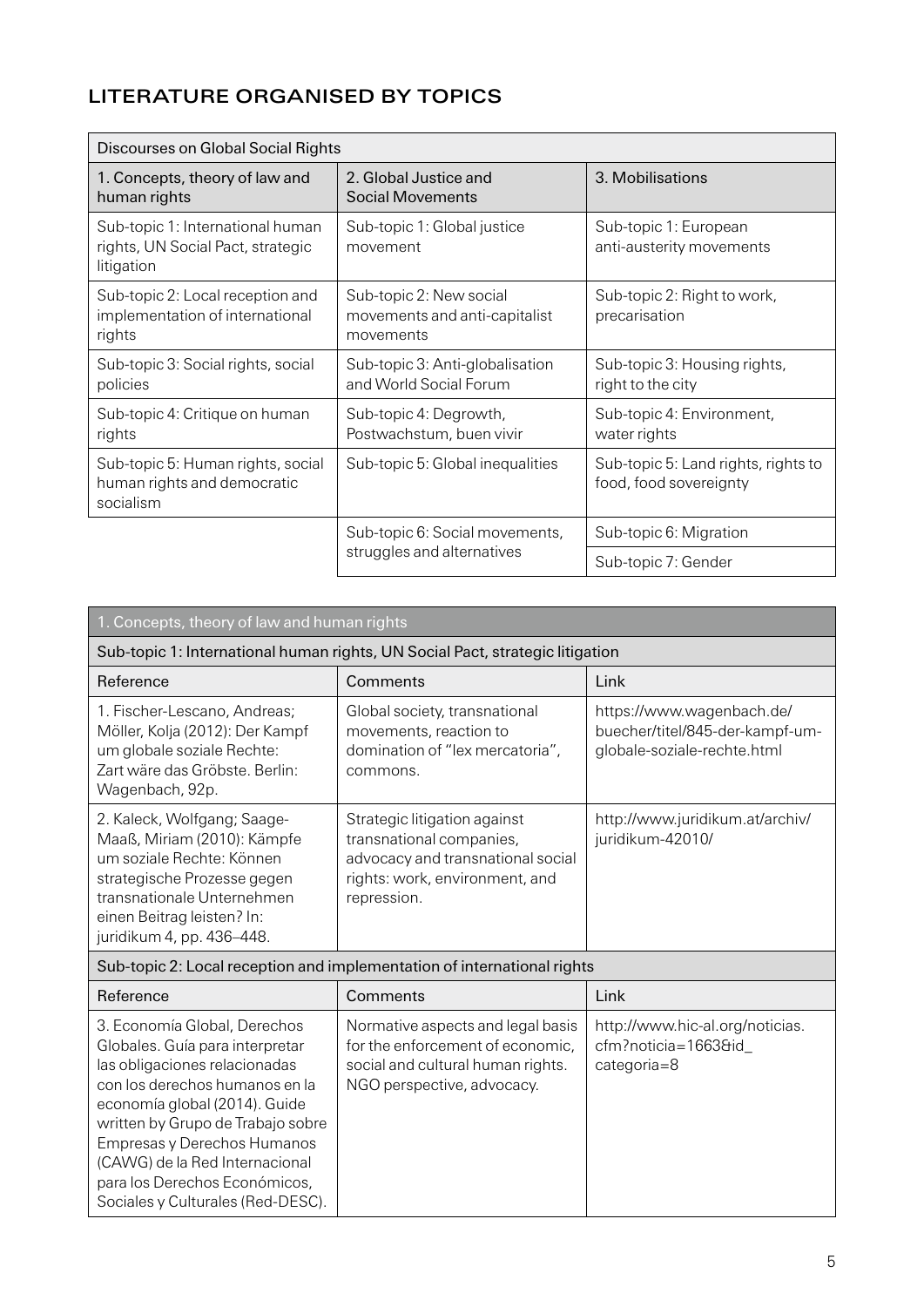## LITERATURE ORGANISED BY TOPICS

| Discourses on Global Social Rights | | |
|---|---|---|
| 1. Concepts, theory of law and human rights | 2. Global Justice and Social Movements | 3. Mobilisations |
| Sub-topic 1: International human rights, UN Social Pact, strategic litigation | Sub-topic 1: Global justice movement | Sub-topic 1: European anti-austerity movements |
| Sub-topic 2: Local reception and implementation of international rights | Sub-topic 2: New social movements and anti-capitalist movements | Sub-topic 2: Right to work, precarisation |
| Sub-topic 3: Social rights, social policies | Sub-topic 3: Anti-globalisation and World Social Forum | Sub-topic 3: Housing rights, right to the city |
| Sub-topic 4: Critique on human rights | Sub-topic 4: Degrowth, Postwachstum, buen vivir | Sub-topic 4: Environment, water rights |
| Sub-topic 5: Human rights, social human rights and democratic socialism | Sub-topic 5: Global inequalities | Sub-topic 5: Land rights, rights to food, food sovereignty |
| | Sub-topic 6: Social movements, struggles and alternatives | Sub-topic 6: Migration |
| | | Sub-topic 7: Gender |

| 1. Concepts, theory of law and human rights | | |
|---|---|---|
| **Sub-topic 1: International human rights, UN Social Pact, strategic litigation** | | |
| Reference | Comments | Link |
| 1. Fischer-Lescano, Andreas; Möller, Kolja (2012): Der Kampf um globale soziale Rechte: Zart wäre das Gröbste. Berlin: Wagenbach, 92p. | Global society, transnational movements, reaction to domination of "lex mercatoria", commons. | https://www.wagenbach.de/buecher/titel/845-der-kampf-um-globale-soziale-rechte.html |
| 2. Kaleck, Wolfgang; Saage-Maaß, Miriam (2010): Kämpfe um soziale Rechte: Können strategische Prozesse gegen transnationale Unternehmen einen Beitrag leisten? In: juridikum 4, pp. 436–448. | Strategic litigation against transnational companies, advocacy and transnational social rights: work, environment, and repression. | http://www.juridikum.at/archiv/juridikum-42010/ |
| **Sub-topic 2: Local reception and implementation of international rights** | | |
| Reference | Comments | Link |
| 3. Economía Global, Derechos Globales. Guía para interpretar las obligaciones relacionadas con los derechos humanos en la economía global (2014). Guide written by Grupo de Trabajo sobre Empresas y Derechos Humanos (CAWG) de la Red Internacional para los Derechos Económicos, Sociales y Culturales (Red-DESC). | Normative aspects and legal basis for the enforcement of economic, social and cultural human rights. NGO perspective, advocacy. | http://www.hic-al.org/noticias.cfm?noticia=1663&id_categoria=8 |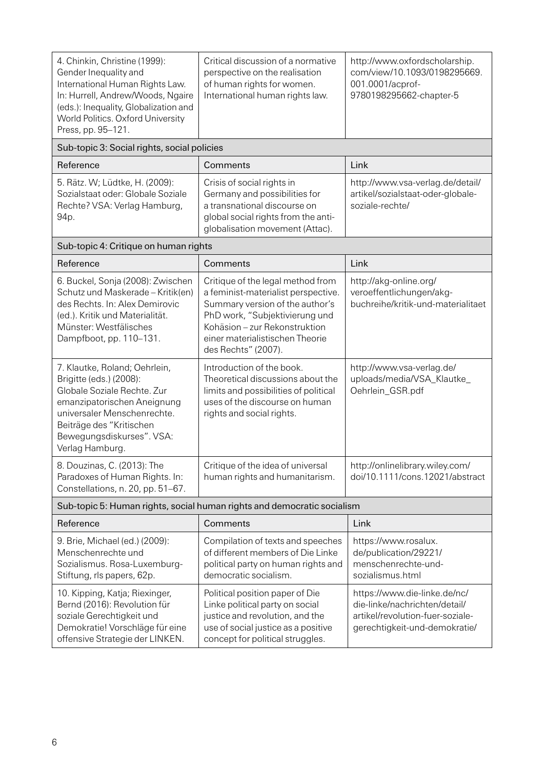| Reference | Comments | Link |
|---|---|---|
| 4. Chinkin, Christine (1999): Gender Inequality and International Human Rights Law. In: Hurrell, Andrew/Woods, Ngaire (eds.): Inequality, Globalization and World Politics. Oxford University Press, pp. 95–121. | Critical discussion of a normative perspective on the realisation of human rights for women. International human rights law. | http://www.oxfordscholarship.com/view/10.1093/0198295669.001.0001/acprof-9780198295662-chapter-5 |
| **Sub-topic 3: Social rights, social policies** | | |
| Reference | Comments | Link |
| 5. Rätz. W; Lüdtke, H. (2009): Sozialstaat oder: Globale Soziale Rechte? VSA: Verlag Hamburg, 94p. | Crisis of social rights in Germany and possibilities for a transnational discourse on global social rights from the anti-globalisation movement (Attac). | http://www.vsa-verlag.de/detail/artikel/sozialstaat-oder-globale-soziale-rechte/ |
| **Sub-topic 4: Critique on human rights** | | |
| Reference | Comments | Link |
| 6. Buckel, Sonja (2008): Zwischen Schutz und Maskerade – Kritik(en) des Rechts. In: Alex Demirovic (ed.). Kritik und Materialität. Münster: Westfälisches Dampfboot, pp. 110–131. | Critique of the legal method from a feminist-materialist perspective. Summary version of the author's PhD work, "Subjektivierung und Kohäsion – zur Rekonstruktion einer materialistischen Theorie des Rechts" (2007). | http://akg-online.org/veroeffentlichungen/akg-buchreihe/kritik-und-materialitaet |
| 7. Klautke, Roland; Oehrlein, Brigitte (eds.) (2008): Globale Soziale Rechte. Zur emanzipatorischen Aneignung universaler Menschenrechte. Beiträge des "Kritischen Bewegungsdiskurses". VSA: Verlag Hamburg. | Introduction of the book. Theoretical discussions about the limits and possibilities of political uses of the discourse on human rights and social rights. | http://www.vsa-verlag.de/uploads/media/VSA_Klautke_Oehrlein_GSR.pdf |
| 8. Douzinas, C. (2013): The Paradoxes of Human Rights. In: Constellations, n. 20, pp. 51–67. | Critique of the idea of universal human rights and humanitarism. | http://onlinelibrary.wiley.com/doi/10.1111/cons.12021/abstract |
| **Sub-topic 5: Human rights, social human rights and democratic socialism** | | |
| Reference | Comments | Link |
| 9. Brie, Michael (ed.) (2009): Menschenrechte und Sozialismus. Rosa-Luxemburg-Stiftung, rls papers, 62p. | Compilation of texts and speeches of different members of Die Linke political party on human rights and democratic socialism. | https://www.rosalux.de/publication/29221/menschenrechte-und-sozialismus.html |
| 10. Kipping, Katja; Riexinger, Bernd (2016): Revolution für soziale Gerechtigkeit und Demokratie! Vorschläge für eine offensive Strategie der LINKEN. | Political position paper of Die Linke political party on social justice and revolution, and the use of social justice as a positive concept for political struggles. | https://www.die-linke.de/nc/die-linke/nachrichten/detail/artikel/revolution-fuer-soziale-gerechtigkeit-und-demokratie/ |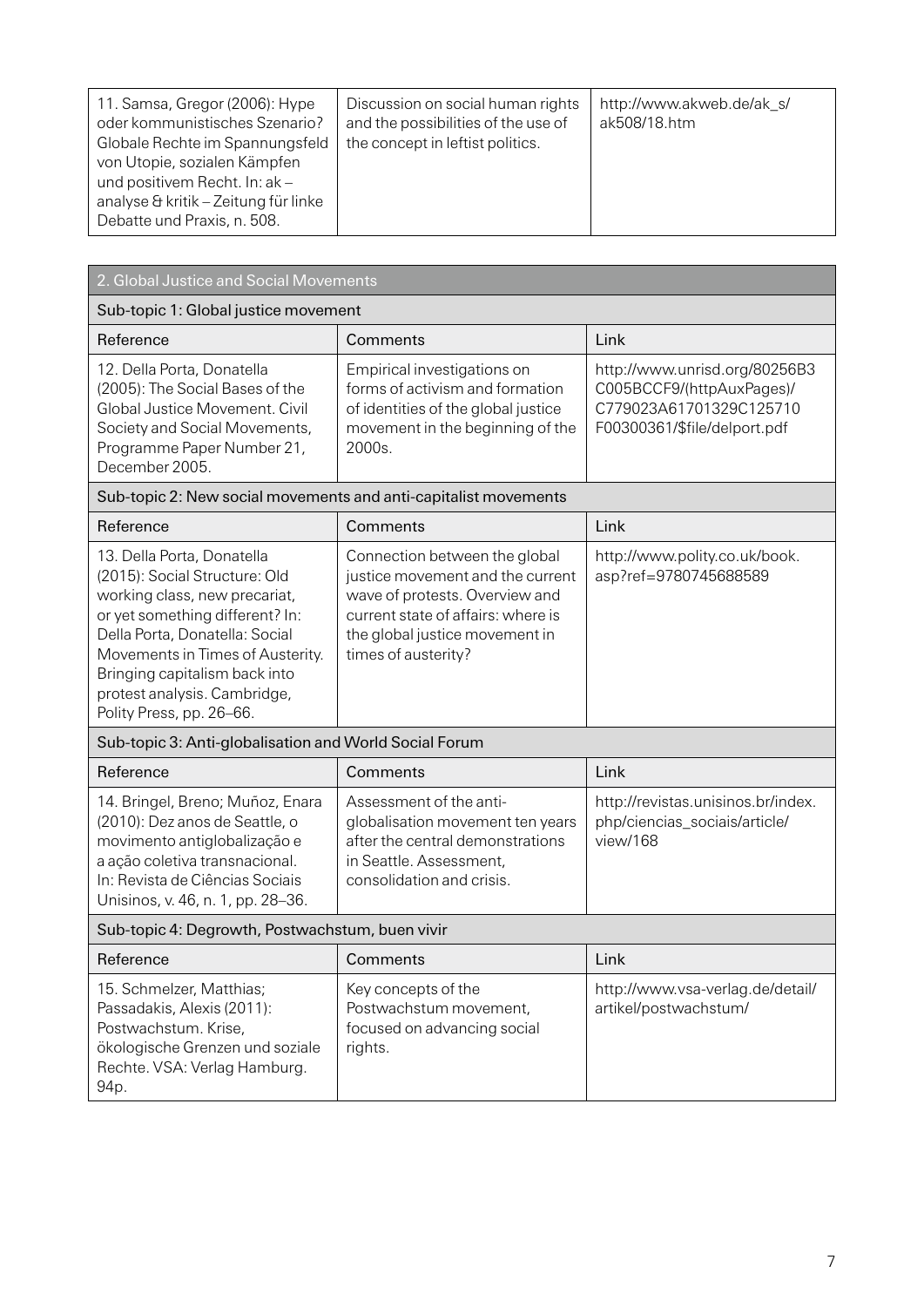| | | |
|---|---|---|
| 11. Samsa, Gregor (2006): Hype oder kommunistisches Szenario? Globale Rechte im Spannungsfeld von Utopie, sozialen Kämpfen und positivem Recht. In: ak – analyse & kritik – Zeitung für linke Debatte und Praxis, n. 508. | Discussion on social human rights and the possibilities of the use of the concept in leftist politics. | http://www.akweb.de/ak_s/ak508/18.htm |

| 2. Global Justice and Social Movements | | |
|---|---|---|
| **Sub-topic 1: Global justice movement** | | |
| Reference | Comments | Link |
| 12. Della Porta, Donatella (2005): The Social Bases of the Global Justice Movement. Civil Society and Social Movements, Programme Paper Number 21, December 2005. | Empirical investigations on forms of activism and formation of identities of the global justice movement in the beginning of the 2000s. | http://www.unrisd.org/80256B3C005BCCF9/(httpAuxPages)/C779023A61701329C125710F00300361/$file/delport.pdf |
| **Sub-topic 2: New social movements and anti-capitalist movements** | | |
| Reference | Comments | Link |
| 13. Della Porta, Donatella (2015): Social Structure: Old working class, new precariat, or yet something different? In: Della Porta, Donatella: Social Movements in Times of Austerity. Bringing capitalism back into protest analysis. Cambridge, Polity Press, pp. 26–66. | Connection between the global justice movement and the current wave of protests. Overview and current state of affairs: where is the global justice movement in times of austerity? | http://www.polity.co.uk/book.asp?ref=9780745688589 |
| **Sub-topic 3: Anti-globalisation and World Social Forum** | | |
| Reference | Comments | Link |
| 14. Bringel, Breno; Muñoz, Enara (2010): Dez anos de Seattle, o movimento antiglobalização e a ação coletiva transnacional. In: Revista de Ciências Sociais Unisinos, v. 46, n. 1, pp. 28–36. | Assessment of the anti-globalisation movement ten years after the central demonstrations in Seattle. Assessment, consolidation and crisis. | http://revistas.unisinos.br/index.php/ciencias_sociais/article/view/168 |
| **Sub-topic 4: Degrowth, Postwachstum, buen vivir** | | |
| Reference | Comments | Link |
| 15. Schmelzer, Matthias; Passadakis, Alexis (2011): Postwachstum. Krise, ökologische Grenzen und soziale Rechte. VSA: Verlag Hamburg. 94p. | Key concepts of the Postwachstum movement, focused on advancing social rights. | http://www.vsa-verlag.de/detail/artikel/postwachstum/ |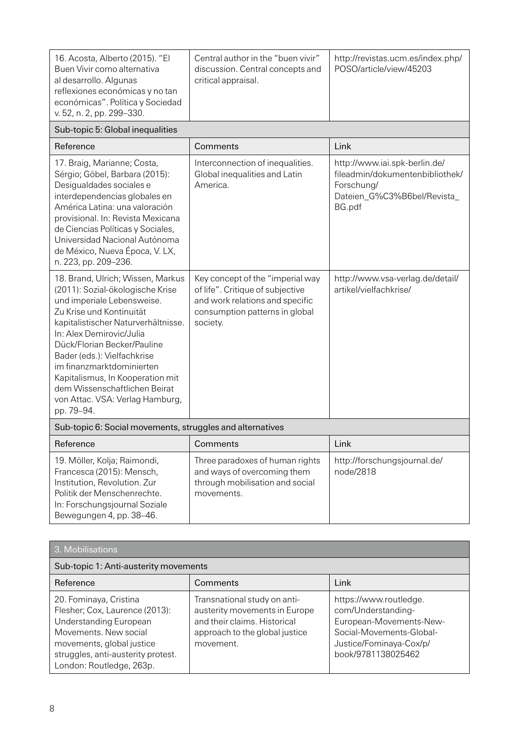| Reference | Comments | Link |
|---|---|---|
| 16. Acosta, Alberto (2015). "El Buen Vivir como alternativa al desarrollo. Algunas reflexiones económicas y no tan económicas". Política y Sociedad v. 52, n. 2, pp. 299–330. | Central author in the "buen vivir" discussion. Central concepts and critical appraisal. | http://revistas.ucm.es/index.php/POSO/article/view/45203 |
| **Sub-topic 5: Global inequalities** | | |
| Reference | Comments | Link |
| 17. Braig, Marianne; Costa, Sérgio; Göbel, Barbara (2015): Desigualdades sociales e interdependencias globales en América Latina: una valoración provisional. In: Revista Mexicana de Ciencias Políticas y Sociales, Universidad Nacional Autónoma de México, Nueva Época, V. LX, n. 223, pp. 209–236. | Interconnection of inequalities. Global inequalities and Latin America. | http://www.iai.spk-berlin.de/fileadmin/dokumentenbibliothek/Forschung/Dateien_G%C3%B6bel/Revista_BG.pdf |
| 18. Brand, Ulrich; Wissen, Markus (2011): Sozial-ökologische Krise und imperiale Lebensweise. Zu Krise und Kontinuität kapitalistischer Naturverhältnisse. In: Alex Demirovic/Julia Dück/Florian Becker/Pauline Bader (eds.): Vielfachkrise im finanzmarktdominierten Kapitalismus, In Kooperation mit dem Wissenschaftlichen Beirat von Attac. VSA: Verlag Hamburg, pp. 79–94. | Key concept of the "imperial way of life". Critique of subjective and work relations and specific consumption patterns in global society. | http://www.vsa-verlag.de/detail/artikel/vielfachkrise/ |
| **Sub-topic 6: Social movements, struggles and alternatives** | | |
| Reference | Comments | Link |
| 19. Möller, Kolja; Raimondi, Francesca (2015): Mensch, Institution, Revolution. Zur Politik der Menschenrechte. In: Forschungsjournal Soziale Bewegungen 4, pp. 38–46. | Three paradoxes of human rights and ways of overcoming them through mobilisation and social movements. | http://forschungsjournal.de/node/2818 |

| 3. Mobilisations | | |
|---|---|---|
| **Sub-topic 1: Anti-austerity movements** | | |
| Reference | Comments | Link |
| 20. Fominaya, Cristina Flesher; Cox, Laurence (2013): Understanding European Movements. New social movements, global justice struggles, anti-austerity protest. London: Routledge, 263p. | Transnational study on anti-austerity movements in Europe and their claims. Historical approach to the global justice movement. | https://www.routledge.com/Understanding-European-Movements-New-Social-Movements-Global-Justice/Fominaya-Cox/p/book/9781138025462 |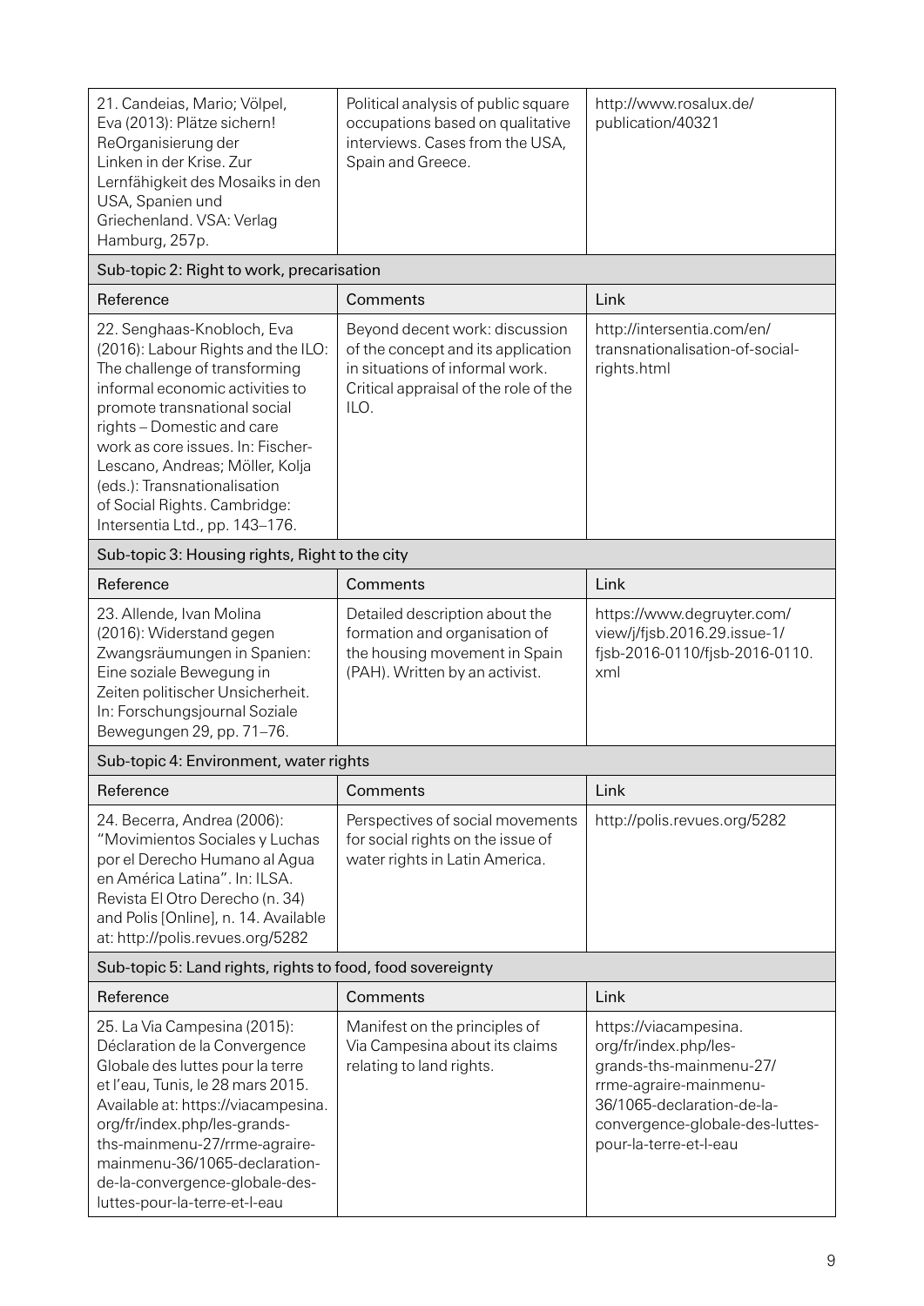| Reference | Comments | Link |
|---|---|---|
| 21. Candeias, Mario; Völpel, Eva (2013): Plätze sichern! ReOrganisierung der Linken in der Krise. Zur Lernfähigkeit des Mosaiks in den USA, Spanien und Griechenland. VSA: Verlag Hamburg, 257p. | Political analysis of public square occupations based on qualitative interviews. Cases from the USA, Spain and Greece. | http://www.rosalux.de/publication/40321 |
| **Sub-topic 2: Right to work, precarisation** | | |
| Reference | Comments | Link |
| 22. Senghaas-Knobloch, Eva (2016): Labour Rights and the ILO: The challenge of transforming informal economic activities to promote transnational social rights – Domestic and care work as core issues. In: Fischer-Lescano, Andreas; Möller, Kolja (eds.): Transnationalisation of Social Rights. Cambridge: Intersentia Ltd., pp. 143–176. | Beyond decent work: discussion of the concept and its application in situations of informal work. Critical appraisal of the role of the ILO. | http://intersentia.com/en/transnationalisation-of-social-rights.html |
| **Sub-topic 3: Housing rights, Right to the city** | | |
| Reference | Comments | Link |
| 23. Allende, Ivan Molina (2016): Widerstand gegen Zwangsräumungen in Spanien: Eine soziale Bewegung in Zeiten politischer Unsicherheit. In: Forschungsjournal Soziale Bewegungen 29, pp. 71–76. | Detailed description about the formation and organisation of the housing movement in Spain (PAH). Written by an activist. | https://www.degruyter.com/view/j/fjsb.2016.29.issue-1/fjsb-2016-0110/fjsb-2016-0110.xml |
| **Sub-topic 4: Environment, water rights** | | |
| Reference | Comments | Link |
| 24. Becerra, Andrea (2006): "Movimientos Sociales y Luchas por el Derecho Humano al Agua en América Latina". In: ILSA. Revista El Otro Derecho (n. 34) and Polis [Online], n. 14. Available at: http://polis.revues.org/5282 | Perspectives of social movements for social rights on the issue of water rights in Latin America. | http://polis.revues.org/5282 |
| **Sub-topic 5: Land rights, rights to food, food sovereignty** | | |
| Reference | Comments | Link |
| 25. La Via Campesina (2015): Déclaration de la Convergence Globale des luttes pour la terre et l'eau, Tunis, le 28 mars 2015. Available at: https://viacampesina.org/fr/index.php/les-grands-ths-mainmenu-27/rrme-agraire-mainmenu-36/1065-declaration-de-la-convergence-globale-des-luttes-pour-la-terre-et-l-eau | Manifest on the principles of Via Campesina about its claims relating to land rights. | https://viacampesina.org/fr/index.php/les-grands-ths-mainmenu-27/rrme-agraire-mainmenu-36/1065-declaration-de-la-convergence-globale-des-luttes-pour-la-terre-et-l-eau |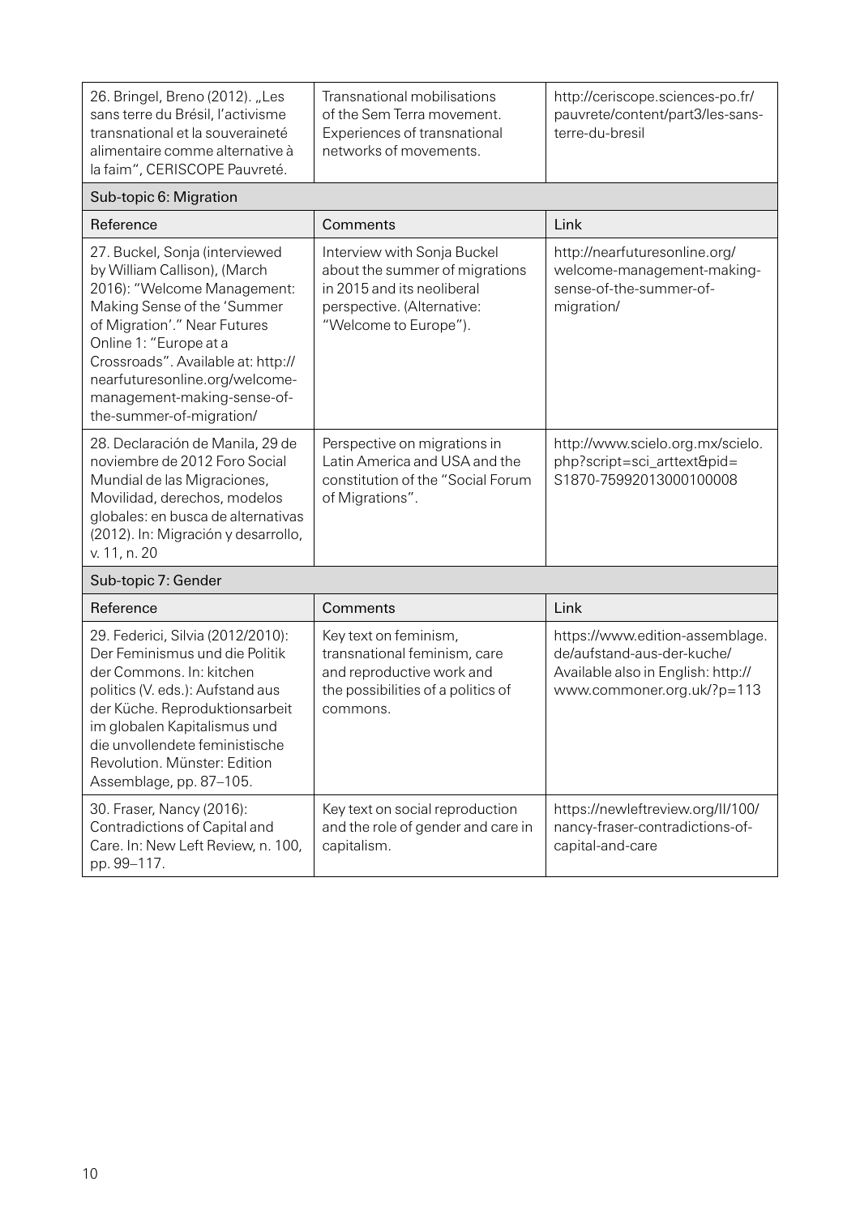| Reference | Comments | Link |
|---|---|---|
| 26. Bringel, Breno (2012). „Les sans terre du Brésil, l'activisme transnational et la souveraineté alimentaire comme alternative à la faim", CERISCOPE Pauvreté. | Transnational mobilisations of the Sem Terra movement. Experiences of transnational networks of movements. | http://ceriscope.sciences-po.fr/pauvrete/content/part3/les-sans-terre-du-bresil |
| **Sub-topic 6: Migration** | | |
| **Reference** | **Comments** | **Link** |
| 27. Buckel, Sonja (interviewed by William Callison), (March 2016): "Welcome Management: Making Sense of the 'Summer of Migration'." Near Futures Online 1: "Europe at a Crossroads". Available at: http://nearfuturesonline.org/welcome-management-making-sense-of-the-summer-of-migration/ | Interview with Sonja Buckel about the summer of migrations in 2015 and its neoliberal perspective. (Alternative: "Welcome to Europe"). | http://nearfuturesonline.org/welcome-management-making-sense-of-the-summer-of-migration/ |
| 28. Declaración de Manila, 29 de noviembre de 2012 Foro Social Mundial de las Migraciones, Movilidad, derechos, modelos globales: en busca de alternativas (2012). In: Migración y desarrollo, v. 11, n. 20 | Perspective on migrations in Latin America and USA and the constitution of the "Social Forum of Migrations". | http://www.scielo.org.mx/scielo.php?script=sci_arttext&pid=S1870-75992013000100008 |
| **Sub-topic 7: Gender** | | |
| **Reference** | **Comments** | **Link** |
| 29. Federici, Silvia (2012/2010): Der Feminismus und die Politik der Commons. In: kitchen politics (V. eds.): Aufstand aus der Küche. Reproduktionsarbeit im globalen Kapitalismus und die unvollendete feministische Revolution. Münster: Edition Assemblage, pp. 87–105. | Key text on feminism, transnational feminism, care and reproductive work and the possibilities of a politics of commons. | https://www.edition-assemblage.de/aufstand-aus-der-kuche/ Available also in English: http://www.commoner.org.uk/?p=113 |
| 30. Fraser, Nancy (2016): Contradictions of Capital and Care. In: New Left Review, n. 100, pp. 99–117. | Key text on social reproduction and the role of gender and care in capitalism. | https://newleftreview.org/II/100/nancy-fraser-contradictions-of-capital-and-care |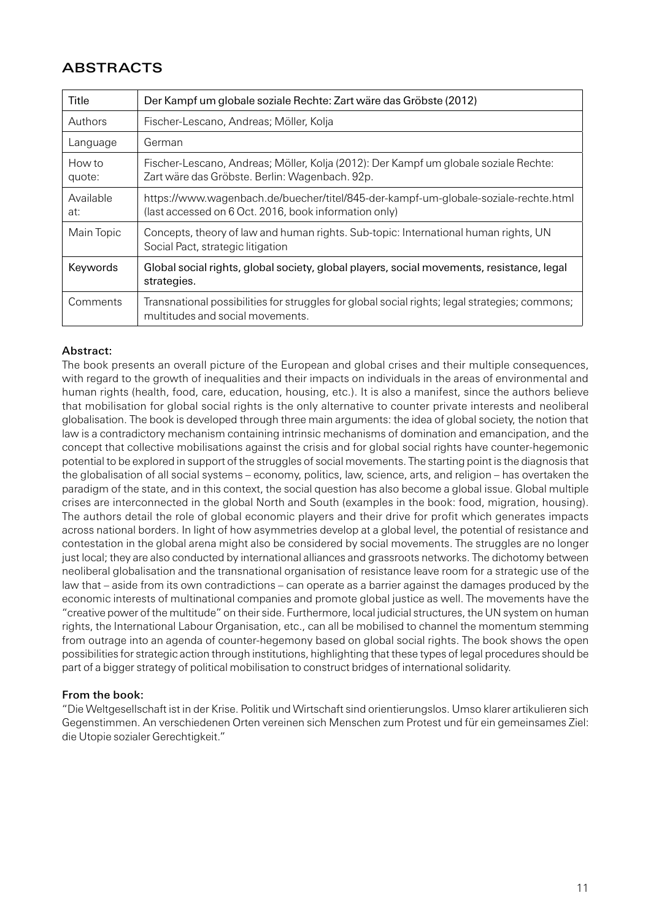## ABSTRACTS

| Title | Der Kampf um globale soziale Rechte: Zart wäre das Gröbste (2012) |
|---|---|
| Authors | Fischer-Lescano, Andreas; Möller, Kolja |
| Language | German |
| How to quote: | Fischer-Lescano, Andreas; Möller, Kolja (2012): Der Kampf um globale soziale Rechte: Zart wäre das Gröbste. Berlin: Wagenbach. 92p. |
| Available at: | https://www.wagenbach.de/buecher/titel/845-der-kampf-um-globale-soziale-rechte.html (last accessed on 6 Oct. 2016, book information only) |
| Main Topic | Concepts, theory of law and human rights. Sub-topic: International human rights, UN Social Pact, strategic litigation |
| Keywords | Global social rights, global society, global players, social movements, resistance, legal strategies. |
| Comments | Transnational possibilities for struggles for global social rights; legal strategies; commons; multitudes and social movements. |

**Abstract:**

The book presents an overall picture of the European and global crises and their multiple consequences, with regard to the growth of inequalities and their impacts on individuals in the areas of environmental and human rights (health, food, care, education, housing, etc.). It is also a manifest, since the authors believe that mobilisation for global social rights is the only alternative to counter private interests and neoliberal globalisation. The book is developed through three main arguments: the idea of global society, the notion that law is a contradictory mechanism containing intrinsic mechanisms of domination and emancipation, and the concept that collective mobilisations against the crisis and for global social rights have counter-hegemonic potential to be explored in support of the struggles of social movements. The starting point is the diagnosis that the globalisation of all social systems – economy, politics, law, science, arts, and religion – has overtaken the paradigm of the state, and in this context, the social question has also become a global issue. Global multiple crises are interconnected in the global North and South (examples in the book: food, migration, housing). The authors detail the role of global economic players and their drive for profit which generates impacts across national borders. In light of how asymmetries develop at a global level, the potential of resistance and contestation in the global arena might also be considered by social movements. The struggles are no longer just local; they are also conducted by international alliances and grassroots networks. The dichotomy between neoliberal globalisation and the transnational organisation of resistance leave room for a strategic use of the law that – aside from its own contradictions – can operate as a barrier against the damages produced by the economic interests of multinational companies and promote global justice as well. The movements have the "creative power of the multitude" on their side. Furthermore, local judicial structures, the UN system on human rights, the International Labour Organisation, etc., can all be mobilised to channel the momentum stemming from outrage into an agenda of counter-hegemony based on global social rights. The book shows the open possibilities for strategic action through institutions, highlighting that these types of legal procedures should be part of a bigger strategy of political mobilisation to construct bridges of international solidarity.

**From the book:**

"Die Weltgesellschaft ist in der Krise. Politik und Wirtschaft sind orientierungslos. Umso klarer artikulieren sich Gegenstimmen. An verschiedenen Orten vereinen sich Menschen zum Protest und für ein gemeinsames Ziel: die Utopie sozialer Gerechtigkeit."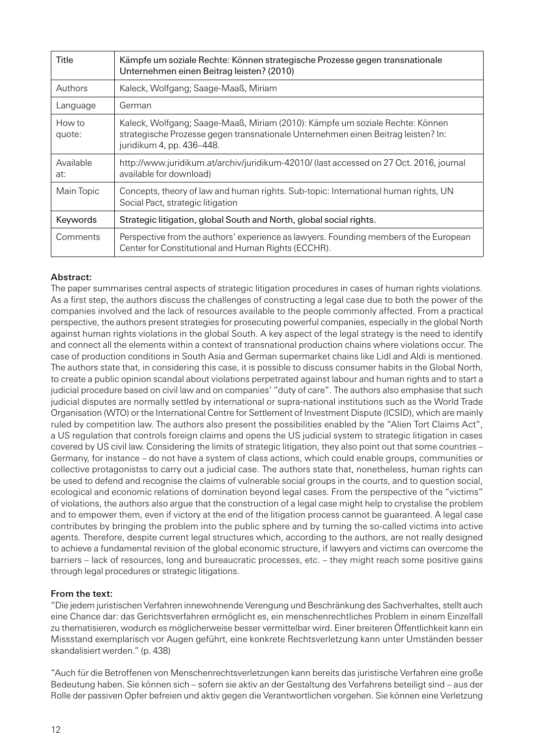| Title | Kämpfe um soziale Rechte: Können strategische Prozesse gegen transnationale Unternehmen einen Beitrag leisten? (2010) |
|---|---|
| Authors | Kaleck, Wolfgang; Saage-Maaß, Miriam |
| Language | German |
| How to quote: | Kaleck, Wolfgang; Saage-Maaß, Miriam (2010): Kämpfe um soziale Rechte: Können strategische Prozesse gegen transnationale Unternehmen einen Beitrag leisten? In: juridikum 4, pp. 436–448. |
| Available at: | http://www.juridikum.at/archiv/juridikum-42010/ (last accessed on 27 Oct. 2016, journal available for download) |
| Main Topic | Concepts, theory of law and human rights. Sub-topic: International human rights, UN Social Pact, strategic litigation |
| Keywords | Strategic litigation, global South and North, global social rights. |
| Comments | Perspective from the authors' experience as lawyers. Founding members of the European Center for Constitutional and Human Rights (ECCHR). |

**Abstract:**

The paper summarises central aspects of strategic litigation procedures in cases of human rights violations. As a first step, the authors discuss the challenges of constructing a legal case due to both the power of the companies involved and the lack of resources available to the people commonly affected. From a practical perspective, the authors present strategies for prosecuting powerful companies, especially in the global North against human rights violations in the global South. A key aspect of the legal strategy is the need to identify and connect all the elements within a context of transnational production chains where violations occur. The case of production conditions in South Asia and German supermarket chains like Lidl and Aldi is mentioned. The authors state that, in considering this case, it is possible to discuss consumer habits in the Global North, to create a public opinion scandal about violations perpetrated against labour and human rights and to start a judicial procedure based on civil law and on companies' "duty of care". The authors also emphasise that such judicial disputes are normally settled by international or supra-national institutions such as the World Trade Organisation (WTO) or the International Centre for Settlement of Investment Dispute (ICSID), which are mainly ruled by competition law. The authors also present the possibilities enabled by the "Alien Tort Claims Act", a US regulation that controls foreign claims and opens the US judicial system to strategic litigation in cases covered by US civil law. Considering the limits of strategic litigation, they also point out that some countries – Germany, for instance – do not have a system of class actions, which could enable groups, communities or collective protagonistss to carry out a judicial case. The authors state that, nonetheless, human rights can be used to defend and recognise the claims of vulnerable social groups in the courts, and to question social, ecological and economic relations of domination beyond legal cases. From the perspective of the "victims" of violations, the authors also argue that the construction of a legal case might help to crystalise the problem and to empower them, even if victory at the end of the litigation process cannot be guaranteed. A legal case contributes by bringing the problem into the public sphere and by turning the so-called victims into active agents. Therefore, despite current legal structures which, according to the authors, are not really designed to achieve a fundamental revision of the global economic structure, if lawyers and victims can overcome the barriers – lack of resources, long and bureaucratic processes, etc. – they might reach some positive gains through legal procedures or strategic litigations.

**From the text:**

"Die jedem juristischen Verfahren innewohnende Verengung und Beschränkung des Sachverhaltes, stellt auch eine Chance dar: das Gerichtsverfahren ermöglicht es, ein menschenrechtliches Problem in einem Einzelfall zu thematisieren, wodurch es möglicherweise besser vermittelbar wird. Einer breiteren Öffentlichkeit kann ein Missstand exemplarisch vor Augen geführt, eine konkrete Rechtsverletzung kann unter Umständen besser skandalisiert werden." (p. 438)

"Auch für die Betroffenen von Menschenrechtsverletzungen kann bereits das juristische Verfahren eine große Bedeutung haben. Sie können sich – sofern sie aktiv an der Gestaltung des Verfahrens beteiligt sind – aus der Rolle der passiven Opfer befreien und aktiv gegen die Verantwortlichen vorgehen. Sie können eine Verletzung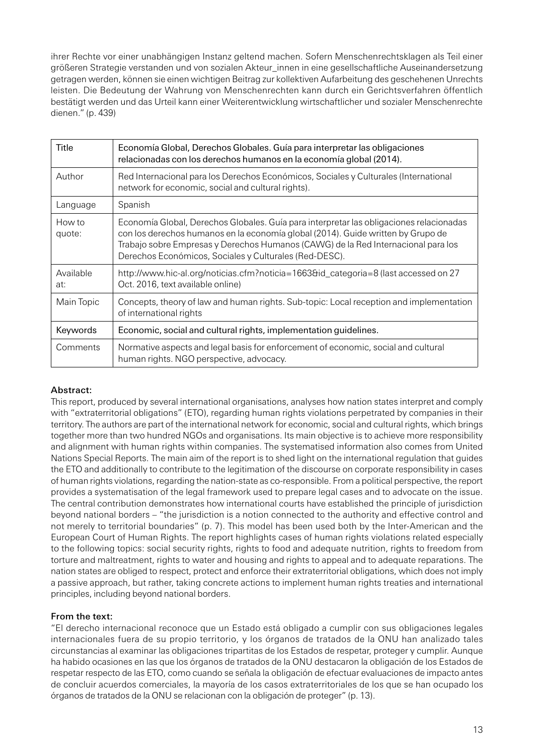ihrer Rechte vor einer unabhängigen Instanz geltend machen. Sofern Menschenrechtsklagen als Teil einer größeren Strategie verstanden und von sozialen Akteur_innen in eine gesellschaftliche Auseinandersetzung getragen werden, können sie einen wichtigen Beitrag zur kollektiven Aufarbeitung des geschehenen Unrechts leisten. Die Bedeutung der Wahrung von Menschenrechten kann durch ein Gerichtsverfahren öffentlich bestätigt werden und das Urteil kann einer Weiterentwicklung wirtschaftlicher und sozialer Menschenrechte dienen." (p. 439)

| Title | Economía Global, Derechos Globales. Guía para interpretar las obligaciones relacionadas con los derechos humanos en la economía global (2014). |
|---|---|
| Author | Red Internacional para los Derechos Económicos, Sociales y Culturales (International network for economic, social and cultural rights). |
| Language | Spanish |
| How to quote: | Economía Global, Derechos Globales. Guía para interpretar las obligaciones relacionadas con los derechos humanos en la economía global (2014). Guide written by Grupo de Trabajo sobre Empresas y Derechos Humanos (CAWG) de la Red Internacional para los Derechos Económicos, Sociales y Culturales (Red-DESC). |
| Available at: | http://www.hic-al.org/noticias.cfm?noticia=1663&id_categoria=8 (last accessed on 27 Oct. 2016, text available online) |
| Main Topic | Concepts, theory of law and human rights. Sub-topic: Local reception and implementation of international rights |
| Keywords | Economic, social and cultural rights, implementation guidelines. |
| Comments | Normative aspects and legal basis for enforcement of economic, social and cultural human rights. NGO perspective, advocacy. |

**Abstract:**

This report, produced by several international organisations, analyses how nation states interpret and comply with "extraterritorial obligations" (ETO), regarding human rights violations perpetrated by companies in their territory. The authors are part of the international network for economic, social and cultural rights, which brings together more than two hundred NGOs and organisations. Its main objective is to achieve more responsibility and alignment with human rights within companies. The systematised information also comes from United Nations Special Reports. The main aim of the report is to shed light on the international regulation that guides the ETO and additionally to contribute to the legitimation of the discourse on corporate responsibility in cases of human rights violations, regarding the nation-state as co-responsible. From a political perspective, the report provides a systematisation of the legal framework used to prepare legal cases and to advocate on the issue. The central contribution demonstrates how international courts have established the principle of jurisdiction beyond national borders – "the jurisdiction is a notion connected to the authority and effective control and not merely to territorial boundaries" (p. 7). This model has been used both by the Inter-American and the European Court of Human Rights. The report highlights cases of human rights violations related especially to the following topics: social security rights, rights to food and adequate nutrition, rights to freedom from torture and maltreatment, rights to water and housing and rights to appeal and to adequate reparations. The nation states are obliged to respect, protect and enforce their extraterritorial obligations, which does not imply a passive approach, but rather, taking concrete actions to implement human rights treaties and international principles, including beyond national borders.

**From the text:**

"El derecho internacional reconoce que un Estado está obligado a cumplir con sus obligaciones legales internacionales fuera de su propio territorio, y los órganos de tratados de la ONU han analizado tales circunstancias al examinar las obligaciones tripartitas de los Estados de respetar, proteger y cumplir. Aunque ha habido ocasiones en las que los órganos de tratados de la ONU destacaron la obligación de los Estados de respetar respecto de las ETO, como cuando se señala la obligación de efectuar evaluaciones de impacto antes de concluir acuerdos comerciales, la mayoría de los casos extraterritoriales de los que se han ocupado los órganos de tratados de la ONU se relacionan con la obligación de proteger" (p. 13).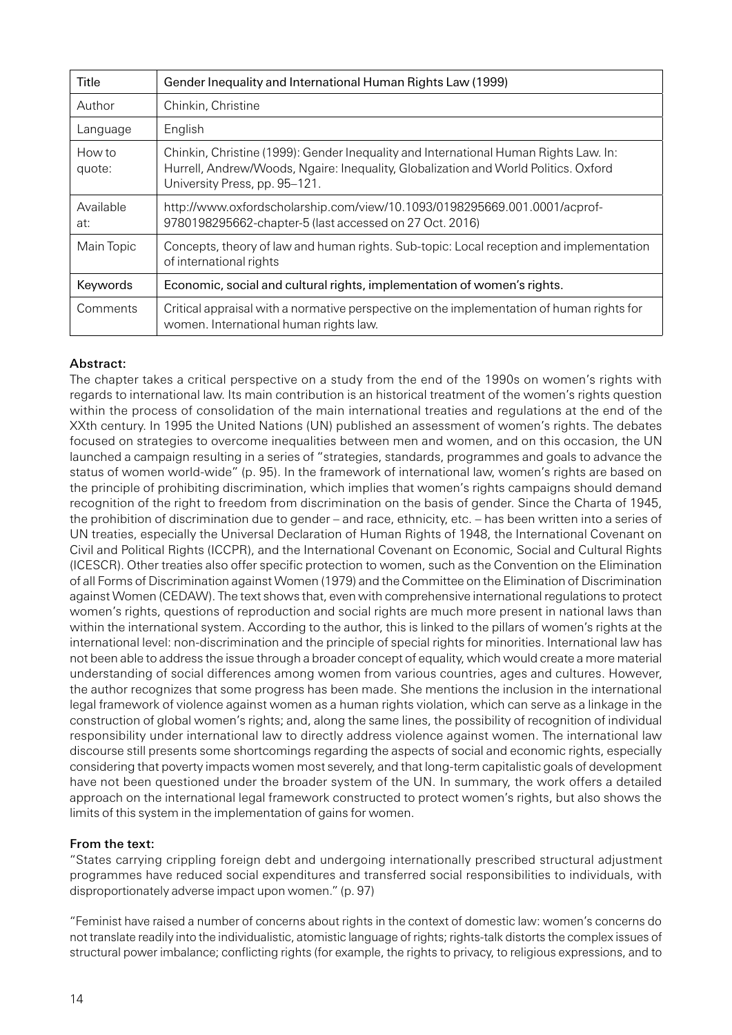| Title | Gender Inequality and International Human Rights Law (1999) |
|---|---|
| Author | Chinkin, Christine |
| Language | English |
| How to quote: | Chinkin, Christine (1999): Gender Inequality and International Human Rights Law. In: Hurrell, Andrew/Woods, Ngaire: Inequality, Globalization and World Politics. Oxford University Press, pp. 95–121. |
| Available at: | http://www.oxfordscholarship.com/view/10.1093/0198295669.001.0001/acprof-9780198295662-chapter-5 (last accessed on 27 Oct. 2016) |
| Main Topic | Concepts, theory of law and human rights. Sub-topic: Local reception and implementation of international rights |
| Keywords | Economic, social and cultural rights, implementation of women's rights. |
| Comments | Critical appraisal with a normative perspective on the implementation of human rights for women. International human rights law. |

**Abstract:**

The chapter takes a critical perspective on a study from the end of the 1990s on women's rights with regards to international law. Its main contribution is an historical treatment of the women's rights question within the process of consolidation of the main international treaties and regulations at the end of the XXth century. In 1995 the United Nations (UN) published an assessment of women's rights. The debates focused on strategies to overcome inequalities between men and women, and on this occasion, the UN launched a campaign resulting in a series of "strategies, standards, programmes and goals to advance the status of women world-wide" (p. 95). In the framework of international law, women's rights are based on the principle of prohibiting discrimination, which implies that women's rights campaigns should demand recognition of the right to freedom from discrimination on the basis of gender. Since the Charta of 1945, the prohibition of discrimination due to gender – and race, ethnicity, etc. – has been written into a series of UN treaties, especially the Universal Declaration of Human Rights of 1948, the International Covenant on Civil and Political Rights (ICCPR), and the International Covenant on Economic, Social and Cultural Rights (ICESCR). Other treaties also offer specific protection to women, such as the Convention on the Elimination of all Forms of Discrimination against Women (1979) and the Committee on the Elimination of Discrimination against Women (CEDAW). The text shows that, even with comprehensive international regulations to protect women's rights, questions of reproduction and social rights are much more present in national laws than within the international system. According to the author, this is linked to the pillars of women's rights at the international level: non-discrimination and the principle of special rights for minorities. International law has not been able to address the issue through a broader concept of equality, which would create a more material understanding of social differences among women from various countries, ages and cultures. However, the author recognizes that some progress has been made. She mentions the inclusion in the international legal framework of violence against women as a human rights violation, which can serve as a linkage in the construction of global women's rights; and, along the same lines, the possibility of recognition of individual responsibility under international law to directly address violence against women. The international law discourse still presents some shortcomings regarding the aspects of social and economic rights, especially considering that poverty impacts women most severely, and that long-term capitalistic goals of development have not been questioned under the broader system of the UN. In summary, the work offers a detailed approach on the international legal framework constructed to protect women's rights, but also shows the limits of this system in the implementation of gains for women.

**From the text:**

"States carrying crippling foreign debt and undergoing internationally prescribed structural adjustment programmes have reduced social expenditures and transferred social responsibilities to individuals, with disproportionately adverse impact upon women." (p. 97)

"Feminist have raised a number of concerns about rights in the context of domestic law: women's concerns do not translate readily into the individualistic, atomistic language of rights; rights-talk distorts the complex issues of structural power imbalance; conflicting rights (for example, the rights to privacy, to religious expressions, and to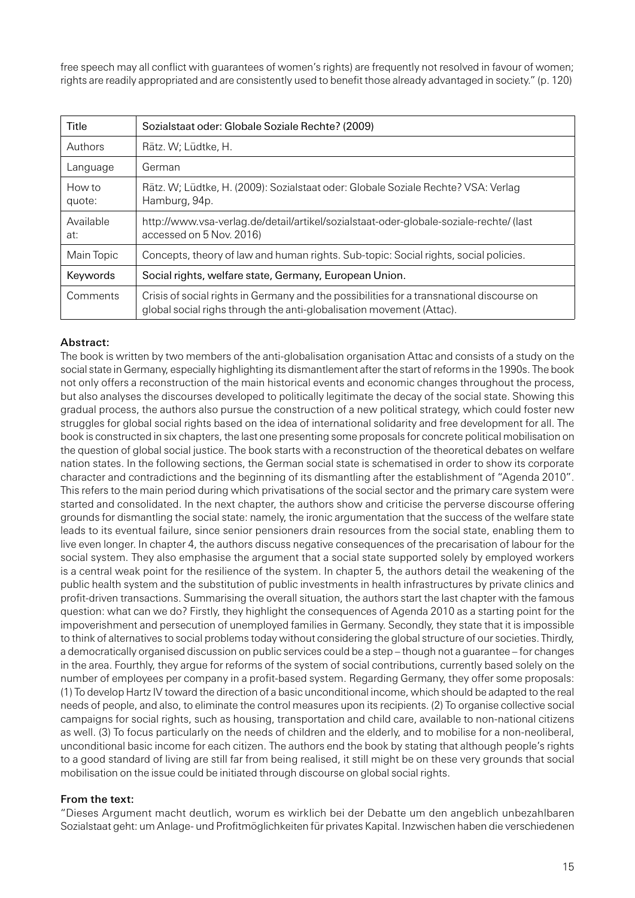free speech may all conflict with guarantees of women's rights) are frequently not resolved in favour of women; rights are readily appropriated and are consistently used to benefit those already advantaged in society." (p. 120)

| Title | Sozialstaat oder: Globale Soziale Rechte? (2009) |
|---|---|
| Authors | Rätz. W; Lüdtke, H. |
| Language | German |
| How to quote: | Rätz. W; Lüdtke, H. (2009): Sozialstaat oder: Globale Soziale Rechte? VSA: Verlag Hamburg, 94p. |
| Available at: | http://www.vsa-verlag.de/detail/artikel/sozialstaat-oder-globale-soziale-rechte/ (last accessed on 5 Nov. 2016) |
| Main Topic | Concepts, theory of law and human rights. Sub-topic: Social rights, social policies. |
| Keywords | Social rights, welfare state, Germany, European Union. |
| Comments | Crisis of social rights in Germany and the possibilities for a transnational discourse on global social righs through the anti-globalisation movement (Attac). |

**Abstract:**

The book is written by two members of the anti-globalisation organisation Attac and consists of a study on the social state in Germany, especially highlighting its dismantlement after the start of reforms in the 1990s. The book not only offers a reconstruction of the main historical events and economic changes throughout the process, but also analyses the discourses developed to politically legitimate the decay of the social state. Showing this gradual process, the authors also pursue the construction of a new political strategy, which could foster new struggles for global social rights based on the idea of international solidarity and free development for all. The book is constructed in six chapters, the last one presenting some proposals for concrete political mobilisation on the question of global social justice. The book starts with a reconstruction of the theoretical debates on welfare nation states. In the following sections, the German social state is schematised in order to show its corporate character and contradictions and the beginning of its dismantling after the establishment of "Agenda 2010". This refers to the main period during which privatisations of the social sector and the primary care system were started and consolidated. In the next chapter, the authors show and criticise the perverse discourse offering grounds for dismantling the social state: namely, the ironic argumentation that the success of the welfare state leads to its eventual failure, since senior pensioners drain resources from the social state, enabling them to live even longer. In chapter 4, the authors discuss negative consequences of the precarisation of labour for the social system. They also emphasise the argument that a social state supported solely by employed workers is a central weak point for the resilience of the system. In chapter 5, the authors detail the weakening of the public health system and the substitution of public investments in health infrastructures by private clinics and profit-driven transactions. Summarising the overall situation, the authors start the last chapter with the famous question: what can we do? Firstly, they highlight the consequences of Agenda 2010 as a starting point for the impoverishment and persecution of unemployed families in Germany. Secondly, they state that it is impossible to think of alternatives to social problems today without considering the global structure of our societies. Thirdly, a democratically organised discussion on public services could be a step – though not a guarantee – for changes in the area. Fourthly, they argue for reforms of the system of social contributions, currently based solely on the number of employees per company in a profit-based system. Regarding Germany, they offer some proposals: (1) To develop Hartz IV toward the direction of a basic unconditional income, which should be adapted to the real needs of people, and also, to eliminate the control measures upon its recipients. (2) To organise collective social campaigns for social rights, such as housing, transportation and child care, available to non-national citizens as well. (3) To focus particularly on the needs of children and the elderly, and to mobilise for a non-neoliberal, unconditional basic income for each citizen. The authors end the book by stating that although people's rights to a good standard of living are still far from being realised, it still might be on these very grounds that social mobilisation on the issue could be initiated through discourse on global social rights.

**From the text:**

"Dieses Argument macht deutlich, worum es wirklich bei der Debatte um den angeblich unbezahlbaren Sozialstaat geht: um Anlage- und Profitmöglichkeiten für privates Kapital. Inzwischen haben die verschiedenen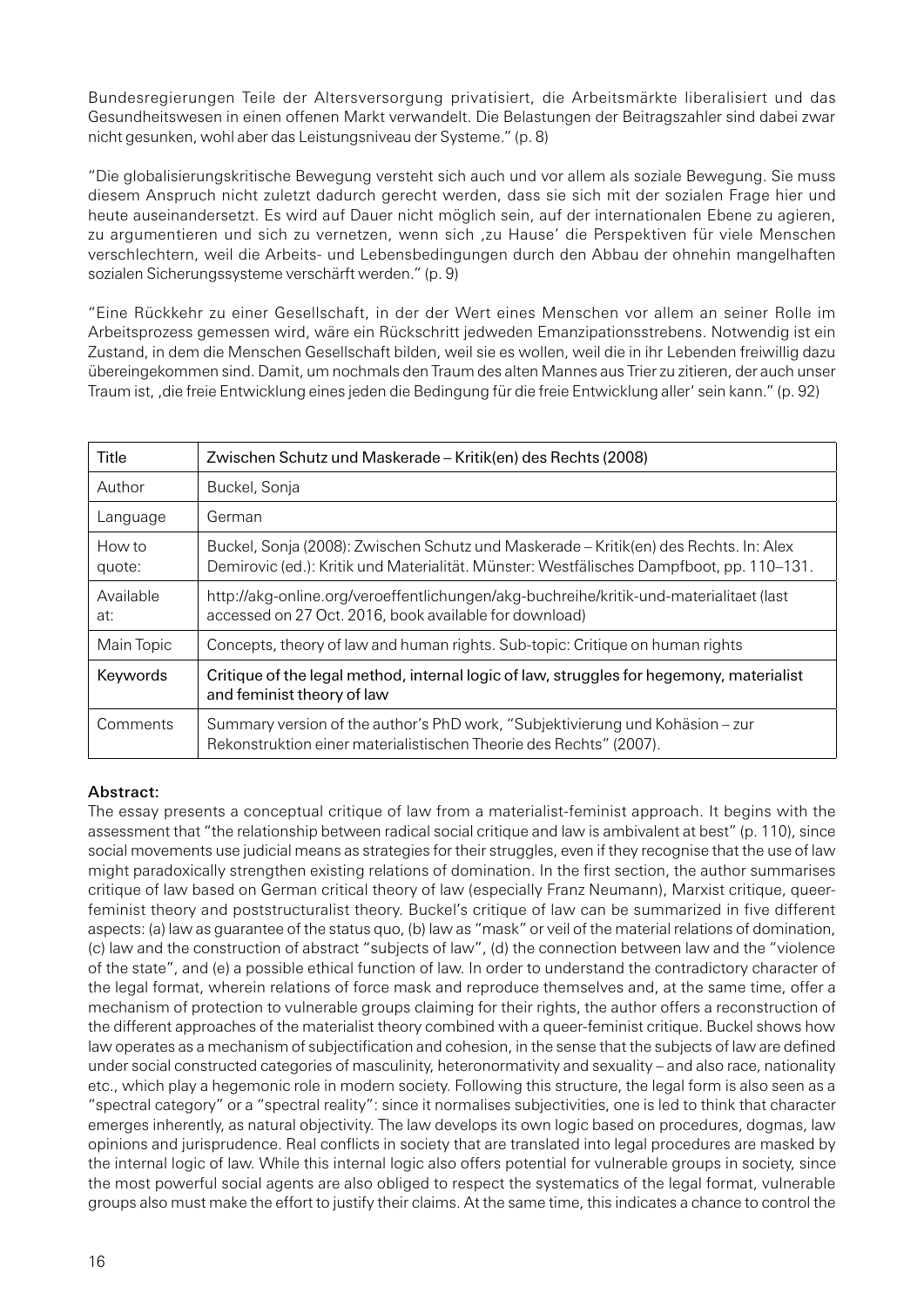Bundesregierungen Teile der Altersversorgung privatisiert, die Arbeitsmärkte liberalisiert und das Gesundheitswesen in einen offenen Markt verwandelt. Die Belastungen der Beitragszahler sind dabei zwar nicht gesunken, wohl aber das Leistungsniveau der Systeme." (p. 8)

"Die globalisierungskritische Bewegung versteht sich auch und vor allem als soziale Bewegung. Sie muss diesem Anspruch nicht zuletzt dadurch gerecht werden, dass sie sich mit der sozialen Frage hier und heute auseinandersetzt. Es wird auf Dauer nicht möglich sein, auf der internationalen Ebene zu agieren, zu argumentieren und sich zu vernetzen, wenn sich ‚zu Hause' die Perspektiven für viele Menschen verschlechtern, weil die Arbeits- und Lebensbedingungen durch den Abbau der ohnehin mangelhaften sozialen Sicherungssysteme verschärft werden." (p. 9)

"Eine Rückkehr zu einer Gesellschaft, in der der Wert eines Menschen vor allem an seiner Rolle im Arbeitsprozess gemessen wird, wäre ein Rückschritt jedweden Emanzipationsstrebens. Notwendig ist ein Zustand, in dem die Menschen Gesellschaft bilden, weil sie es wollen, weil die in ihr Lebenden freiwillig dazu übereingekommen sind. Damit, um nochmals den Traum des alten Mannes aus Trier zu zitieren, der auch unser Traum ist, ‚die freie Entwicklung eines jeden die Bedingung für die freie Entwicklung aller' sein kann." (p. 92)

| Title | Zwischen Schutz und Maskerade – Kritik(en) des Rechts (2008) |
|---|---|
| Author | Buckel, Sonja |
| Language | German |
| How to quote: | Buckel, Sonja (2008): Zwischen Schutz und Maskerade – Kritik(en) des Rechts. In: Alex Demirovic (ed.): Kritik und Materialität. Münster: Westfälisches Dampfboot, pp. 110–131. |
| Available at: | http://akg-online.org/veroeffentlichungen/akg-buchreihe/kritik-und-materialitaet (last accessed on 27 Oct. 2016, book available for download) |
| Main Topic | Concepts, theory of law and human rights. Sub-topic: Critique on human rights |
| Keywords | Critique of the legal method, internal logic of law, struggles for hegemony, materialist and feminist theory of law |
| Comments | Summary version of the author's PhD work, "Subjektivierung und Kohäsion – zur Rekonstruktion einer materialistischen Theorie des Rechts" (2007). |

**Abstract:**

The essay presents a conceptual critique of law from a materialist-feminist approach. It begins with the assessment that "the relationship between radical social critique and law is ambivalent at best" (p. 110), since social movements use judicial means as strategies for their struggles, even if they recognise that the use of law might paradoxically strengthen existing relations of domination. In the first section, the author summarises critique of law based on German critical theory of law (especially Franz Neumann), Marxist critique, queer-feminist theory and poststructuralist theory. Buckel's critique of law can be summarized in five different aspects: (a) law as guarantee of the status quo, (b) law as "mask" or veil of the material relations of domination, (c) law and the construction of abstract "subjects of law", (d) the connection between law and the "violence of the state", and (e) a possible ethical function of law. In order to understand the contradictory character of the legal format, wherein relations of force mask and reproduce themselves and, at the same time, offer a mechanism of protection to vulnerable groups claiming for their rights, the author offers a reconstruction of the different approaches of the materialist theory combined with a queer-feminist critique. Buckel shows how law operates as a mechanism of subjectification and cohesion, in the sense that the subjects of law are defined under social constructed categories of masculinity, heteronormativity and sexuality – and also race, nationality etc., which play a hegemonic role in modern society. Following this structure, the legal form is also seen as a "spectral category" or a "spectral reality": since it normalises subjectivities, one is led to think that character emerges inherently, as natural objectivity. The law develops its own logic based on procedures, dogmas, law opinions and jurisprudence. Real conflicts in society that are translated into legal procedures are masked by the internal logic of law. While this internal logic also offers potential for vulnerable groups in society, since the most powerful social agents are also obliged to respect the systematics of the legal format, vulnerable groups also must make the effort to justify their claims. At the same time, this indicates a chance to control the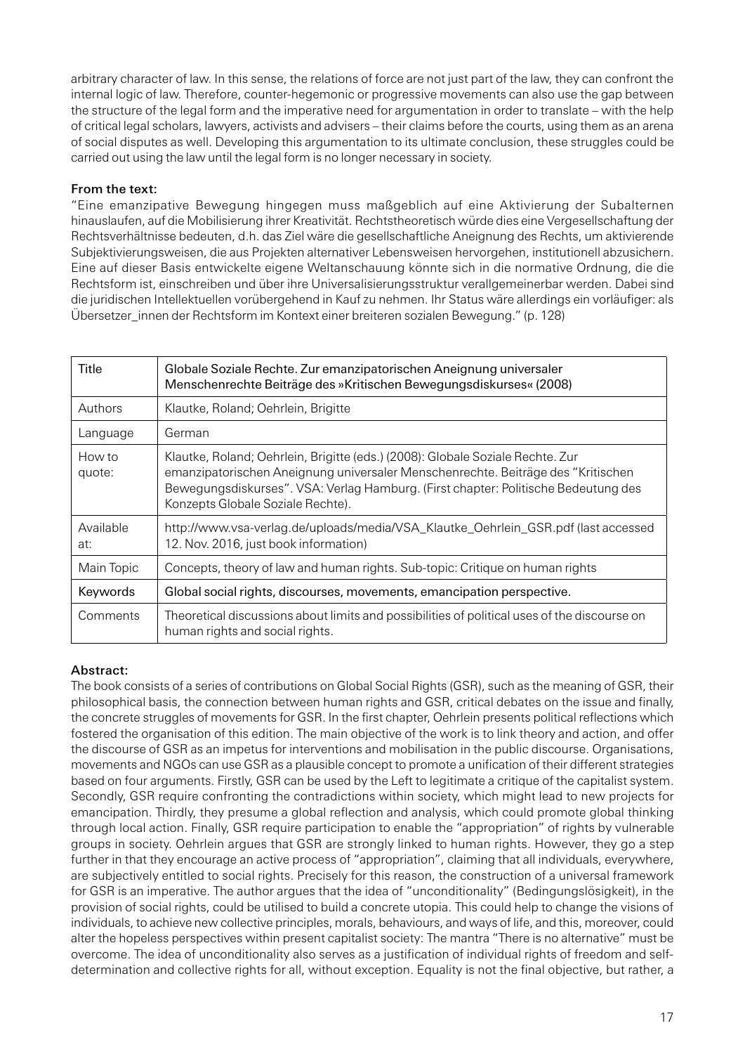arbitrary character of law. In this sense, the relations of force are not just part of the law, they can confront the internal logic of law. Therefore, counter-hegemonic or progressive movements can also use the gap between the structure of the legal form and the imperative need for argumentation in order to translate – with the help of critical legal scholars, lawyers, activists and advisers – their claims before the courts, using them as an arena of social disputes as well. Developing this argumentation to its ultimate conclusion, these struggles could be carried out using the law until the legal form is no longer necessary in society.

**From the text:**

"Eine emanzipative Bewegung hingegen muss maßgeblich auf eine Aktivierung der Subalternen hinauslaufen, auf die Mobilisierung ihrer Kreativität. Rechtstheoretisch würde dies eine Vergesellschaftung der Rechtsverhältnisse bedeuten, d.h. das Ziel wäre die gesellschaftliche Aneignung des Rechts, um aktivierende Subjektivierungsweisen, die aus Projekten alternativer Lebensweisen hervorgehen, institutionell abzusichern. Eine auf dieser Basis entwickelte eigene Weltanschauung könnte sich in die normative Ordnung, die die Rechtsform ist, einschreiben und über ihre Universalisierungsstruktur verallgemeinerbar werden. Dabei sind die juridischen Intellektuellen vorübergehend in Kauf zu nehmen. Ihr Status wäre allerdings ein vorläufiger: als Übersetzer_innen der Rechtsform im Kontext einer breiteren sozialen Bewegung." (p. 128)

| Title | Globale Soziale Rechte. Zur emanzipatorischen Aneignung universaler Menschenrechte Beiträge des »Kritischen Bewegungsdiskurses« (2008) |
|---|---|
| Authors | Klautke, Roland; Oehrlein, Brigitte |
| Language | German |
| How to quote: | Klautke, Roland; Oehrlein, Brigitte (eds.) (2008): Globale Soziale Rechte. Zur emanzipatorischen Aneignung universaler Menschenrechte. Beiträge des "Kritischen Bewegungsdiskurses". VSA: Verlag Hamburg. (First chapter: Politische Bedeutung des Konzepts Globale Soziale Rechte). |
| Available at: | http://www.vsa-verlag.de/uploads/media/VSA_Klautke_Oehrlein_GSR.pdf (last accessed 12. Nov. 2016, just book information) |
| Main Topic | Concepts, theory of law and human rights. Sub-topic: Critique on human rights |
| Keywords | Global social rights, discourses, movements, emancipation perspective. |
| Comments | Theoretical discussions about limits and possibilities of political uses of the discourse on human rights and social rights. |

**Abstract:**

The book consists of a series of contributions on Global Social Rights (GSR), such as the meaning of GSR, their philosophical basis, the connection between human rights and GSR, critical debates on the issue and finally, the concrete struggles of movements for GSR. In the first chapter, Oehrlein presents political reflections which fostered the organisation of this edition. The main objective of the work is to link theory and action, and offer the discourse of GSR as an impetus for interventions and mobilisation in the public discourse. Organisations, movements and NGOs can use GSR as a plausible concept to promote a unification of their different strategies based on four arguments. Firstly, GSR can be used by the Left to legitimate a critique of the capitalist system. Secondly, GSR require confronting the contradictions within society, which might lead to new projects for emancipation. Thirdly, they presume a global reflection and analysis, which could promote global thinking through local action. Finally, GSR require participation to enable the "appropriation" of rights by vulnerable groups in society. Oehrlein argues that GSR are strongly linked to human rights. However, they go a step further in that they encourage an active process of "appropriation", claiming that all individuals, everywhere, are subjectively entitled to social rights. Precisely for this reason, the construction of a universal framework for GSR is an imperative. The author argues that the idea of "unconditionality" (Bedingungslösigkeit), in the provision of social rights, could be utilised to build a concrete utopia. This could help to change the visions of individuals, to achieve new collective principles, morals, behaviours, and ways of life, and this, moreover, could alter the hopeless perspectives within present capitalist society: The mantra "There is no alternative" must be overcome. The idea of unconditionality also serves as a justification of individual rights of freedom and self-determination and collective rights for all, without exception. Equality is not the final objective, but rather, a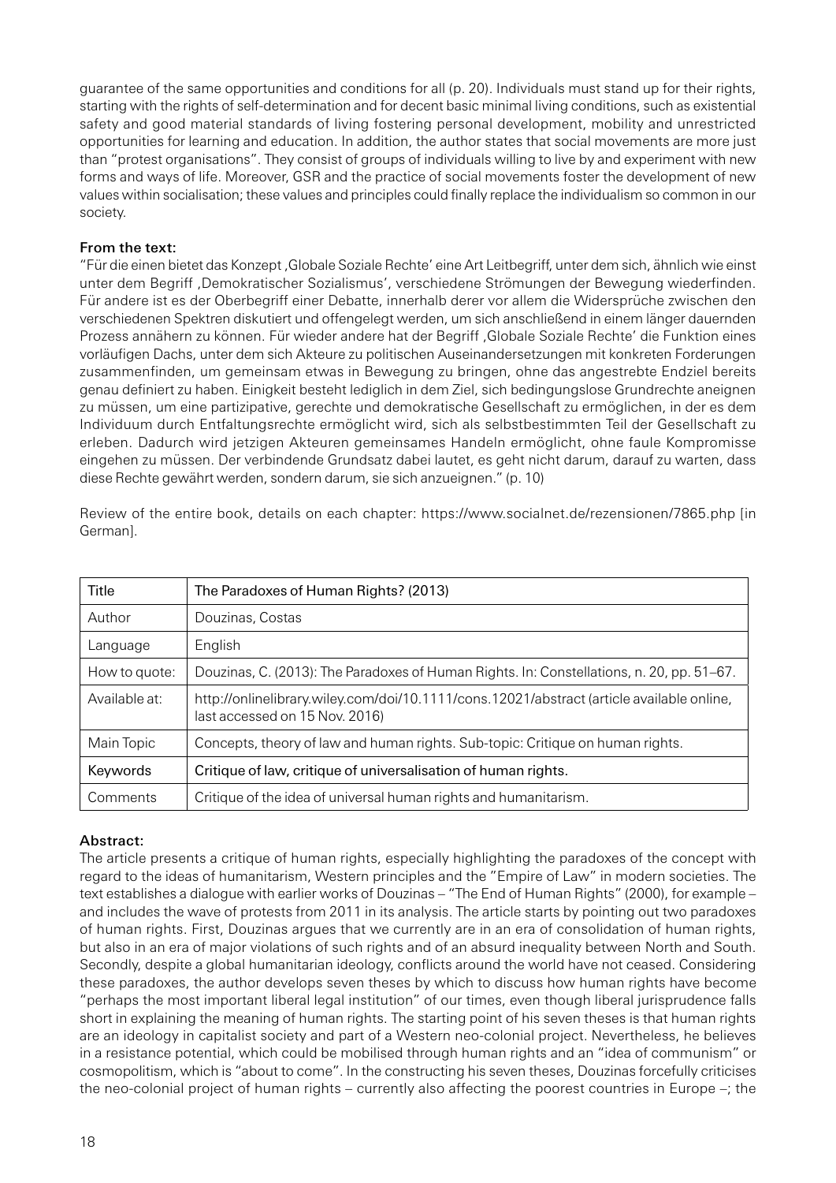guarantee of the same opportunities and conditions for all (p. 20). Individuals must stand up for their rights, starting with the rights of self-determination and for decent basic minimal living conditions, such as existential safety and good material standards of living fostering personal development, mobility and unrestricted opportunities for learning and education. In addition, the author states that social movements are more just than "protest organisations". They consist of groups of individuals willing to live by and experiment with new forms and ways of life. Moreover, GSR and the practice of social movements foster the development of new values within socialisation; these values and principles could finally replace the individualism so common in our society.

**From the text:**

"Für die einen bietet das Konzept ,Globale Soziale Rechte' eine Art Leitbegriff, unter dem sich, ähnlich wie einst unter dem Begriff ,Demokratischer Sozialismus', verschiedene Strömungen der Bewegung wiederfinden. Für andere ist es der Oberbegriff einer Debatte, innerhalb derer vor allem die Widersprüche zwischen den verschiedenen Spektren diskutiert und offengelegt werden, um sich anschließend in einem länger dauernden Prozess annähern zu können. Für wieder andere hat der Begriff ,Globale Soziale Rechte' die Funktion eines vorläufigen Dachs, unter dem sich Akteure zu politischen Auseinandersetzungen mit konkreten Forderungen zusammenfinden, um gemeinsam etwas in Bewegung zu bringen, ohne das angestrebte Endziel bereits genau definiert zu haben. Einigkeit besteht lediglich in dem Ziel, sich bedingungslose Grundrechte aneignen zu müssen, um eine partizipative, gerechte und demokratische Gesellschaft zu ermöglichen, in der es dem Individuum durch Entfaltungsrechte ermöglicht wird, sich als selbstbestimmten Teil der Gesellschaft zu erleben. Dadurch wird jetzigen Akteuren gemeinsames Handeln ermöglicht, ohne faule Kompromisse eingehen zu müssen. Der verbindende Grundsatz dabei lautet, es geht nicht darum, darauf zu warten, dass diese Rechte gewährt werden, sondern darum, sie sich anzueignen." (p. 10)

Review of the entire book, details on each chapter: https://www.socialnet.de/rezensionen/7865.php [in German].

| Title | The Paradoxes of Human Rights? (2013) |
|---|---|
| Author | Douzinas, Costas |
| Language | English |
| How to quote: | Douzinas, C. (2013): The Paradoxes of Human Rights. In: Constellations, n. 20, pp. 51–67. |
| Available at: | http://onlinelibrary.wiley.com/doi/10.1111/cons.12021/abstract (article available online, last accessed on 15 Nov. 2016) |
| Main Topic | Concepts, theory of law and human rights. Sub-topic: Critique on human rights. |
| Keywords | Critique of law, critique of universalisation of human rights. |
| Comments | Critique of the idea of universal human rights and humanitarism. |

**Abstract:**

The article presents a critique of human rights, especially highlighting the paradoxes of the concept with regard to the ideas of humanitarism, Western principles and the "Empire of Law" in modern societies. The text establishes a dialogue with earlier works of Douzinas – "The End of Human Rights" (2000), for example – and includes the wave of protests from 2011 in its analysis. The article starts by pointing out two paradoxes of human rights. First, Douzinas argues that we currently are in an era of consolidation of human rights, but also in an era of major violations of such rights and of an absurd inequality between North and South. Secondly, despite a global humanitarian ideology, conflicts around the world have not ceased. Considering these paradoxes, the author develops seven theses by which to discuss how human rights have become "perhaps the most important liberal legal institution" of our times, even though liberal jurisprudence falls short in explaining the meaning of human rights. The starting point of his seven theses is that human rights are an ideology in capitalist society and part of a Western neo-colonial project. Nevertheless, he believes in a resistance potential, which could be mobilised through human rights and an "idea of communism" or cosmopolitism, which is "about to come". In the constructing his seven theses, Douzinas forcefully criticises the neo-colonial project of human rights – currently also affecting the poorest countries in Europe –; the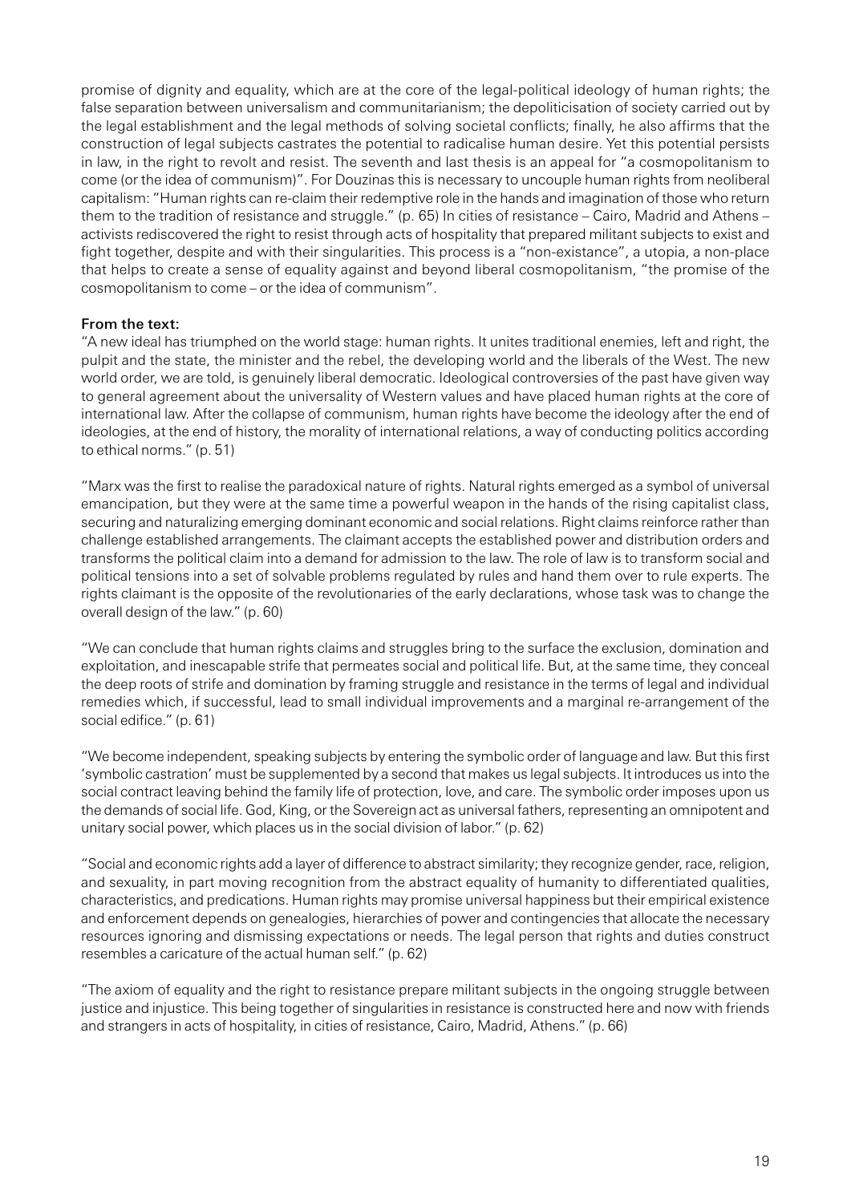promise of dignity and equality, which are at the core of the legal-political ideology of human rights; the false separation between universalism and communitarianism; the depoliticisation of society carried out by the legal establishment and the legal methods of solving societal conflicts; finally, he also affirms that the construction of legal subjects castrates the potential to radicalise human desire. Yet this potential persists in law, in the right to revolt and resist. The seventh and last thesis is an appeal for "a cosmopolitanism to come (or the idea of communism)". For Douzinas this is necessary to uncouple human rights from neoliberal capitalism: "Human rights can re-claim their redemptive role in the hands and imagination of those who return them to the tradition of resistance and struggle." (p. 65) In cities of resistance – Cairo, Madrid and Athens – activists rediscovered the right to resist through acts of hospitality that prepared militant subjects to exist and fight together, despite and with their singularities. This process is a "non-existance", a utopia, a non-place that helps to create a sense of equality against and beyond liberal cosmopolitanism, "the promise of the cosmopolitanism to come – or the idea of communism".

**From the text:**

"A new ideal has triumphed on the world stage: human rights. It unites traditional enemies, left and right, the pulpit and the state, the minister and the rebel, the developing world and the liberals of the West. The new world order, we are told, is genuinely liberal democratic. Ideological controversies of the past have given way to general agreement about the universality of Western values and have placed human rights at the core of international law. After the collapse of communism, human rights have become the ideology after the end of ideologies, at the end of history, the morality of international relations, a way of conducting politics according to ethical norms." (p. 51)

"Marx was the first to realise the paradoxical nature of rights. Natural rights emerged as a symbol of universal emancipation, but they were at the same time a powerful weapon in the hands of the rising capitalist class, securing and naturalizing emerging dominant economic and social relations. Right claims reinforce rather than challenge established arrangements. The claimant accepts the established power and distribution orders and transforms the political claim into a demand for admission to the law. The role of law is to transform social and political tensions into a set of solvable problems regulated by rules and hand them over to rule experts. The rights claimant is the opposite of the revolutionaries of the early declarations, whose task was to change the overall design of the law." (p. 60)

"We can conclude that human rights claims and struggles bring to the surface the exclusion, domination and exploitation, and inescapable strife that permeates social and political life. But, at the same time, they conceal the deep roots of strife and domination by framing struggle and resistance in the terms of legal and individual remedies which, if successful, lead to small individual improvements and a marginal re-arrangement of the social edifice." (p. 61)

"We become independent, speaking subjects by entering the symbolic order of language and law. But this first 'symbolic castration' must be supplemented by a second that makes us legal subjects. It introduces us into the social contract leaving behind the family life of protection, love, and care. The symbolic order imposes upon us the demands of social life. God, King, or the Sovereign act as universal fathers, representing an omnipotent and unitary social power, which places us in the social division of labor." (p. 62)

"Social and economic rights add a layer of difference to abstract similarity; they recognize gender, race, religion, and sexuality, in part moving recognition from the abstract equality of humanity to differentiated qualities, characteristics, and predications. Human rights may promise universal happiness but their empirical existence and enforcement depends on genealogies, hierarchies of power and contingencies that allocate the necessary resources ignoring and dismissing expectations or needs. The legal person that rights and duties construct resembles a caricature of the actual human self." (p. 62)

"The axiom of equality and the right to resistance prepare militant subjects in the ongoing struggle between justice and injustice. This being together of singularities in resistance is constructed here and now with friends and strangers in acts of hospitality, in cities of resistance, Cairo, Madrid, Athens." (p. 66)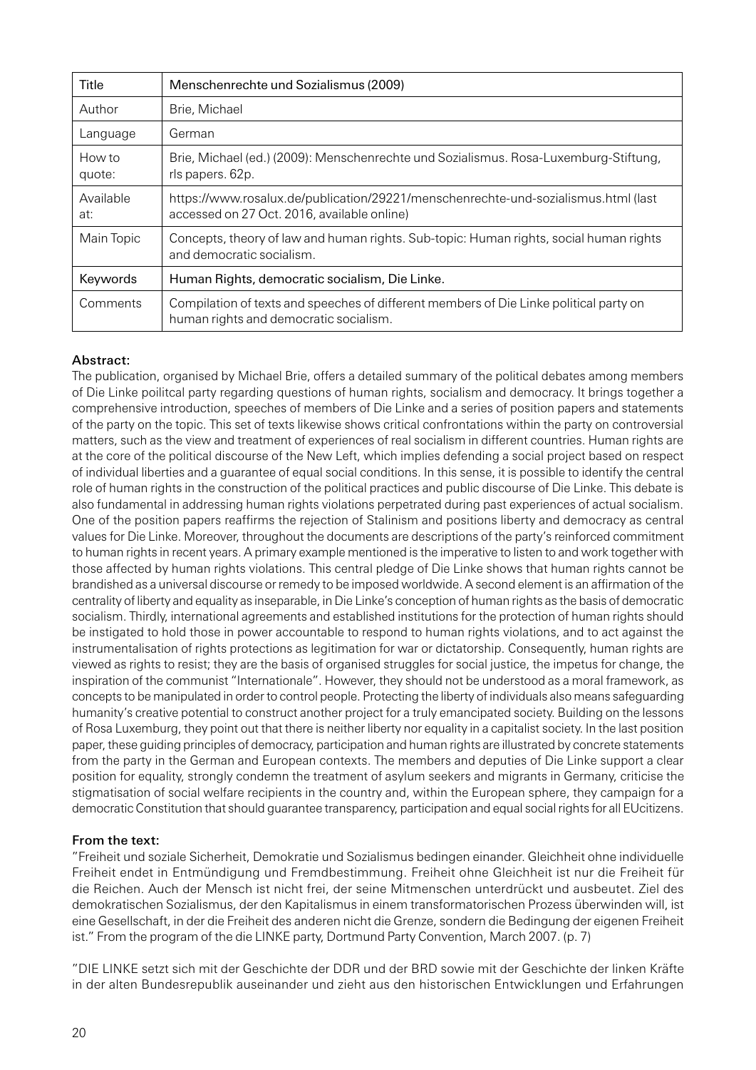| Title | Menschenrechte und Sozialismus (2009) |
|---|---|
| Author | Brie, Michael |
| Language | German |
| How to quote: | Brie, Michael (ed.) (2009): Menschenrechte und Sozialismus. Rosa-Luxemburg-Stiftung, rls papers. 62p. |
| Available at: | https://www.rosalux.de/publication/29221/menschenrechte-und-sozialismus.html (last accessed on 27 Oct. 2016, available online) |
| Main Topic | Concepts, theory of law and human rights. Sub-topic: Human rights, social human rights and democratic socialism. |
| Keywords | Human Rights, democratic socialism, Die Linke. |
| Comments | Compilation of texts and speeches of different members of Die Linke political party on human rights and democratic socialism. |

**Abstract:**

The publication, organised by Michael Brie, offers a detailed summary of the political debates among members of Die Linke poilitcal party regarding questions of human rights, socialism and democracy. It brings together a comprehensive introduction, speeches of members of Die Linke and a series of position papers and statements of the party on the topic. This set of texts likewise shows critical confrontations within the party on controversial matters, such as the view and treatment of experiences of real socialism in different countries. Human rights are at the core of the political discourse of the New Left, which implies defending a social project based on respect of individual liberties and a guarantee of equal social conditions. In this sense, it is possible to identify the central role of human rights in the construction of the political practices and public discourse of Die Linke. This debate is also fundamental in addressing human rights violations perpetrated during past experiences of actual socialism. One of the position papers reaffirms the rejection of Stalinism and positions liberty and democracy as central values for Die Linke. Moreover, throughout the documents are descriptions of the party's reinforced commitment to human rights in recent years. A primary example mentioned is the imperative to listen to and work together with those affected by human rights violations. This central pledge of Die Linke shows that human rights cannot be brandished as a universal discourse or remedy to be imposed worldwide. A second element is an affirmation of the centrality of liberty and equality as inseparable, in Die Linke's conception of human rights as the basis of democratic socialism. Thirdly, international agreements and established institutions for the protection of human rights should be instigated to hold those in power accountable to respond to human rights violations, and to act against the instrumentalisation of rights protections as legitimation for war or dictatorship. Consequently, human rights are viewed as rights to resist; they are the basis of organised struggles for social justice, the impetus for change, the inspiration of the communist "Internationale". However, they should not be understood as a moral framework, as concepts to be manipulated in order to control people. Protecting the liberty of individuals also means safeguarding humanity's creative potential to construct another project for a truly emancipated society. Building on the lessons of Rosa Luxemburg, they point out that there is neither liberty nor equality in a capitalist society. In the last position paper, these guiding principles of democracy, participation and human rights are illustrated by concrete statements from the party in the German and European contexts. The members and deputies of Die Linke support a clear position for equality, strongly condemn the treatment of asylum seekers and migrants in Germany, criticise the stigmatisation of social welfare recipients in the country and, within the European sphere, they campaign for a democratic Constitution that should guarantee transparency, participation and equal social rights for all EUcitizens.

**From the text:**

"Freiheit und soziale Sicherheit, Demokratie und Sozialismus bedingen einander. Gleichheit ohne individuelle Freiheit endet in Entmündigung und Fremdbestimmung. Freiheit ohne Gleichheit ist nur die Freiheit für die Reichen. Auch der Mensch ist nicht frei, der seine Mitmenschen unterdrückt und ausbeutet. Ziel des demokratischen Sozialismus, der den Kapitalismus in einem transformatorischen Prozess überwinden will, ist eine Gesellschaft, in der die Freiheit des anderen nicht die Grenze, sondern die Bedingung der eigenen Freiheit ist." From the program of the die LINKE party, Dortmund Party Convention, March 2007. (p. 7)

"DIE LINKE setzt sich mit der Geschichte der DDR und der BRD sowie mit der Geschichte der linken Kräfte in der alten Bundesrepublik auseinander und zieht aus den historischen Entwicklungen und Erfahrungen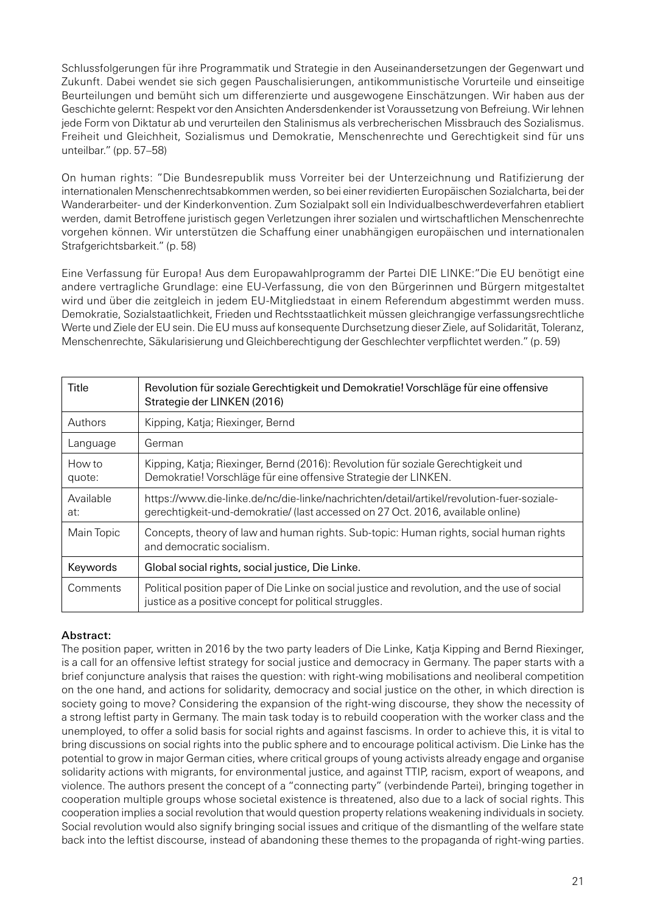Schlussfolgerungen für ihre Programmatik und Strategie in den Auseinandersetzungen der Gegenwart und Zukunft. Dabei wendet sie sich gegen Pauschalisierungen, antikommunistische Vorurteile und einseitige Beurteilungen und bemüht sich um differenzierte und ausgewogene Einschätzungen. Wir haben aus der Geschichte gelernt: Respekt vor den Ansichten Andersdenkender ist Voraussetzung von Befreiung. Wir lehnen jede Form von Diktatur ab und verurteilen den Stalinismus als verbrecherischen Missbrauch des Sozialismus. Freiheit und Gleichheit, Sozialismus und Demokratie, Menschenrechte und Gerechtigkeit sind für uns unteilbar." (pp. 57–58)

On human rights: "Die Bundesrepublik muss Vorreiter bei der Unterzeichnung und Ratifizierung der internationalen Menschenrechtsabkommen werden, so bei einer revidierten Europäischen Sozialcharta, bei der Wanderarbeiter- und der Kinderkonvention. Zum Sozialpakt soll ein Individualbeschwerdeverfahren etabliert werden, damit Betroffene juristisch gegen Verletzungen ihrer sozialen und wirtschaftlichen Menschenrechte vorgehen können. Wir unterstützen die Schaffung einer unabhängigen europäischen und internationalen Strafgerichtsbarkeit." (p. 58)

Eine Verfassung für Europa! Aus dem Europawahlprogramm der Partei DIE LINKE:"Die EU benötigt eine andere vertragliche Grundlage: eine EU-Verfassung, die von den Bürgerinnen und Bürgern mitgestaltet wird und über die zeitgleich in jedem EU-Mitgliedstaat in einem Referendum abgestimmt werden muss. Demokratie, Sozialstaatlichkeit, Frieden und Rechtsstaatlichkeit müssen gleichrangige verfassungsrechtliche Werte und Ziele der EU sein. Die EU muss auf konsequente Durchsetzung dieser Ziele, auf Solidarität, Toleranz, Menschenrechte, Säkularisierung und Gleichberechtigung der Geschlechter verpflichtet werden." (p. 59)

| Title | Revolution für soziale Gerechtigkeit und Demokratie! Vorschläge für eine offensive Strategie der LINKEN (2016) |
|---|---|
| Authors | Kipping, Katja; Riexinger, Bernd |
| Language | German |
| How to quote: | Kipping, Katja; Riexinger, Bernd (2016): Revolution für soziale Gerechtigkeit und Demokratie! Vorschläge für eine offensive Strategie der LINKEN. |
| Available at: | https://www.die-linke.de/nc/die-linke/nachrichten/detail/artikel/revolution-fuer-soziale-gerechtigkeit-und-demokratie/ (last accessed on 27 Oct. 2016, available online) |
| Main Topic | Concepts, theory of law and human rights. Sub-topic: Human rights, social human rights and democratic socialism. |
| Keywords | Global social rights, social justice, Die Linke. |
| Comments | Political position paper of Die Linke on social justice and revolution, and the use of social justice as a positive concept for political struggles. |

**Abstract:**
The position paper, written in 2016 by the two party leaders of Die Linke, Katja Kipping and Bernd Riexinger, is a call for an offensive leftist strategy for social justice and democracy in Germany. The paper starts with a brief conjuncture analysis that raises the question: with right-wing mobilisations and neoliberal competition on the one hand, and actions for solidarity, democracy and social justice on the other, in which direction is society going to move? Considering the expansion of the right-wing discourse, they show the necessity of a strong leftist party in Germany. The main task today is to rebuild cooperation with the worker class and the unemployed, to offer a solid basis for social rights and against fascisms. In order to achieve this, it is vital to bring discussions on social rights into the public sphere and to encourage political activism. Die Linke has the potential to grow in major German cities, where critical groups of young activists already engage and organise solidarity actions with migrants, for environmental justice, and against TTIP, racism, export of weapons, and violence. The authors present the concept of a "connecting party" (verbindende Partei), bringing together in cooperation multiple groups whose societal existence is threatened, also due to a lack of social rights. This cooperation implies a social revolution that would question property relations weakening individuals in society. Social revolution would also signify bringing social issues and critique of the dismantling of the welfare state back into the leftist discourse, instead of abandoning these themes to the propaganda of right-wing parties.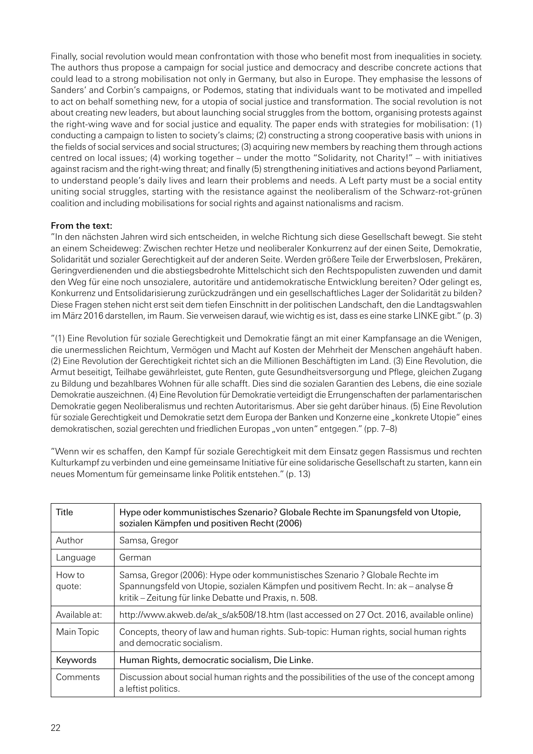Finally, social revolution would mean confrontation with those who benefit most from inequalities in society. The authors thus propose a campaign for social justice and democracy and describe concrete actions that could lead to a strong mobilisation not only in Germany, but also in Europe. They emphasise the lessons of Sanders' and Corbin's campaigns, or Podemos, stating that individuals want to be motivated and impelled to act on behalf something new, for a utopia of social justice and transformation. The social revolution is not about creating new leaders, but about launching social struggles from the bottom, organising protests against the right-wing wave and for social justice and equality. The paper ends with strategies for mobilisation: (1) conducting a campaign to listen to society's claims; (2) constructing a strong cooperative basis with unions in the fields of social services and social structures; (3) acquiring new members by reaching them through actions centred on local issues; (4) working together – under the motto "Solidarity, not Charity!" – with initiatives against racism and the right-wing threat; and finally (5) strengthening initiatives and actions beyond Parliament, to understand people's daily lives and learn their problems and needs. A Left party must be a social entity uniting social struggles, starting with the resistance against the neoliberalism of the Schwarz-rot-grünen coalition and including mobilisations for social rights and against nationalisms and racism.

**From the text:**

"In den nächsten Jahren wird sich entscheiden, in welche Richtung sich diese Gesellschaft bewegt. Sie steht an einem Scheideweg: Zwischen rechter Hetze und neoliberaler Konkurrenz auf der einen Seite, Demokratie, Solidarität und sozialer Gerechtigkeit auf der anderen Seite. Werden größere Teile der Erwerbslosen, Prekären, Geringverdienenden und die abstiegsbedrohte Mittelschicht sich den Rechtspopulisten zuwenden und damit den Weg für eine noch unsozialere, autoritäre und antidemokratische Entwicklung bereiten? Oder gelingt es, Konkurrenz und Entsolidarisierung zurückzudrängen und ein gesellschaftliches Lager der Solidarität zu bilden? Diese Fragen stehen nicht erst seit dem tiefen Einschnitt in der politischen Landschaft, den die Landtagswahlen im März 2016 darstellen, im Raum. Sie verweisen darauf, wie wichtig es ist, dass es eine starke LINKE gibt." (p. 3)

"(1) Eine Revolution für soziale Gerechtigkeit und Demokratie fängt an mit einer Kampfansage an die Wenigen, die unermesslichen Reichtum, Vermögen und Macht auf Kosten der Mehrheit der Menschen angehäuft haben. (2) Eine Revolution der Gerechtigkeit richtet sich an die Millionen Beschäftigten im Land. (3) Eine Revolution, die Armut beseitigt, Teilhabe gewährleistet, gute Renten, gute Gesundheitsversorgung und Pflege, gleichen Zugang zu Bildung und bezahlbares Wohnen für alle schafft. Dies sind die sozialen Garantien des Lebens, die eine soziale Demokratie auszeichnen. (4) Eine Revolution für Demokratie verteidigt die Errungenschaften der parlamentarischen Demokratie gegen Neoliberalismus und rechten Autoritarismus. Aber sie geht darüber hinaus. (5) Eine Revolution für soziale Gerechtigkeit und Demokratie setzt dem Europa der Banken und Konzerne eine „konkrete Utopie" eines demokratischen, sozial gerechten und friedlichen Europas „von unten" entgegen." (pp. 7–8)

"Wenn wir es schaffen, den Kampf für soziale Gerechtigkeit mit dem Einsatz gegen Rassismus und rechten Kulturkampf zu verbinden und eine gemeinsame Initiative für eine solidarische Gesellschaft zu starten, kann ein neues Momentum für gemeinsame linke Politik entstehen." (p. 13)

| Title | Hype oder kommunistisches Szenario? Globale Rechte im Spanungsfeld von Utopie, sozialen Kämpfen und positiven Recht (2006) |
|---|---|
| Author | Samsa, Gregor |
| Language | German |
| How to quote: | Samsa, Gregor (2006): Hype oder kommunistisches Szenario ? Globale Rechte im Spannungsfeld von Utopie, sozialen Kämpfen und positivem Recht. In: ak – analyse & kritik – Zeitung für linke Debatte und Praxis, n. 508. |
| Available at: | http://www.akweb.de/ak_s/ak508/18.htm (last accessed on 27 Oct. 2016, available online) |
| Main Topic | Concepts, theory of law and human rights. Sub-topic: Human rights, social human rights and democratic socialism. |
| Keywords | Human Rights, democratic socialism, Die Linke. |
| Comments | Discussion about social human rights and the possibilities of the use of the concept among a leftist politics. |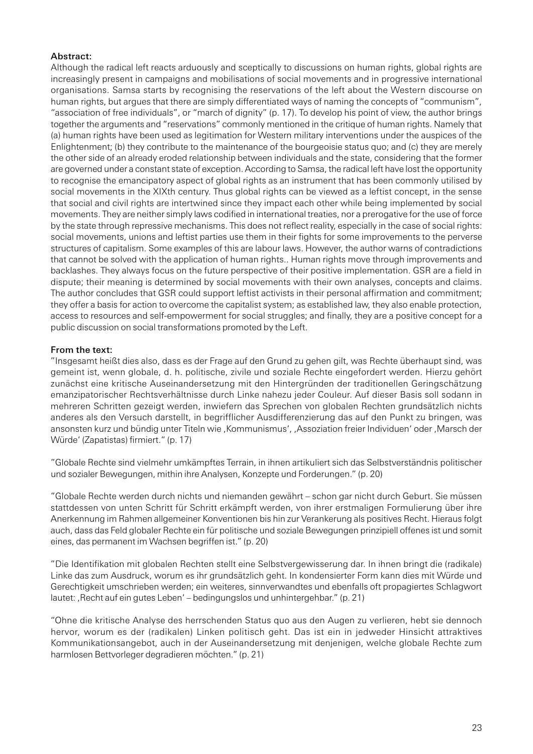**Abstract:**

Although the radical left reacts arduously and sceptically to discussions on human rights, global rights are increasingly present in campaigns and mobilisations of social movements and in progressive international organisations. Samsa starts by recognising the reservations of the left about the Western discourse on human rights, but argues that there are simply differentiated ways of naming the concepts of "communism", "association of free individuals", or "march of dignity" (p. 17). To develop his point of view, the author brings together the arguments and "reservations" commonly mentioned in the critique of human rights. Namely that (a) human rights have been used as legitimation for Western military interventions under the auspices of the Enlightenment; (b) they contribute to the maintenance of the bourgeoisie status quo; and (c) they are merely the other side of an already eroded relationship between individuals and the state, considering that the former are governed under a constant state of exception. According to Samsa, the radical left have lost the opportunity to recognise the emancipatory aspect of global rights as an instrument that has been commonly utilised by social movements in the XIXth century. Thus global rights can be viewed as a leftist concept, in the sense that social and civil rights are intertwined since they impact each other while being implemented by social movements. They are neither simply laws codified in international treaties, nor a prerogative for the use of force by the state through repressive mechanisms. This does not reflect reality, especially in the case of social rights: social movements, unions and leftist parties use them in their fights for some improvements to the perverse structures of capitalism. Some examples of this are labour laws. However, the author warns of contradictions that cannot be solved with the application of human rights.. Human rights move through improvements and backlashes. They always focus on the future perspective of their positive implementation. GSR are a field in dispute; their meaning is determined by social movements with their own analyses, concepts and claims. The author concludes that GSR could support leftist activists in their personal affirmation and commitment; they offer a basis for action to overcome the capitalist system; as established law, they also enable protection, access to resources and self-empowerment for social struggles; and finally, they are a positive concept for a public discussion on social transformations promoted by the Left.

**From the text:**

"Insgesamt heißt dies also, dass es der Frage auf den Grund zu gehen gilt, was Rechte überhaupt sind, was gemeint ist, wenn globale, d. h. politische, zivile und soziale Rechte eingefordert werden. Hierzu gehört zunächst eine kritische Auseinandersetzung mit den Hintergründen der traditionellen Geringschätzung emanzipatorischer Rechtsverhältnisse durch Linke nahezu jeder Couleur. Auf dieser Basis soll sodann in mehreren Schritten gezeigt werden, inwiefern das Sprechen von globalen Rechten grundsätzlich nichts anderes als den Versuch darstellt, in begrifflicher Ausdifferenzierung das auf den Punkt zu bringen, was ansonsten kurz und bündig unter Titeln wie ‚Kommunismus', ‚Assoziation freier Individuen' oder ‚Marsch der Würde' (Zapatistas) firmiert." (p. 17)

"Globale Rechte sind vielmehr umkämpftes Terrain, in ihnen artikuliert sich das Selbstverständnis politischer und sozialer Bewegungen, mithin ihre Analysen, Konzepte und Forderungen." (p. 20)

"Globale Rechte werden durch nichts und niemanden gewährt – schon gar nicht durch Geburt. Sie müssen stattdessen von unten Schritt für Schritt erkämpft werden, von ihrer erstmaligen Formulierung über ihre Anerkennung im Rahmen allgemeiner Konventionen bis hin zur Verankerung als positives Recht. Hieraus folgt auch, dass das Feld globaler Rechte ein für politische und soziale Bewegungen prinzipiell offenes ist und somit eines, das permanent im Wachsen begriffen ist." (p. 20)

"Die Identifikation mit globalen Rechten stellt eine Selbstvergewisserung dar. In ihnen bringt die (radikale) Linke das zum Ausdruck, worum es ihr grundsätzlich geht. In kondensierter Form kann dies mit Würde und Gerechtigkeit umschrieben werden; ein weiteres, sinnverwandtes und ebenfalls oft propagiertes Schlagwort lautet: ‚Recht auf ein gutes Leben' – bedingungslos und unhintergehbar." (p. 21)

"Ohne die kritische Analyse des herrschenden Status quo aus den Augen zu verlieren, hebt sie dennoch hervor, worum es der (radikalen) Linken politisch geht. Das ist ein in jedweder Hinsicht attraktives Kommunikationsangebot, auch in der Auseinandersetzung mit denjenigen, welche globale Rechte zum harmlosen Bettvorleger degradieren möchten." (p. 21)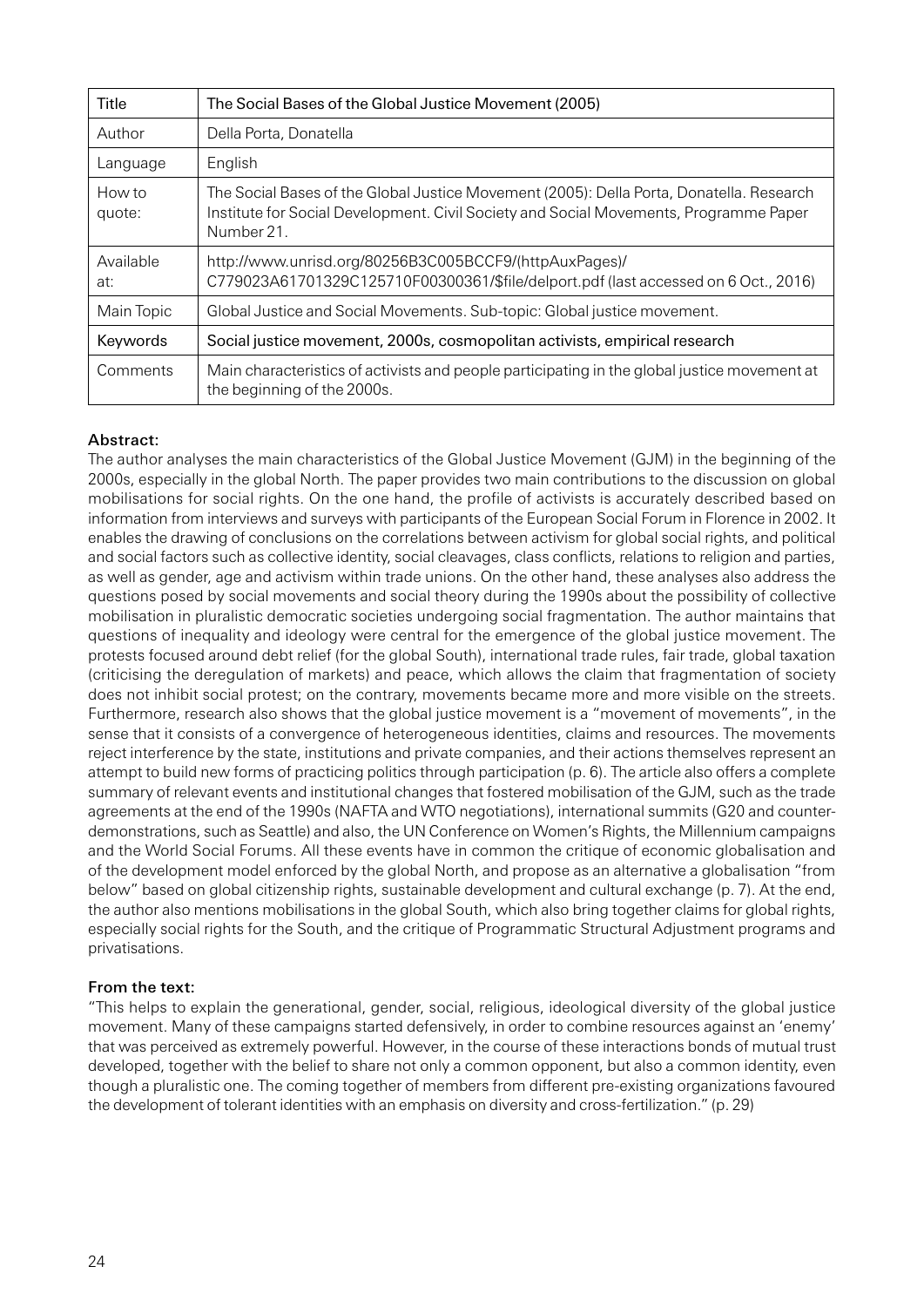| Title | The Social Bases of the Global Justice Movement (2005) |
|---|---|
| Author | Della Porta, Donatella |
| Language | English |
| How to quote: | The Social Bases of the Global Justice Movement (2005): Della Porta, Donatella. Research Institute for Social Development. Civil Society and Social Movements, Programme Paper Number 21. |
| Available at: | http://www.unrisd.org/80256B3C005BCCF9/(httpAuxPages)/C779023A61701329C125710F00300361/$file/delport.pdf (last accessed on 6 Oct., 2016) |
| Main Topic | Global Justice and Social Movements. Sub-topic: Global justice movement. |
| Keywords | Social justice movement, 2000s, cosmopolitan activists, empirical research |
| Comments | Main characteristics of activists and people participating in the global justice movement at the beginning of the 2000s. |

**Abstract:**

The author analyses the main characteristics of the Global Justice Movement (GJM) in the beginning of the 2000s, especially in the global North. The paper provides two main contributions to the discussion on global mobilisations for social rights. On the one hand, the profile of activists is accurately described based on information from interviews and surveys with participants of the European Social Forum in Florence in 2002. It enables the drawing of conclusions on the correlations between activism for global social rights, and political and social factors such as collective identity, social cleavages, class conflicts, relations to religion and parties, as well as gender, age and activism within trade unions. On the other hand, these analyses also address the questions posed by social movements and social theory during the 1990s about the possibility of collective mobilisation in pluralistic democratic societies undergoing social fragmentation. The author maintains that questions of inequality and ideology were central for the emergence of the global justice movement. The protests focused around debt relief (for the global South), international trade rules, fair trade, global taxation (criticising the deregulation of markets) and peace, which allows the claim that fragmentation of society does not inhibit social protest; on the contrary, movements became more and more visible on the streets. Furthermore, research also shows that the global justice movement is a "movement of movements", in the sense that it consists of a convergence of heterogeneous identities, claims and resources. The movements reject interference by the state, institutions and private companies, and their actions themselves represent an attempt to build new forms of practicing politics through participation (p. 6). The article also offers a complete summary of relevant events and institutional changes that fostered mobilisation of the GJM, such as the trade agreements at the end of the 1990s (NAFTA and WTO negotiations), international summits (G20 and counter-demonstrations, such as Seattle) and also, the UN Conference on Women's Rights, the Millennium campaigns and the World Social Forums. All these events have in common the critique of economic globalisation and of the development model enforced by the global North, and propose as an alternative a globalisation "from below" based on global citizenship rights, sustainable development and cultural exchange (p. 7). At the end, the author also mentions mobilisations in the global South, which also bring together claims for global rights, especially social rights for the South, and the critique of Programmatic Structural Adjustment programs and privatisations.

**From the text:**

"This helps to explain the generational, gender, social, religious, ideological diversity of the global justice movement. Many of these campaigns started defensively, in order to combine resources against an 'enemy' that was perceived as extremely powerful. However, in the course of these interactions bonds of mutual trust developed, together with the belief to share not only a common opponent, but also a common identity, even though a pluralistic one. The coming together of members from different pre-existing organizations favoured the development of tolerant identities with an emphasis on diversity and cross-fertilization." (p. 29)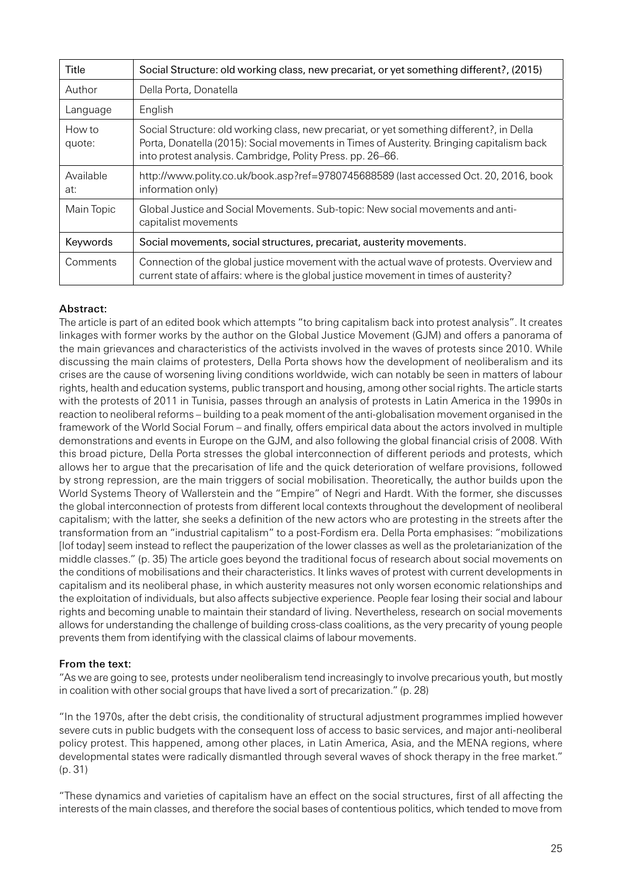| Title | Social Structure: old working class, new precariat, or yet something different?, (2015) |
|---|---|
| Author | Della Porta, Donatella |
| Language | English |
| How to quote: | Social Structure: old working class, new precariat, or yet something different?, in Della Porta, Donatella (2015): Social movements in Times of Austerity. Bringing capitalism back into protest analysis. Cambridge, Polity Press. pp. 26–66. |
| Available at: | http://www.polity.co.uk/book.asp?ref=9780745688589 (last accessed Oct. 20, 2016, book information only) |
| Main Topic | Global Justice and Social Movements. Sub-topic: New social movements and anti-capitalist movements |
| Keywords | Social movements, social structures, precariat, austerity movements. |
| Comments | Connection of the global justice movement with the actual wave of protests. Overview and current state of affairs: where is the global justice movement in times of austerity? |

**Abstract:**

The article is part of an edited book which attempts "to bring capitalism back into protest analysis". It creates linkages with former works by the author on the Global Justice Movement (GJM) and offers a panorama of the main grievances and characteristics of the activists involved in the waves of protests since 2010. While discussing the main claims of protesters, Della Porta shows how the development of neoliberalism and its crises are the cause of worsening living conditions worldwide, wich can notably be seen in matters of labour rights, health and education systems, public transport and housing, among other social rights. The article starts with the protests of 2011 in Tunisia, passes through an analysis of protests in Latin America in the 1990s in reaction to neoliberal reforms – building to a peak moment of the anti-globalisation movement organised in the framework of the World Social Forum – and finally, offers empirical data about the actors involved in multiple demonstrations and events in Europe on the GJM, and also following the global financial crisis of 2008. With this broad picture, Della Porta stresses the global interconnection of different periods and protests, which allows her to argue that the precarisation of life and the quick deterioration of welfare provisions, followed by strong repression, are the main triggers of social mobilisation. Theoretically, the author builds upon the World Systems Theory of Wallerstein and the "Empire" of Negri and Hardt. With the former, she discusses the global interconnection of protests from different local contexts throughout the development of neoliberal capitalism; with the latter, she seeks a definition of the new actors who are protesting in the streets after the transformation from an "industrial capitalism" to a post-Fordism era. Della Porta emphasises: "mobilizations [lof today] seem instead to reflect the pauperization of the lower classes as well as the proletarianization of the middle classes." (p. 35) The article goes beyond the traditional focus of research about social movements on the conditions of mobilisations and their characteristics. It links waves of protest with current developments in capitalism and its neoliberal phase, in which austerity measures not only worsen economic relationships and the exploitation of individuals, but also affects subjective experience. People fear losing their social and labour rights and becoming unable to maintain their standard of living. Nevertheless, research on social movements allows for understanding the challenge of building cross-class coalitions, as the very precarity of young people prevents them from identifying with the classical claims of labour movements.

**From the text:**

"As we are going to see, protests under neoliberalism tend increasingly to involve precarious youth, but mostly in coalition with other social groups that have lived a sort of precarization." (p. 28)

"In the 1970s, after the debt crisis, the conditionality of structural adjustment programmes implied however severe cuts in public budgets with the consequent loss of access to basic services, and major anti-neoliberal policy protest. This happened, among other places, in Latin America, Asia, and the MENA regions, where developmental states were radically dismantled through several waves of shock therapy in the free market." (p. 31)

"These dynamics and varieties of capitalism have an effect on the social structures, first of all affecting the interests of the main classes, and therefore the social bases of contentious politics, which tended to move from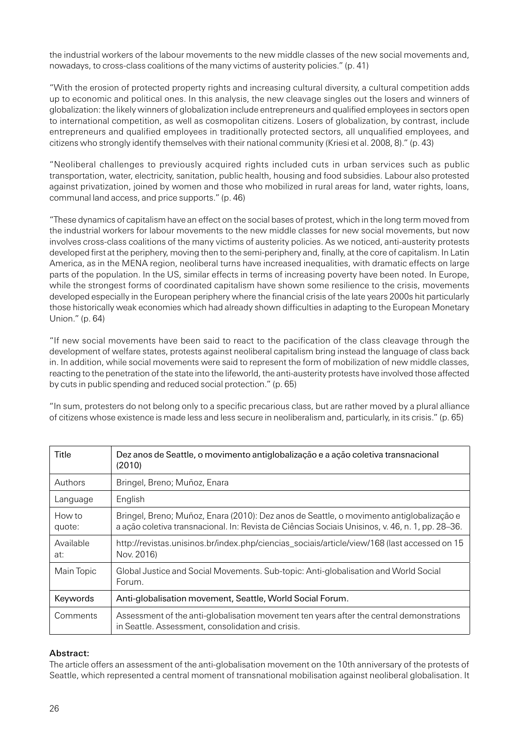the industrial workers of the labour movements to the new middle classes of the new social movements and, nowadays, to cross-class coalitions of the many victims of austerity policies." (p. 41)

"With the erosion of protected property rights and increasing cultural diversity, a cultural competition adds up to economic and political ones. In this analysis, the new cleavage singles out the losers and winners of globalization: the likely winners of globalization include entrepreneurs and qualified employees in sectors open to international competition, as well as cosmopolitan citizens. Losers of globalization, by contrast, include entrepreneurs and qualified employees in traditionally protected sectors, all unqualified employees, and citizens who strongly identify themselves with their national community (Kriesi et al. 2008, 8)." (p. 43)

"Neoliberal challenges to previously acquired rights included cuts in urban services such as public transportation, water, electricity, sanitation, public health, housing and food subsidies. Labour also protested against privatization, joined by women and those who mobilized in rural areas for land, water rights, loans, communal land access, and price supports." (p. 46)

"These dynamics of capitalism have an effect on the social bases of protest, which in the long term moved from the industrial workers for labour movements to the new middle classes for new social movements, but now involves cross-class coalitions of the many victims of austerity policies. As we noticed, anti-austerity protests developed first at the periphery, moving then to the semi-periphery and, finally, at the core of capitalism. In Latin America, as in the MENA region, neoliberal turns have increased inequalities, with dramatic effects on large parts of the population. In the US, similar effects in terms of increasing poverty have been noted. In Europe, while the strongest forms of coordinated capitalism have shown some resilience to the crisis, movements developed especially in the European periphery where the financial crisis of the late years 2000s hit particularly those historically weak economies which had already shown difficulties in adapting to the European Monetary Union." (p. 64)

"If new social movements have been said to react to the pacification of the class cleavage through the development of welfare states, protests against neoliberal capitalism bring instead the language of class back in. In addition, while social movements were said to represent the form of mobilization of new middle classes, reacting to the penetration of the state into the lifeworld, the anti-austerity protests have involved those affected by cuts in public spending and reduced social protection." (p. 65)

"In sum, protesters do not belong only to a specific precarious class, but are rather moved by a plural alliance of citizens whose existence is made less and less secure in neoliberalism and, particularly, in its crisis." (p. 65)

| | |
|---|---|
| Title | Dez anos de Seattle, o movimento antiglobalização e a ação coletiva transnacional (2010) |
| Authors | Bringel, Breno; Muñoz, Enara |
| Language | English |
| How to quote: | Bringel, Breno; Muñoz, Enara (2010): Dez anos de Seattle, o movimento antiglobalização e a ação coletiva transnacional. In: Revista de Ciências Sociais Unisinos, v. 46, n. 1, pp. 28–36. |
| Available at: | http://revistas.unisinos.br/index.php/ciencias_sociais/article/view/168 (last accessed on 15 Nov. 2016) |
| Main Topic | Global Justice and Social Movements. Sub-topic: Anti-globalisation and World Social Forum. |
| Keywords | Anti-globalisation movement, Seattle, World Social Forum. |
| Comments | Assessment of the anti-globalisation movement ten years after the central demonstrations in Seattle. Assessment, consolidation and crisis. |

**Abstract:**

The article offers an assessment of the anti-globalisation movement on the 10th anniversary of the protests of Seattle, which represented a central moment of transnational mobilisation against neoliberal globalisation. It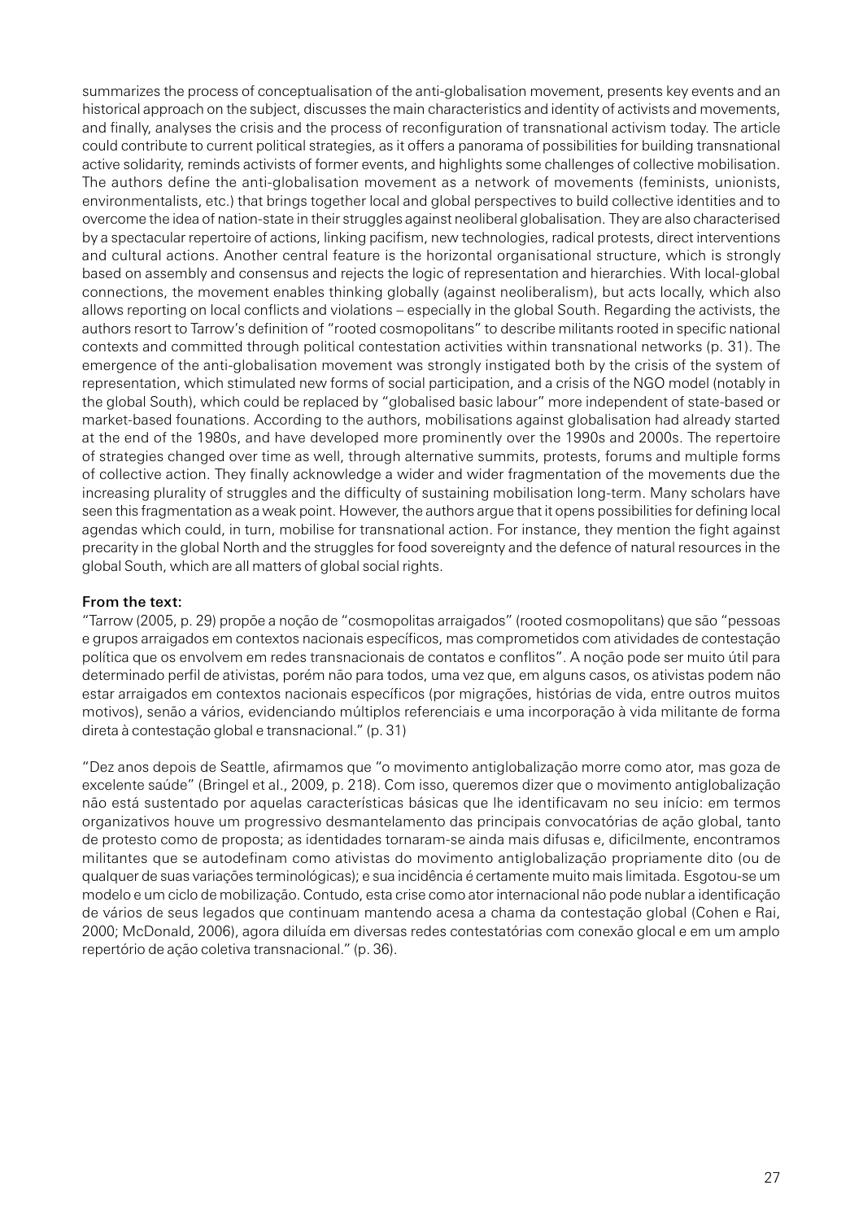summarizes the process of conceptualisation of the anti-globalisation movement, presents key events and an historical approach on the subject, discusses the main characteristics and identity of activists and movements, and finally, analyses the crisis and the process of reconfiguration of transnational activism today. The article could contribute to current political strategies, as it offers a panorama of possibilities for building transnational active solidarity, reminds activists of former events, and highlights some challenges of collective mobilisation. The authors define the anti-globalisation movement as a network of movements (feminists, unionists, environmentalists, etc.) that brings together local and global perspectives to build collective identities and to overcome the idea of nation-state in their struggles against neoliberal globalisation. They are also characterised by a spectacular repertoire of actions, linking pacifism, new technologies, radical protests, direct interventions and cultural actions. Another central feature is the horizontal organisational structure, which is strongly based on assembly and consensus and rejects the logic of representation and hierarchies. With local-global connections, the movement enables thinking globally (against neoliberalism), but acts locally, which also allows reporting on local conflicts and violations – especially in the global South. Regarding the activists, the authors resort to Tarrow's definition of "rooted cosmopolitans" to describe militants rooted in specific national contexts and committed through political contestation activities within transnational networks (p. 31). The emergence of the anti-globalisation movement was strongly instigated both by the crisis of the system of representation, which stimulated new forms of social participation, and a crisis of the NGO model (notably in the global South), which could be replaced by "globalised basic labour" more independent of state-based or market-based founations. According to the authors, mobilisations against globalisation had already started at the end of the 1980s, and have developed more prominently over the 1990s and 2000s. The repertoire of strategies changed over time as well, through alternative summits, protests, forums and multiple forms of collective action. They finally acknowledge a wider and wider fragmentation of the movements due the increasing plurality of struggles and the difficulty of sustaining mobilisation long-term. Many scholars have seen this fragmentation as a weak point. However, the authors argue that it opens possibilities for defining local agendas which could, in turn, mobilise for transnational action. For instance, they mention the fight against precarity in the global North and the struggles for food sovereignty and the defence of natural resources in the global South, which are all matters of global social rights.

**From the text:**

"Tarrow (2005, p. 29) propõe a noção de "cosmopolitas arraigados" (rooted cosmopolitans) que são "pessoas e grupos arraigados em contextos nacionais específicos, mas comprometidos com atividades de contestação política que os envolvem em redes transnacionais de contatos e conflitos". A noção pode ser muito útil para determinado perfil de ativistas, porém não para todos, uma vez que, em alguns casos, os ativistas podem não estar arraigados em contextos nacionais específicos (por migrações, histórias de vida, entre outros muitos motivos), senão a vários, evidenciando múltiplos referenciais e uma incorporação à vida militante de forma direta à contestação global e transnacional." (p. 31)

"Dez anos depois de Seattle, afirmamos que "o movimento antiglobalização morre como ator, mas goza de excelente saúde" (Bringel et al., 2009, p. 218). Com isso, queremos dizer que o movimento antiglobalização não está sustentado por aquelas características básicas que lhe identificavam no seu início: em termos organizativos houve um progressivo desmantelamento das principais convocatórias de ação global, tanto de protesto como de proposta; as identidades tornaram-se ainda mais difusas e, dificilmente, encontramos militantes que se autodefinam como ativistas do movimento antiglobalização propriamente dito (ou de qualquer de suas variações terminológicas); e sua incidência é certamente muito mais limitada. Esgotou-se um modelo e um ciclo de mobilização. Contudo, esta crise como ator internacional não pode nublar a identificação de vários de seus legados que continuam mantendo acesa a chama da contestação global (Cohen e Rai, 2000; McDonald, 2006), agora diluída em diversas redes contestatórias com conexão glocal e em um amplo repertório de ação coletiva transnacional." (p. 36).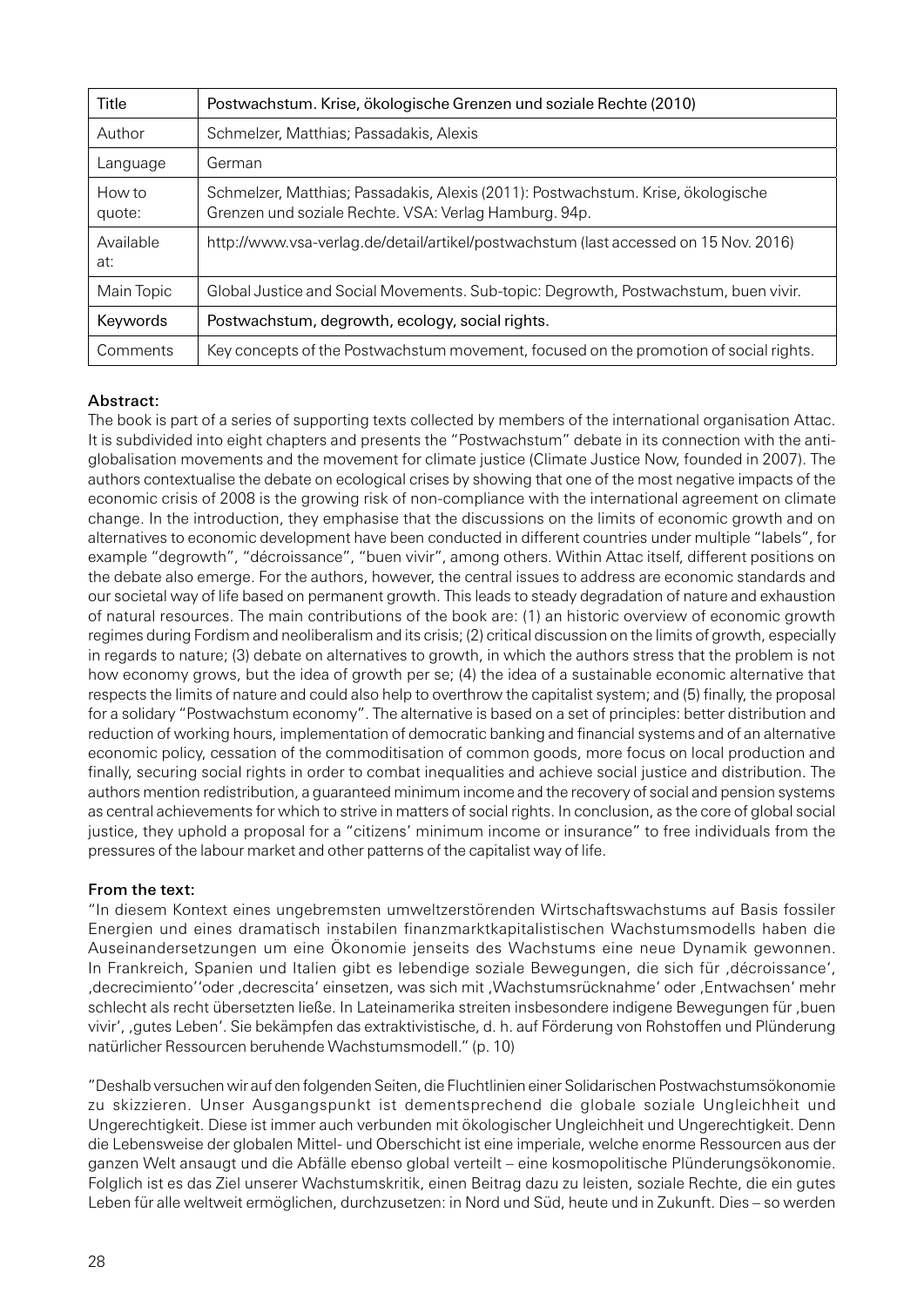| Title | Postwachstum. Krise, ökologische Grenzen und soziale Rechte (2010) |
|---|---|
| Author | Schmelzer, Matthias; Passadakis, Alexis |
| Language | German |
| How to quote: | Schmelzer, Matthias; Passadakis, Alexis (2011): Postwachstum. Krise, ökologische Grenzen und soziale Rechte. VSA: Verlag Hamburg. 94p. |
| Available at: | http://www.vsa-verlag.de/detail/artikel/postwachstum (last accessed on 15 Nov. 2016) |
| Main Topic | Global Justice and Social Movements. Sub-topic: Degrowth, Postwachstum, buen vivir. |
| Keywords | Postwachstum, degrowth, ecology, social rights. |
| Comments | Key concepts of the Postwachstum movement, focused on the promotion of social rights. |

**Abstract:**

The book is part of a series of supporting texts collected by members of the international organisation Attac. It is subdivided into eight chapters and presents the "Postwachstum" debate in its connection with the anti-globalisation movements and the movement for climate justice (Climate Justice Now, founded in 2007). The authors contextualise the debate on ecological crises by showing that one of the most negative impacts of the economic crisis of 2008 is the growing risk of non-compliance with the international agreement on climate change. In the introduction, they emphasise that the discussions on the limits of economic growth and on alternatives to economic development have been conducted in different countries under multiple "labels", for example "degrowth", "décroissance", "buen vivir", among others. Within Attac itself, different positions on the debate also emerge. For the authors, however, the central issues to address are economic standards and our societal way of life based on permanent growth. This leads to steady degradation of nature and exhaustion of natural resources. The main contributions of the book are: (1) an historic overview of economic growth regimes during Fordism and neoliberalism and its crisis; (2) critical discussion on the limits of growth, especially in regards to nature; (3) debate on alternatives to growth, in which the authors stress that the problem is not how economy grows, but the idea of growth per se; (4) the idea of a sustainable economic alternative that respects the limits of nature and could also help to overthrow the capitalist system; and (5) finally, the proposal for a solidary "Postwachstum economy". The alternative is based on a set of principles: better distribution and reduction of working hours, implementation of democratic banking and financial systems and of an alternative economic policy, cessation of the commoditisation of common goods, more focus on local production and finally, securing social rights in order to combat inequalities and achieve social justice and distribution. The authors mention redistribution, a guaranteed minimum income and the recovery of social and pension systems as central achievements for which to strive in matters of social rights. In conclusion, as the core of global social justice, they uphold a proposal for a "citizens' minimum income or insurance" to free individuals from the pressures of the labour market and other patterns of the capitalist way of life.

**From the text:**

"In diesem Kontext eines ungebremsten umweltzerstörenden Wirtschaftswachstums auf Basis fossiler Energien und eines dramatisch instabilen finanzmarktkapitalistischen Wachstumsmodells haben die Auseinandersetzungen um eine Ökonomie jenseits des Wachstums eine neue Dynamik gewonnen. In Frankreich, Spanien und Italien gibt es lebendige soziale Bewegungen, die sich für ‚décroissance', ‚decrecimiento''oder ‚decrescita' einsetzen, was sich mit ‚Wachstumsrücknahme' oder ‚Entwachsen' mehr schlecht als recht übersetzten ließe. In Lateinamerika streiten insbesondere indigene Bewegungen für ‚buen vivir', ‚gutes Leben'. Sie bekämpfen das extraktivistische, d. h. auf Förderung von Rohstoffen und Plünderung natürlicher Ressourcen beruhende Wachstumsmodell." (p. 10)

"Deshalb versuchen wir auf den folgenden Seiten, die Fluchtlinien einer Solidarischen Postwachstumsökonomie zu skizzieren. Unser Ausgangspunkt ist dementsprechend die globale soziale Ungleichheit und Ungerechtigkeit. Diese ist immer auch verbunden mit ökologischer Ungleichheit und Ungerechtigkeit. Denn die Lebensweise der globalen Mittel- und Oberschicht ist eine imperiale, welche enorme Ressourcen aus der ganzen Welt ansaugt und die Abfälle ebenso global verteilt – eine kosmopolitische Plünderungsökonomie. Folglich ist es das Ziel unserer Wachstumskritik, einen Beitrag dazu zu leisten, soziale Rechte, die ein gutes Leben für alle weltweit ermöglichen, durchzusetzen: in Nord und Süd, heute und in Zukunft. Dies – so werden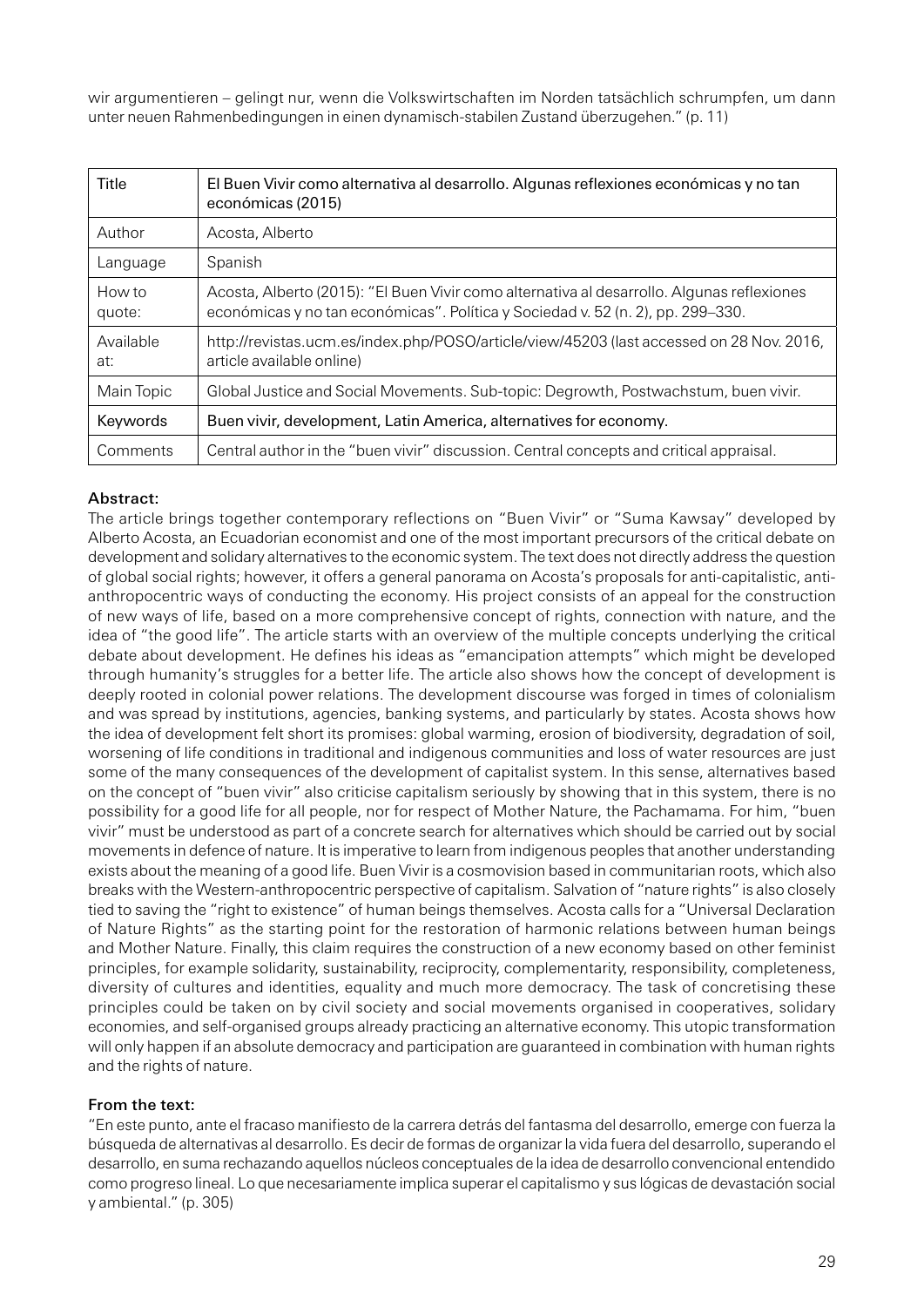wir argumentieren – gelingt nur, wenn die Volkswirtschaften im Norden tatsächlich schrumpfen, um dann unter neuen Rahmenbedingungen in einen dynamisch-stabilen Zustand überzugehen." (p. 11)

| Title | El Buen Vivir como alternativa al desarrollo. Algunas reflexiones económicas y no tan económicas (2015) |
|---|---|
| Author | Acosta, Alberto |
| Language | Spanish |
| How to quote: | Acosta, Alberto (2015): "El Buen Vivir como alternativa al desarrollo. Algunas reflexiones económicas y no tan económicas". Política y Sociedad v. 52 (n. 2), pp. 299–330. |
| Available at: | http://revistas.ucm.es/index.php/POSO/article/view/45203 (last accessed on 28 Nov. 2016, article available online) |
| Main Topic | Global Justice and Social Movements. Sub-topic: Degrowth, Postwachstum, buen vivir. |
| Keywords | Buen vivir, development, Latin America, alternatives for economy. |
| Comments | Central author in the "buen vivir" discussion. Central concepts and critical appraisal. |

**Abstract:**

The article brings together contemporary reflections on "Buen Vivir" or "Suma Kawsay" developed by Alberto Acosta, an Ecuadorian economist and one of the most important precursors of the critical debate on development and solidary alternatives to the economic system. The text does not directly address the question of global social rights; however, it offers a general panorama on Acosta's proposals for anti-capitalistic, anti-anthropocentric ways of conducting the economy. His project consists of an appeal for the construction of new ways of life, based on a more comprehensive concept of rights, connection with nature, and the idea of "the good life". The article starts with an overview of the multiple concepts underlying the critical debate about development. He defines his ideas as "emancipation attempts" which might be developed through humanity's struggles for a better life. The article also shows how the concept of development is deeply rooted in colonial power relations. The development discourse was forged in times of colonialism and was spread by institutions, agencies, banking systems, and particularly by states. Acosta shows how the idea of development felt short its promises: global warming, erosion of biodiversity, degradation of soil, worsening of life conditions in traditional and indigenous communities and loss of water resources are just some of the many consequences of the development of capitalist system. In this sense, alternatives based on the concept of "buen vivir" also criticise capitalism seriously by showing that in this system, there is no possibility for a good life for all people, nor for respect of Mother Nature, the Pachamama. For him, "buen vivir" must be understood as part of a concrete search for alternatives which should be carried out by social movements in defence of nature. It is imperative to learn from indigenous peoples that another understanding exists about the meaning of a good life. Buen Vivir is a cosmovision based in communitarian roots, which also breaks with the Western-anthropocentric perspective of capitalism. Salvation of "nature rights" is also closely tied to saving the "right to existence" of human beings themselves. Acosta calls for a "Universal Declaration of Nature Rights" as the starting point for the restoration of harmonic relations between human beings and Mother Nature. Finally, this claim requires the construction of a new economy based on other feminist principles, for example solidarity, sustainability, reciprocity, complementarity, responsibility, completeness, diversity of cultures and identities, equality and much more democracy. The task of concretising these principles could be taken on by civil society and social movements organised in cooperatives, solidary economies, and self-organised groups already practicing an alternative economy. This utopic transformation will only happen if an absolute democracy and participation are guaranteed in combination with human rights and the rights of nature.

**From the text:**

"En este punto, ante el fracaso manifiesto de la carrera detrás del fantasma del desarrollo, emerge con fuerza la búsqueda de alternativas al desarrollo. Es decir de formas de organizar la vida fuera del desarrollo, superando el desarrollo, en suma rechazando aquellos núcleos conceptuales de la idea de desarrollo convencional entendido como progreso lineal. Lo que necesariamente implica superar el capitalismo y sus lógicas de devastación social y ambiental." (p. 305)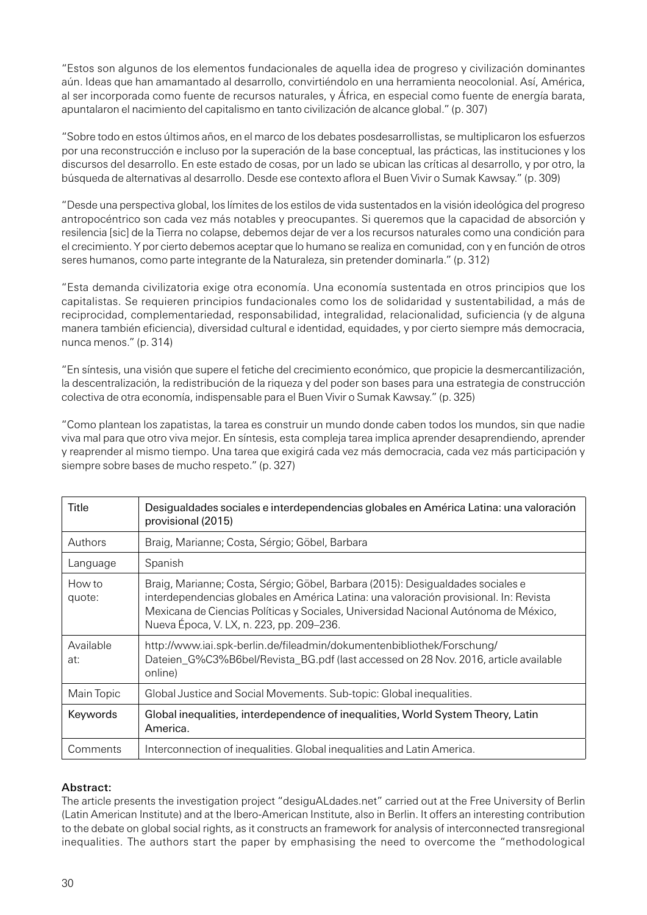"Estos son algunos de los elementos fundacionales de aquella idea de progreso y civilización dominantes aún. Ideas que han amamantado al desarrollo, convirtiéndolo en una herramienta neocolonial. Así, América, al ser incorporada como fuente de recursos naturales, y África, en especial como fuente de energía barata, apuntalaron el nacimiento del capitalismo en tanto civilización de alcance global." (p. 307)

"Sobre todo en estos últimos años, en el marco de los debates posdesarrollistas, se multiplicaron los esfuerzos por una reconstrucción e incluso por la superación de la base conceptual, las prácticas, las instituciones y los discursos del desarrollo. En este estado de cosas, por un lado se ubican las críticas al desarrollo, y por otro, la búsqueda de alternativas al desarrollo. Desde ese contexto aflora el Buen Vivir o Sumak Kawsay." (p. 309)

"Desde una perspectiva global, los límites de los estilos de vida sustentados en la visión ideológica del progreso antropocéntrico son cada vez más notables y preocupantes. Si queremos que la capacidad de absorción y resilencia [sic] de la Tierra no colapse, debemos dejar de ver a los recursos naturales como una condición para el crecimiento. Y por cierto debemos aceptar que lo humano se realiza en comunidad, con y en función de otros seres humanos, como parte integrante de la Naturaleza, sin pretender dominarla." (p. 312)

"Esta demanda civilizatoria exige otra economía. Una economía sustentada en otros principios que los capitalistas. Se requieren principios fundacionales como los de solidaridad y sustentabilidad, a más de reciprocidad, complementariedad, responsabilidad, integralidad, relacionalidad, suficiencia (y de alguna manera también eficiencia), diversidad cultural e identidad, equidades, y por cierto siempre más democracia, nunca menos." (p. 314)

"En síntesis, una visión que supere el fetiche del crecimiento económico, que propicie la desmercantilización, la descentralización, la redistribución de la riqueza y del poder son bases para una estrategia de construcción colectiva de otra economía, indispensable para el Buen Vivir o Sumak Kawsay." (p. 325)

"Como plantean los zapatistas, la tarea es construir un mundo donde caben todos los mundos, sin que nadie viva mal para que otro viva mejor. En síntesis, esta compleja tarea implica aprender desaprendiendo, aprender y reaprender al mismo tiempo. Una tarea que exigirá cada vez más democracia, cada vez más participación y siempre sobre bases de mucho respeto." (p. 327)

| Title | Desigualdades sociales e interdependencias globales en América Latina: una valoración provisional (2015) |
|---|---|
| Authors | Braig, Marianne; Costa, Sérgio; Göbel, Barbara |
| Language | Spanish |
| How to quote: | Braig, Marianne; Costa, Sérgio; Göbel, Barbara (2015): Desigualdades sociales e interdependencias globales en América Latina: una valoración provisional. In: Revista Mexicana de Ciencias Políticas y Sociales, Universidad Nacional Autónoma de México, Nueva Época, V. LX, n. 223, pp. 209–236. |
| Available at: | http://www.iai.spk-berlin.de/fileadmin/dokumentenbibliothek/Forschung/Dateien_G%C3%B6bel/Revista_BG.pdf (last accessed on 28 Nov. 2016, article available online) |
| Main Topic | Global Justice and Social Movements. Sub-topic: Global inequalities. |
| Keywords | Global inequalities, interdependence of inequalities, World System Theory, Latin America. |
| Comments | Interconnection of inequalities. Global inequalities and Latin America. |

**Abstract:**
The article presents the investigation project "desiguALdades.net" carried out at the Free University of Berlin (Latin American Institute) and at the Ibero-American Institute, also in Berlin. It offers an interesting contribution to the debate on global social rights, as it constructs an framework for analysis of interconnected transregional inequalities. The authors start the paper by emphasising the need to overcome the "methodological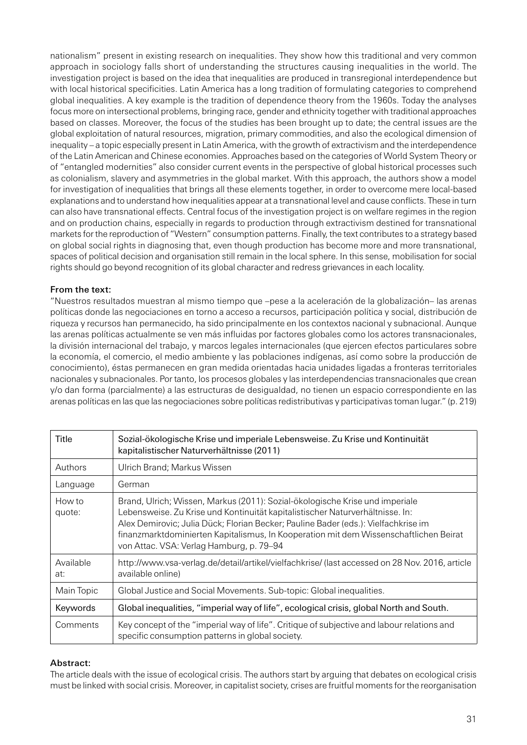nationalism" present in existing research on inequalities. They show how this traditional and very common approach in sociology falls short of understanding the structures causing inequalities in the world. The investigation project is based on the idea that inequalities are produced in transregional interdependence but with local historical specificities. Latin America has a long tradition of formulating categories to comprehend global inequalities. A key example is the tradition of dependence theory from the 1960s. Today the analyses focus more on intersectional problems, bringing race, gender and ethnicity together with traditional approaches based on classes. Moreover, the focus of the studies has been brought up to date; the central issues are the global exploitation of natural resources, migration, primary commodities, and also the ecological dimension of inequality – a topic especially present in Latin America, with the growth of extractivism and the interdependence of the Latin American and Chinese economies. Approaches based on the categories of World System Theory or of "entangled modernities" also consider current events in the perspective of global historical processes such as colonialism, slavery and asymmetries in the global market. With this approach, the authors show a model for investigation of inequalities that brings all these elements together, in order to overcome mere local-based explanations and to understand how inequalities appear at a transnational level and cause conflicts. These in turn can also have transnational effects. Central focus of the investigation project is on welfare regimes in the region and on production chains, especially in regards to production through extractivism destined for transnational markets for the reproduction of "Western" consumption patterns. Finally, the text contributes to a strategy based on global social rights in diagnosing that, even though production has become more and more transnational, spaces of political decision and organisation still remain in the local sphere. In this sense, mobilisation for social rights should go beyond recognition of its global character and redress grievances in each locality.

**From the text:**

"Nuestros resultados muestran al mismo tiempo que –pese a la aceleración de la globalización– las arenas políticas donde las negociaciones en torno a acceso a recursos, participación política y social, distribución de riqueza y recursos han permanecido, ha sido principalmente en los contextos nacional y subnacional. Aunque las arenas políticas actualmente se ven más influidas por factores globales como los actores transnacionales, la división internacional del trabajo, y marcos legales internacionales (que ejercen efectos particulares sobre la economía, el comercio, el medio ambiente y las poblaciones indígenas, así como sobre la producción de conocimiento), éstas permanecen en gran medida orientadas hacia unidades ligadas a fronteras territoriales nacionales y subnacionales. Por tanto, los procesos globales y las interdependencias transnacionales que crean y/o dan forma (parcialmente) a las estructuras de desigualdad, no tienen un espacio correspondiente en las arenas políticas en las que las negociaciones sobre políticas redistributivas y participativas toman lugar." (p. 219)

| Title | Sozial-ökologische Krise und imperiale Lebensweise. Zu Krise und Kontinuität kapitalistischer Naturverhältnisse (2011) |
|---|---|
| Authors | Ulrich Brand; Markus Wissen |
| Language | German |
| How to quote: | Brand, Ulrich; Wissen, Markus (2011): Sozial-ökologische Krise und imperiale Lebensweise. Zu Krise und Kontinuität kapitalistischer Naturverhältnisse. In: Alex Demirovic; Julia Dück; Florian Becker; Pauline Bader (eds.): Vielfachkrise im finanzmarktdominierten Kapitalismus, In Kooperation mit dem Wissenschaftlichen Beirat von Attac. VSA: Verlag Hamburg, p. 79–94 |
| Available at: | http://www.vsa-verlag.de/detail/artikel/vielfachkrise/ (last accessed on 28 Nov. 2016, article available online) |
| Main Topic | Global Justice and Social Movements. Sub-topic: Global inequalities. |
| **Keywords** | **Global inequalities, "imperial way of life", ecological crisis, global North and South.** |
| Comments | Key concept of the "imperial way of life". Critique of subjective and labour relations and specific consumption patterns in global society. |

**Abstract:**

The article deals with the issue of ecological crisis. The authors start by arguing that debates on ecological crisis must be linked with social crisis. Moreover, in capitalist society, crises are fruitful moments for the reorganisation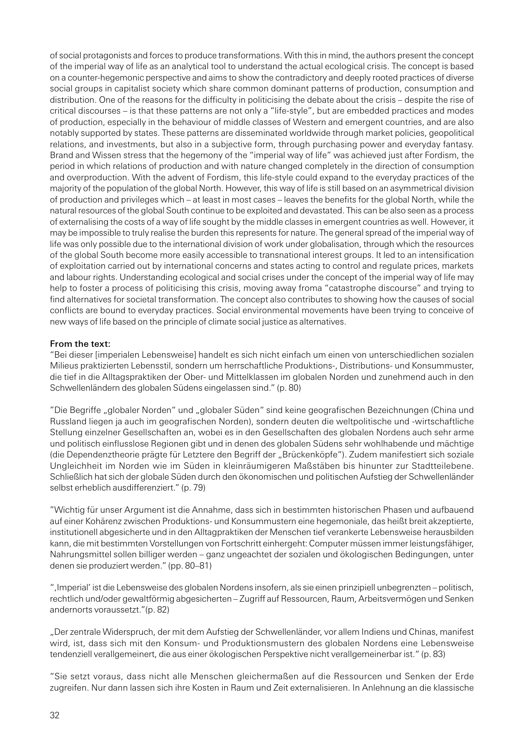of social protagonists and forces to produce transformations. With this in mind, the authors present the concept of the imperial way of life as an analytical tool to understand the actual ecological crisis. The concept is based on a counter-hegemonic perspective and aims to show the contradictory and deeply rooted practices of diverse social groups in capitalist society which share common dominant patterns of production, consumption and distribution. One of the reasons for the difficulty in politicising the debate about the crisis – despite the rise of critical discourses – is that these patterns are not only a "life-style", but are embedded practices and modes of production, especially in the behaviour of middle classes of Western and emergent countries, and are also notably supported by states. These patterns are disseminated worldwide through market policies, geopolitical relations, and investments, but also in a subjective form, through purchasing power and everyday fantasy. Brand and Wissen stress that the hegemony of the "imperial way of life" was achieved just after Fordism, the period in which relations of production and with nature changed completely in the direction of consumption and overproduction. With the advent of Fordism, this life-style could expand to the everyday practices of the majority of the population of the global North. However, this way of life is still based on an asymmetrical division of production and privileges which – at least in most cases – leaves the benefits for the global North, while the natural resources of the global South continue to be exploited and devastated. This can be also seen as a process of externalising the costs of a way of life sought by the middle classes in emergent countries as well. However, it may be impossible to truly realise the burden this represents for nature. The general spread of the imperial way of life was only possible due to the international division of work under globalisation, through which the resources of the global South become more easily accessible to transnational interest groups. It led to an intensification of exploitation carried out by international concerns and states acting to control and regulate prices, markets and labour rights. Understanding ecological and social crises under the concept of the imperial way of life may help to foster a process of politicising this crisis, moving away froma "catastrophe discourse" and trying to find alternatives for societal transformation. The concept also contributes to showing how the causes of social conflicts are bound to everyday practices. Social environmental movements have been trying to conceive of new ways of life based on the principle of climate social justice as alternatives.

**From the text:**

"Bei dieser [imperialen Lebensweise] handelt es sich nicht einfach um einen von unterschiedlichen sozialen Milieus praktizierten Lebensstil, sondern um herrschaftliche Produktions-, Distributions- und Konsummuster, die tief in die Alltagspraktiken der Ober- und Mittelklassen im globalen Norden und zunehmend auch in den Schwellenländern des globalen Südens eingelassen sind." (p. 80)

"Die Begriffe „globaler Norden" und „globaler Süden" sind keine geografischen Bezeichnungen (China und Russland liegen ja auch im geografischen Norden), sondern deuten die weltpolitische und -wirtschaftliche Stellung einzelner Gesellschaften an, wobei es in den Gesellschaften des globalen Nordens auch sehr arme und politisch einflusslose Regionen gibt und in denen des globalen Südens sehr wohlhabende und mächtige (die Dependenztheorie prägte für Letztere den Begriff der „Brückenköpfe"). Zudem manifestiert sich soziale Ungleichheit im Norden wie im Süden in kleinräumigeren Maßstäben bis hinunter zur Stadtteilebene. Schließlich hat sich der globale Süden durch den ökonomischen und politischen Aufstieg der Schwellenländer selbst erheblich ausdifferenziert." (p. 79)

"Wichtig für unser Argument ist die Annahme, dass sich in bestimmten historischen Phasen und aufbauend auf einer Kohärenz zwischen Produktions- und Konsummustern eine hegemoniale, das heißt breit akzeptierte, institutionell abgesicherte und in den Alltagpraktiken der Menschen tief verankerte Lebensweise herausbilden kann, die mit bestimmten Vorstellungen von Fortschritt einhergeht: Computer müssen immer leistungsfähiger, Nahrungsmittel sollen billiger werden – ganz ungeachtet der sozialen und ökologischen Bedingungen, unter denen sie produziert werden." (pp. 80–81)

"‚Imperial' ist die Lebensweise des globalen Nordens insofern, als sie einen prinzipiell unbegrenzten – politisch, rechtlich und/oder gewaltförmig abgesicherten – Zugriff auf Ressourcen, Raum, Arbeitsvermögen und Senken andernorts voraussetzt."(p. 82)

„Der zentrale Widerspruch, der mit dem Aufstieg der Schwellenländer, vor allem Indiens und Chinas, manifest wird, ist, dass sich mit den Konsum- und Produktionsmustern des globalen Nordens eine Lebensweise tendenziell verallgemeinert, die aus einer ökologischen Perspektive nicht verallgemeinerbar ist." (p. 83)

"Sie setzt voraus, dass nicht alle Menschen gleichermaßen auf die Ressourcen und Senken der Erde zugreifen. Nur dann lassen sich ihre Kosten in Raum und Zeit externalisieren. In Anlehnung an die klassische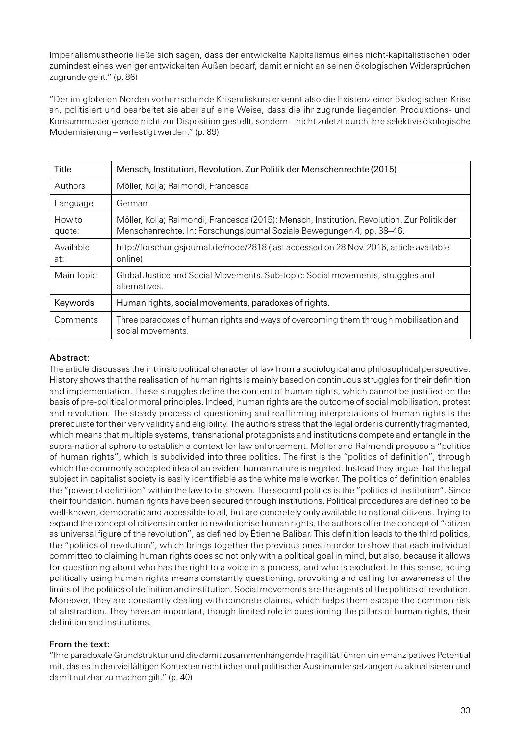Imperialismustheorie ließe sich sagen, dass der entwickelte Kapitalismus eines nicht-kapitalistischen oder zumindest eines weniger entwickelten Außen bedarf, damit er nicht an seinen ökologischen Widersprüchen zugrunde geht." (p. 86)

"Der im globalen Norden vorherrschende Krisendiskurs erkennt also die Existenz einer ökologischen Krise an, politisiert und bearbeitet sie aber auf eine Weise, dass die ihr zugrunde liegenden Produktions- und Konsummuster gerade nicht zur Disposition gestellt, sondern – nicht zuletzt durch ihre selektive ökologische Modernisierung – verfestigt werden." (p. 89)

| Title | Mensch, Institution, Revolution. Zur Politik der Menschenrechte (2015) |
|---|---|
| Authors | Möller, Kolja; Raimondi, Francesca |
| Language | German |
| How to quote: | Möller, Kolja; Raimondi, Francesca (2015): Mensch, Institution, Revolution. Zur Politik der Menschenrechte. In: Forschungsjournal Soziale Bewegungen 4, pp. 38–46. |
| Available at: | http://forschungsjournal.de/node/2818 (last accessed on 28 Nov. 2016, article available online) |
| Main Topic | Global Justice and Social Movements. Sub-topic: Social movements, struggles and alternatives. |
| Keywords | Human rights, social movements, paradoxes of rights. |
| Comments | Three paradoxes of human rights and ways of overcoming them through mobilisation and social movements. |

**Abstract:**

The article discusses the intrinsic political character of law from a sociological and philosophical perspective. History shows that the realisation of human rights is mainly based on continuous struggles for their definition and implementation. These struggles define the content of human rights, which cannot be justified on the basis of pre-political or moral principles. Indeed, human rights are the outcome of social mobilisation, protest and revolution. The steady process of questioning and reaffirming interpretations of human rights is the prerequiste for their very validity and eligibility. The authors stress that the legal order is currently fragmented, which means that multiple systems, transnational protagonists and institutions compete and entangle in the supra-national sphere to establish a context for law enforcement. Möller and Raimondi propose a "politics of human rights", which is subdivided into three politics. The first is the "politics of definition", through which the commonly accepted idea of an evident human nature is negated. Instead they argue that the legal subject in capitalist society is easily identifiable as the white male worker. The politics of definition enables the "power of definition" within the law to be shown. The second politics is the "politics of institution". Since their foundation, human rights have been secured through institutions. Political procedures are defined to be well-known, democratic and accessible to all, but are concretely only available to national citizens. Trying to expand the concept of citizens in order to revolutionise human rights, the authors offer the concept of "citizen as universal figure of the revolution", as defined by Étienne Balibar. This definition leads to the third politics, the "politics of revolution", which brings together the previous ones in order to show that each individual committed to claiming human rights does so not only with a political goal in mind, but also, because it allows for questioning about who has the right to a voice in a process, and who is excluded. In this sense, acting politically using human rights means constantly questioning, provoking and calling for awareness of the limits of the politics of definition and institution. Social movements are the agents of the politics of revolution. Moreover, they are constantly dealing with concrete claims, which helps them escape the common risk of abstraction. They have an important, though limited role in questioning the pillars of human rights, their definition and institutions.

**From the text:**

"Ihre paradoxale Grundstruktur und die damit zusammenhängende Fragilität führen ein emanzipatives Potential mit, das es in den vielfältigen Kontexten rechtlicher und politischer Auseinandersetzungen zu aktualisieren und damit nutzbar zu machen gilt." (p. 40)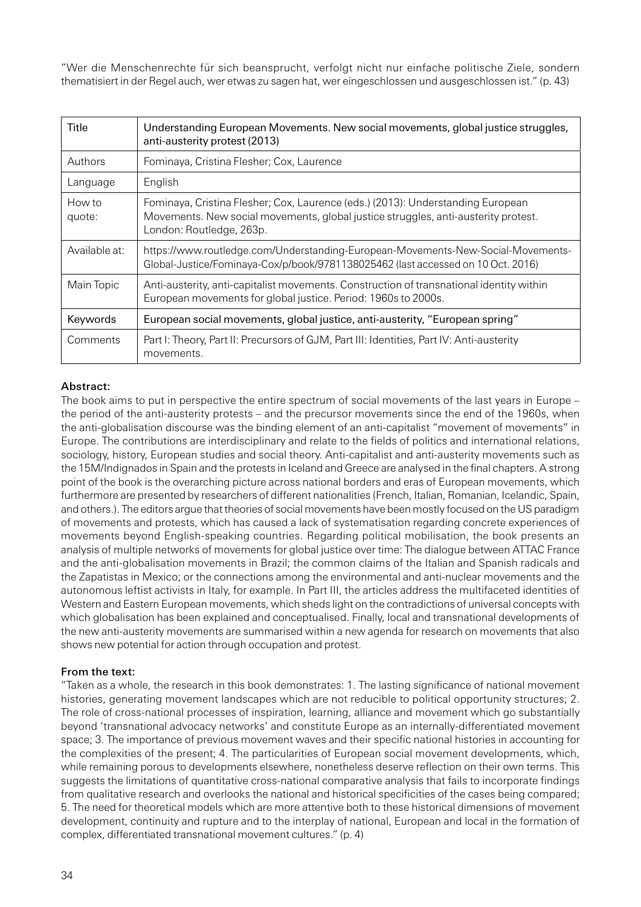"Wer die Menschenrechte für sich beansprucht, verfolgt nicht nur einfache politische Ziele, sondern thematisiert in der Regel auch, wer etwas zu sagen hat, wer eingeschlossen und ausgeschlossen ist." (p. 43)

| Title | Understanding European Movements. New social movements, global justice struggles, anti-austerity protest (2013) |
|---|---|
| Authors | Fominaya, Cristina Flesher; Cox, Laurence |
| Language | English |
| How to quote: | Fominaya, Cristina Flesher; Cox, Laurence (eds.) (2013): Understanding European Movements. New social movements, global justice struggles, anti-austerity protest. London: Routledge, 263p. |
| Available at: | https://www.routledge.com/Understanding-European-Movements-New-Social-Movements-Global-Justice/Fominaya-Cox/p/book/9781138025462 (last accessed on 10 Oct. 2016) |
| Main Topic | Anti-austerity, anti-capitalist movements. Construction of transnational identity within European movements for global justice. Period: 1960s to 2000s. |
| Keywords | European social movements, global justice, anti-austerity, "European spring" |
| Comments | Part I: Theory, Part II: Precursors of GJM, Part III: Identities, Part IV: Anti-austerity movements. |

**Abstract:**

The book aims to put in perspective the entire spectrum of social movements of the last years in Europe – the period of the anti-austerity protests – and the precursor movements since the end of the 1960s, when the anti-globalisation discourse was the binding element of an anti-capitalist "movement of movements" in Europe. The contributions are interdisciplinary and relate to the fields of politics and international relations, sociology, history, European studies and social theory. Anti-capitalist and anti-austerity movements such as the 15M/Indignados in Spain and the protests in Iceland and Greece are analysed in the final chapters. A strong point of the book is the overarching picture across national borders and eras of European movements, which furthermore are presented by researchers of different nationalities (French, Italian, Romanian, Icelandic, Spain, and others.). The editors argue that theories of social movements have been mostly focused on the US paradigm of movements and protests, which has caused a lack of systematisation regarding concrete experiences of movements beyond English-speaking countries. Regarding political mobilisation, the book presents an analysis of multiple networks of movements for global justice over time: The dialogue between ATTAC France and the anti-globalisation movements in Brazil; the common claims of the Italian and Spanish radicals and the Zapatistas in Mexico; or the connections among the environmental and anti-nuclear movements and the autonomous leftist activists in Italy, for example. In Part III, the articles address the multifaceted identities of Western and Eastern European movements, which sheds light on the contradictions of universal concepts with which globalisation has been explained and conceptualised. Finally, local and transnational developments of the new anti-austerity movements are summarised within a new agenda for research on movements that also shows new potential for action through occupation and protest.

**From the text:**

"Taken as a whole, the research in this book demonstrates: 1. The lasting significance of national movement histories, generating movement landscapes which are not reducible to political opportunity structures; 2. The role of cross-national processes of inspiration, learning, alliance and movement which go substantially beyond 'transnational advocacy networks' and constitute Europe as an internally-differentiated movement space; 3. The importance of previous movement waves and their specific national histories in accounting for the complexities of the present; 4. The particularities of European social movement developments, which, while remaining porous to developments elsewhere, nonetheless deserve reflection on their own terms. This suggests the limitations of quantitative cross-national comparative analysis that fails to incorporate findings from qualitative research and overlooks the national and historical specificities of the cases being compared; 5. The need for theoretical models which are more attentive both to these historical dimensions of movement development, continuity and rupture and to the interplay of national, European and local in the formation of complex, differentiated transnational movement cultures." (p. 4)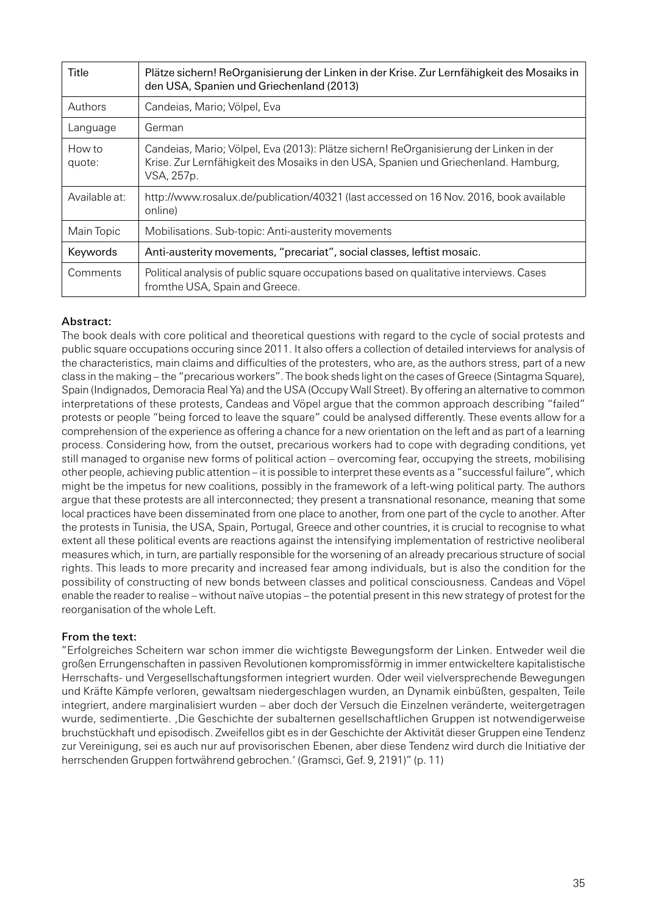| Title | Plätze sichern! ReOrganisierung der Linken in der Krise. Zur Lernfähigkeit des Mosaiks in den USA, Spanien und Griechenland (2013) |
|---|---|
| Authors | Candeias, Mario; Völpel, Eva |
| Language | German |
| How to quote: | Candeias, Mario; Völpel, Eva (2013): Plätze sichern! ReOrganisierung der Linken in der Krise. Zur Lernfähigkeit des Mosaiks in den USA, Spanien und Griechenland. Hamburg, VSA, 257p. |
| Available at: | http://www.rosalux.de/publication/40321 (last accessed on 16 Nov. 2016, book available online) |
| Main Topic | Mobilisations. Sub-topic: Anti-austerity movements |
| Keywords | Anti-austerity movements, "precariat", social classes, leftist mosaic. |
| Comments | Political analysis of public square occupations based on qualitative interviews. Cases fromthe USA, Spain and Greece. |

**Abstract:**

The book deals with core political and theoretical questions with regard to the cycle of social protests and public square occupations occuring since 2011. It also offers a collection of detailed interviews for analysis of the characteristics, main claims and difficulties of the protesters, who are, as the authors stress, part of a new class in the making – the "precarious workers". The book sheds light on the cases of Greece (Sintagma Square), Spain (Indignados, Democracia Real Ya) and the USA (Occupy Wall Street). By offering an alternative to common interpretations of these protests, Candeas and Vöpel argue that the common approach describing "failed" protests or people "being forced to leave the square" could be analysed differently. These events allow for a comprehension of the experience as offering a chance for a new orientation on the left and as part of a learning process. Considering how, from the outset, precarious workers had to cope with degrading conditions, yet still managed to organise new forms of political action – overcoming fear, occupying the streets, mobilising other people, achieving public attention – it is possible to interpret these events as a "successful failure", which might be the impetus for new coalitions, possibly in the framework of a left-wing political party. The authors argue that these protests are all interconnected; they present a transnational resonance, meaning that some local practices have been disseminated from one place to another, from one part of the cycle to another. After the protests in Tunisia, the USA, Spain, Portugal, Greece and other countries, it is crucial to recognise to what extent all these political events are reactions against the intensifying implementation of restrictive neoliberal measures which, in turn, are partially responsible for the worsening of an already precarious structure of social rights. This leads to more precarity and increased fear among individuals, but is also the condition for the possibility of constructing of new bonds between classes and political consciousness. Candeas and Vöpel enable the reader to realise – without naïve utopias – the potential present in this new strategy of protest for the reorganisation of the whole Left.

**From the text:**

"Erfolgreiches Scheitern war schon immer die wichtigste Bewegungsform der Linken. Entweder weil die großen Errungenschaften in passiven Revolutionen kompromissförmig in immer entwickeltere kapitalistische Herrschafts- und Vergesellschaftungsformen integriert wurden. Oder weil vielversprechende Bewegungen und Kräfte Kämpfe verloren, gewaltsam niedergeschlagen wurden, an Dynamik einbüßten, gespalten, Teile integriert, andere marginalisiert wurden – aber doch der Versuch die Einzelnen veränderte, weitergetragen wurde, sedimentierte. ‚Die Geschichte der subalternen gesellschaftlichen Gruppen ist notwendigerweise bruchstückhaft und episodisch. Zweifellos gibt es in der Geschichte der Aktivität dieser Gruppen eine Tendenz zur Vereinigung, sei es auch nur auf provisorischen Ebenen, aber diese Tendenz wird durch die Initiative der herrschenden Gruppen fortwährend gebrochen.' (Gramsci, Gef. 9, 2191)" (p. 11)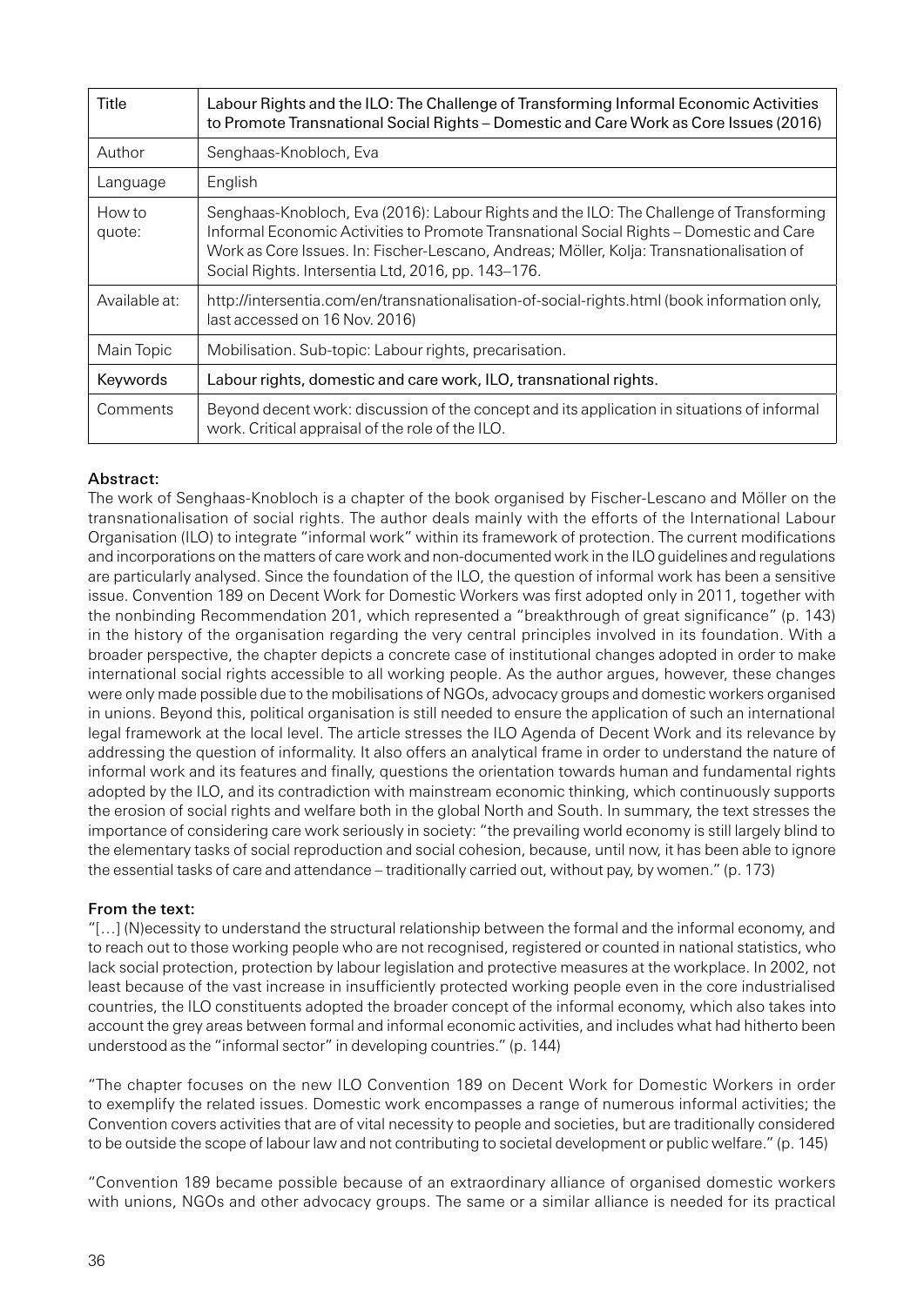| Title | Labour Rights and the ILO: The Challenge of Transforming Informal Economic Activities to Promote Transnational Social Rights – Domestic and Care Work as Core Issues (2016) |
|---|---|
| Author | Senghaas-Knobloch, Eva |
| Language | English |
| How to quote: | Senghaas-Knobloch, Eva (2016): Labour Rights and the ILO: The Challenge of Transforming Informal Economic Activities to Promote Transnational Social Rights – Domestic and Care Work as Core Issues. In: Fischer-Lescano, Andreas; Möller, Kolja: Transnationalisation of Social Rights. Intersentia Ltd, 2016, pp. 143–176. |
| Available at: | http://intersentia.com/en/transnationalisation-of-social-rights.html (book information only, last accessed on 16 Nov. 2016) |
| Main Topic | Mobilisation. Sub-topic: Labour rights, precarisation. |
| Keywords | Labour rights, domestic and care work, ILO, transnational rights. |
| Comments | Beyond decent work: discussion of the concept and its application in situations of informal work. Critical appraisal of the role of the ILO. |

**Abstract:**

The work of Senghaas-Knobloch is a chapter of the book organised by Fischer-Lescano and Möller on the transnationalisation of social rights. The author deals mainly with the efforts of the International Labour Organisation (ILO) to integrate "informal work" within its framework of protection. The current modifications and incorporations on the matters of care work and non-documented work in the ILO guidelines and regulations are particularly analysed. Since the foundation of the ILO, the question of informal work has been a sensitive issue. Convention 189 on Decent Work for Domestic Workers was first adopted only in 2011, together with the nonbinding Recommendation 201, which represented a "breakthrough of great significance" (p. 143) in the history of the organisation regarding the very central principles involved in its foundation. With a broader perspective, the chapter depicts a concrete case of institutional changes adopted in order to make international social rights accessible to all working people. As the author argues, however, these changes were only made possible due to the mobilisations of NGOs, advocacy groups and domestic workers organised in unions. Beyond this, political organisation is still needed to ensure the application of such an international legal framework at the local level. The article stresses the ILO Agenda of Decent Work and its relevance by addressing the question of informality. It also offers an analytical frame in order to understand the nature of informal work and its features and finally, questions the orientation towards human and fundamental rights adopted by the ILO, and its contradiction with mainstream economic thinking, which continuously supports the erosion of social rights and welfare both in the global North and South. In summary, the text stresses the importance of considering care work seriously in society: "the prevailing world economy is still largely blind to the elementary tasks of social reproduction and social cohesion, because, until now, it has been able to ignore the essential tasks of care and attendance – traditionally carried out, without pay, by women." (p. 173)

**From the text:**

"[…] (N)ecessity to understand the structural relationship between the formal and the informal economy, and to reach out to those working people who are not recognised, registered or counted in national statistics, who lack social protection, protection by labour legislation and protective measures at the workplace. In 2002, not least because of the vast increase in insufficiently protected working people even in the core industrialised countries, the ILO constituents adopted the broader concept of the informal economy, which also takes into account the grey areas between formal and informal economic activities, and includes what had hitherto been understood as the "informal sector" in developing countries." (p. 144)

"The chapter focuses on the new ILO Convention 189 on Decent Work for Domestic Workers in order to exemplify the related issues. Domestic work encompasses a range of numerous informal activities; the Convention covers activities that are of vital necessity to people and societies, but are traditionally considered to be outside the scope of labour law and not contributing to societal development or public welfare." (p. 145)

"Convention 189 became possible because of an extraordinary alliance of organised domestic workers with unions, NGOs and other advocacy groups. The same or a similar alliance is needed for its practical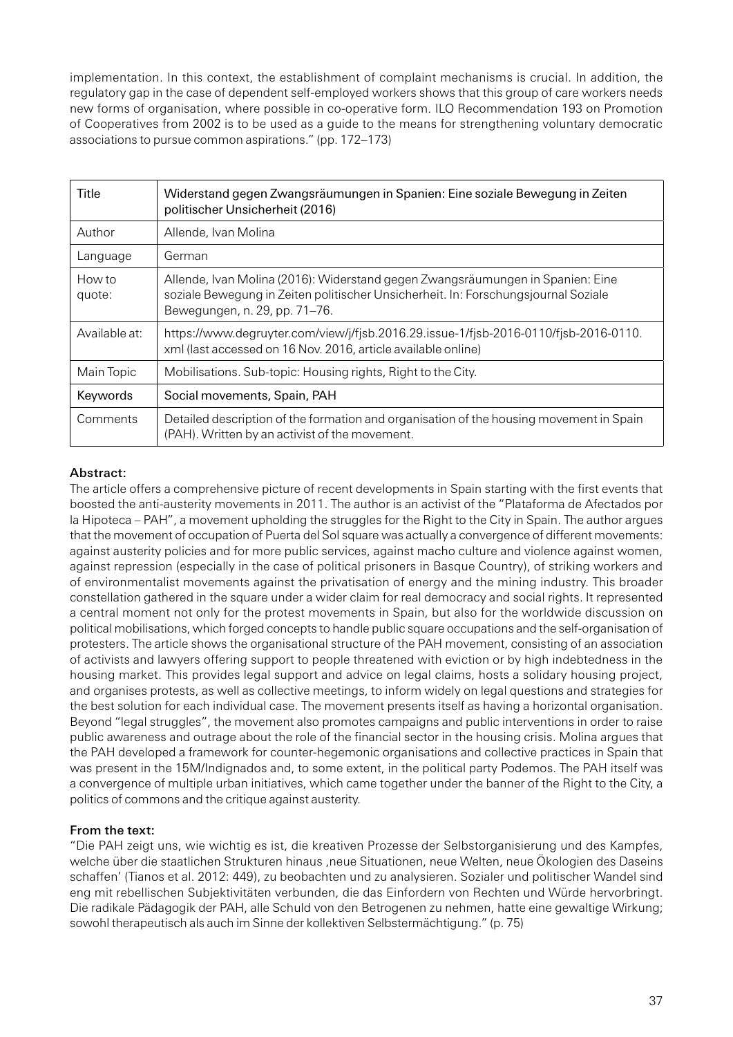implementation. In this context, the establishment of complaint mechanisms is crucial. In addition, the regulatory gap in the case of dependent self-employed workers shows that this group of care workers needs new forms of organisation, where possible in co-operative form. ILO Recommendation 193 on Promotion of Cooperatives from 2002 is to be used as a guide to the means for strengthening voluntary democratic associations to pursue common aspirations." (pp. 172–173)

| Title | Widerstand gegen Zwangsräumungen in Spanien: Eine soziale Bewegung in Zeiten politischer Unsicherheit (2016) |
|---|---|
| Author | Allende, Ivan Molina |
| Language | German |
| How to quote: | Allende, Ivan Molina (2016): Widerstand gegen Zwangsräumungen in Spanien: Eine soziale Bewegung in Zeiten politischer Unsicherheit. In: Forschungsjournal Soziale Bewegungen, n. 29, pp. 71–76. |
| Available at: | https://www.degruyter.com/view/j/fjsb.2016.29.issue-1/fjsb-2016-0110/fjsb-2016-0110.xml (last accessed on 16 Nov. 2016, article available online) |
| Main Topic | Mobilisations. Sub-topic: Housing rights, Right to the City. |
| Keywords | Social movements, Spain, PAH |
| Comments | Detailed description of the formation and organisation of the housing movement in Spain (PAH). Written by an activist of the movement. |

**Abstract:**

The article offers a comprehensive picture of recent developments in Spain starting with the first events that boosted the anti-austerity movements in 2011. The author is an activist of the "Plataforma de Afectados por la Hipoteca – PAH", a movement upholding the struggles for the Right to the City in Spain. The author argues that the movement of occupation of Puerta del Sol square was actually a convergence of different movements: against austerity policies and for more public services, against macho culture and violence against women, against repression (especially in the case of political prisoners in Basque Country), of striking workers and of environmentalist movements against the privatisation of energy and the mining industry. This broader constellation gathered in the square under a wider claim for real democracy and social rights. It represented a central moment not only for the protest movements in Spain, but also for the worldwide discussion on political mobilisations, which forged concepts to handle public square occupations and the self-organisation of protesters. The article shows the organisational structure of the PAH movement, consisting of an association of activists and lawyers offering support to people threatened with eviction or by high indebtedness in the housing market. This provides legal support and advice on legal claims, hosts a solidary housing project, and organises protests, as well as collective meetings, to inform widely on legal questions and strategies for the best solution for each individual case. The movement presents itself as having a horizontal organisation. Beyond "legal struggles", the movement also promotes campaigns and public interventions in order to raise public awareness and outrage about the role of the financial sector in the housing crisis. Molina argues that the PAH developed a framework for counter-hegemonic organisations and collective practices in Spain that was present in the 15M/Indignados and, to some extent, in the political party Podemos. The PAH itself was a convergence of multiple urban initiatives, which came together under the banner of the Right to the City, a politics of commons and the critique against austerity.

**From the text:**

"Die PAH zeigt uns, wie wichtig es ist, die kreativen Prozesse der Selbstorganisierung und des Kampfes, welche über die staatlichen Strukturen hinaus ‚neue Situationen, neue Welten, neue Ökologien des Daseins schaffen' (Tianos et al. 2012: 449), zu beobachten und zu analysieren. Sozialer und politischer Wandel sind eng mit rebellischen Subjektivitäten verbunden, die das Einfordern von Rechten und Würde hervorbringt. Die radikale Pädagogik der PAH, alle Schuld von den Betrogenen zu nehmen, hatte eine gewaltige Wirkung; sowohl therapeutisch als auch im Sinne der kollektiven Selbstermächtigung." (p. 75)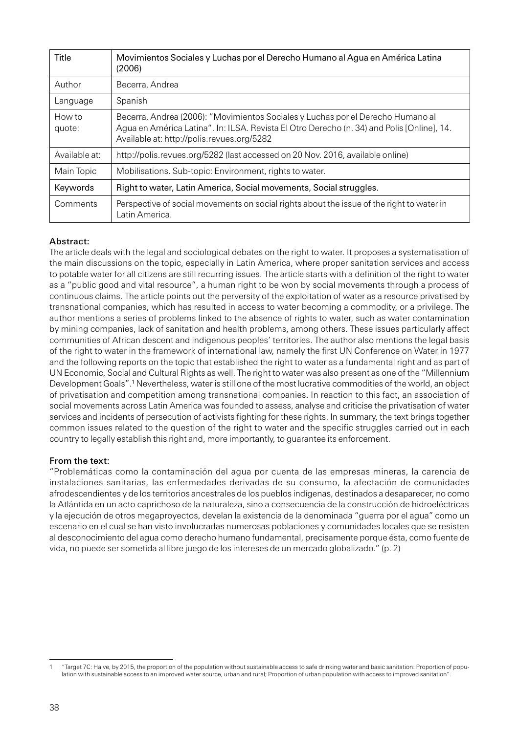| Title | Movimientos Sociales y Luchas por el Derecho Humano al Agua en América Latina (2006) |
|---|---|
| Author | Becerra, Andrea |
| Language | Spanish |
| How to quote: | Becerra, Andrea (2006): "Movimientos Sociales y Luchas por el Derecho Humano al Agua en América Latina". In: ILSA. Revista El Otro Derecho (n. 34) and Polis [Online], 14. Available at: http://polis.revues.org/5282 |
| Available at: | http://polis.revues.org/5282 (last accessed on 20 Nov. 2016, available online) |
| Main Topic | Mobilisations. Sub-topic: Environment, rights to water. |
| Keywords | Right to water, Latin America, Social movements, Social struggles. |
| Comments | Perspective of social movements on social rights about the issue of the right to water in Latin America. |

**Abstract:**

The article deals with the legal and sociological debates on the right to water. It proposes a systematisation of the main discussions on the topic, especially in Latin America, where proper sanitation services and access to potable water for all citizens are still recurring issues. The article starts with a definition of the right to water as a "public good and vital resource", a human right to be won by social movements through a process of continuous claims. The article points out the perversity of the exploitation of water as a resource privatised by transnational companies, which has resulted in access to water becoming a commodity, or a privilege. The author mentions a series of problems linked to the absence of rights to water, such as water contamination by mining companies, lack of sanitation and health problems, among others. These issues particularly affect communities of African descent and indigenous peoples' territories. The author also mentions the legal basis of the right to water in the framework of international law, namely the first UN Conference on Water in 1977 and the following reports on the topic that established the right to water as a fundamental right and as part of UN Economic, Social and Cultural Rights as well. The right to water was also present as one of the "Millennium Development Goals".[1] Nevertheless, water is still one of the most lucrative commodities of the world, an object of privatisation and competition among transnational companies. In reaction to this fact, an association of social movements across Latin America was founded to assess, analyse and criticise the privatisation of water services and incidents of persecution of activists fighting for these rights. In summary, the text brings together common issues related to the question of the right to water and the specific struggles carried out in each country to legally establish this right and, more importantly, to guarantee its enforcement.

**From the text:**

"Problemáticas como la contaminación del agua por cuenta de las empresas mineras, la carencia de instalaciones sanitarias, las enfermedades derivadas de su consumo, la afectación de comunidades afrodescendientes y de los territorios ancestrales de los pueblos indígenas, destinados a desaparecer, no como la Atlántida en un acto caprichoso de la naturaleza, sino a consecuencia de la construcción de hidroeléctricas y la ejecución de otros megaproyectos, develan la existencia de la denominada "guerra por el agua" como un escenario en el cual se han visto involucradas numerosas poblaciones y comunidades locales que se resisten al desconocimiento del agua como derecho humano fundamental, precisamente porque ésta, como fuente de vida, no puede ser sometida al libre juego de los intereses de un mercado globalizado." (p. 2)

---

[1] "Target 7C: Halve, by 2015, the proportion of the population without sustainable access to safe drinking water and basic sanitation: Proportion of population with sustainable access to an improved water source, urban and rural; Proportion of urban population with access to improved sanitation".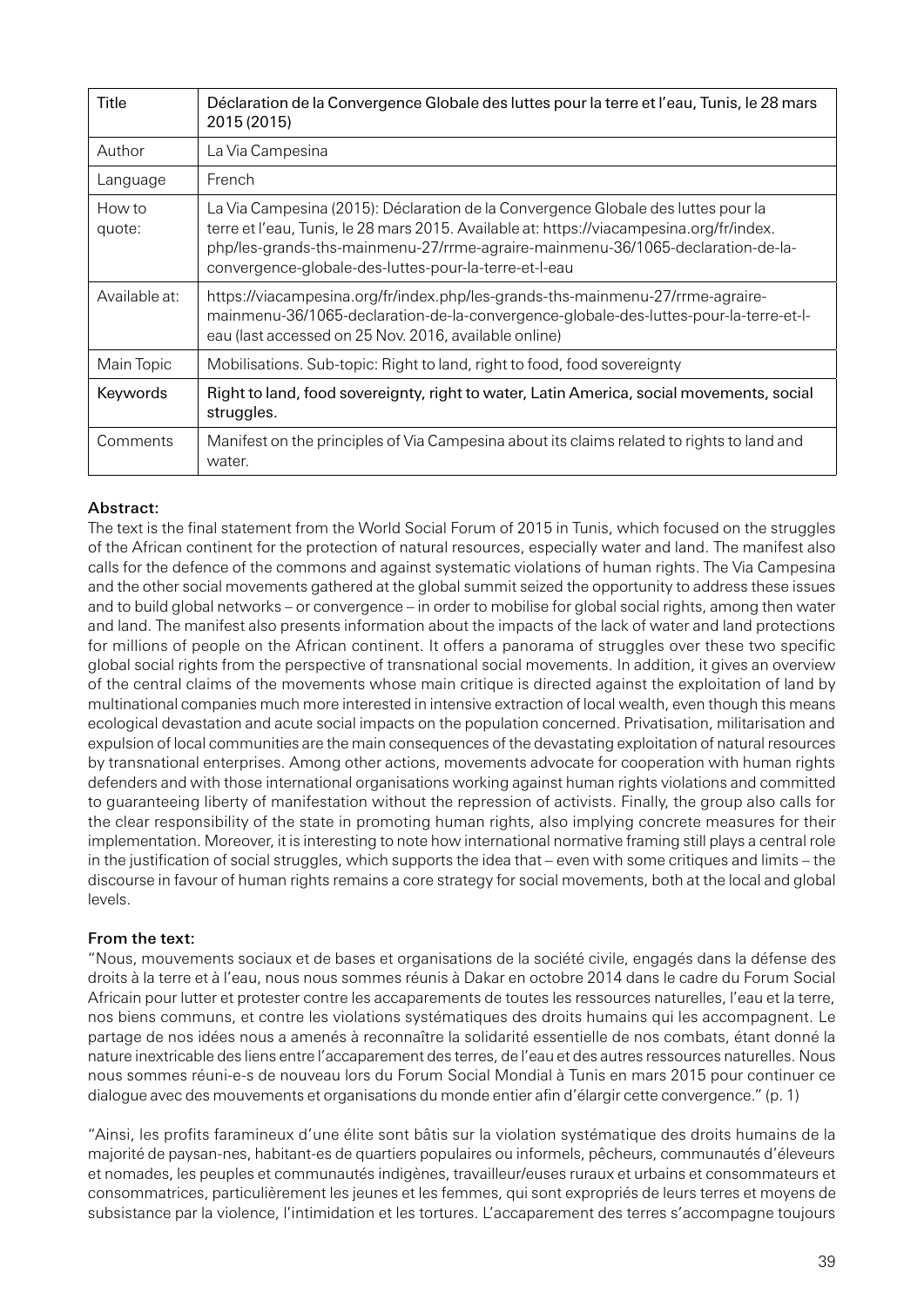| Title | Déclaration de la Convergence Globale des luttes pour la terre et l'eau, Tunis, le 28 mars 2015 (2015) |
|---|---|
| Author | La Via Campesina |
| Language | French |
| How to quote: | La Via Campesina (2015): Déclaration de la Convergence Globale des luttes pour la terre et l'eau, Tunis, le 28 mars 2015. Available at: https://viacampesina.org/fr/index.php/les-grands-ths-mainmenu-27/rrme-agraire-mainmenu-36/1065-declaration-de-la-convergence-globale-des-luttes-pour-la-terre-et-l-eau |
| Available at: | https://viacampesina.org/fr/index.php/les-grands-ths-mainmenu-27/rrme-agraire-mainmenu-36/1065-declaration-de-la-convergence-globale-des-luttes-pour-la-terre-et-l-eau (last accessed on 25 Nov. 2016, available online) |
| Main Topic | Mobilisations. Sub-topic: Right to land, right to food, food sovereignty |
| Keywords | Right to land, food sovereignty, right to water, Latin America, social movements, social struggles. |
| Comments | Manifest on the principles of Via Campesina about its claims related to rights to land and water. |

**Abstract:**

The text is the final statement from the World Social Forum of 2015 in Tunis, which focused on the struggles of the African continent for the protection of natural resources, especially water and land. The manifest also calls for the defence of the commons and against systematic violations of human rights. The Via Campesina and the other social movements gathered at the global summit seized the opportunity to address these issues and to build global networks – or convergence – in order to mobilise for global social rights, among then water and land. The manifest also presents information about the impacts of the lack of water and land protections for millions of people on the African continent. It offers a panorama of struggles over these two specific global social rights from the perspective of transnational social movements. In addition, it gives an overview of the central claims of the movements whose main critique is directed against the exploitation of land by multinational companies much more interested in intensive extraction of local wealth, even though this means ecological devastation and acute social impacts on the population concerned. Privatisation, militarisation and expulsion of local communities are the main consequences of the devastating exploitation of natural resources by transnational enterprises. Among other actions, movements advocate for cooperation with human rights defenders and with those international organisations working against human rights violations and committed to guaranteeing liberty of manifestation without the repression of activists. Finally, the group also calls for the clear responsibility of the state in promoting human rights, also implying concrete measures for their implementation. Moreover, it is interesting to note how international normative framing still plays a central role in the justification of social struggles, which supports the idea that – even with some critiques and limits – the discourse in favour of human rights remains a core strategy for social movements, both at the local and global levels.

**From the text:**

"Nous, mouvements sociaux et de bases et organisations de la société civile, engagés dans la défense des droits à la terre et à l'eau, nous nous sommes réunis à Dakar en octobre 2014 dans le cadre du Forum Social Africain pour lutter et protester contre les accaparements de toutes les ressources naturelles, l'eau et la terre, nos biens communs, et contre les violations systématiques des droits humains qui les accompagnent. Le partage de nos idées nous a amenés à reconnaître la solidarité essentielle de nos combats, étant donné la nature inextricable des liens entre l'accaparement des terres, de l'eau et des autres ressources naturelles. Nous nous sommes réuni-e-s de nouveau lors du Forum Social Mondial à Tunis en mars 2015 pour continuer ce dialogue avec des mouvements et organisations du monde entier afin d'élargir cette convergence." (p. 1)

"Ainsi, les profits faramineux d'une élite sont bâtis sur la violation systématique des droits humains de la majorité de paysan-nes, habitant-es de quartiers populaires ou informels, pêcheurs, communautés d'éleveurs et nomades, les peuples et communautés indigènes, travailleur/euses ruraux et urbains et consommateurs et consommatrices, particulièrement les jeunes et les femmes, qui sont expropriés de leurs terres et moyens de subsistance par la violence, l'intimidation et les tortures. L'accaparement des terres s'accompagne toujours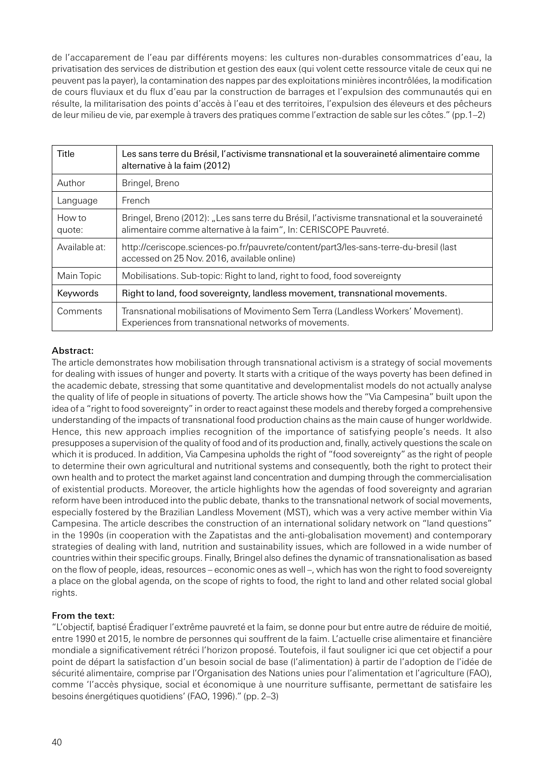de l'accaparement de l'eau par différents moyens: les cultures non-durables consommatrices d'eau, la privatisation des services de distribution et gestion des eaux (qui volent cette ressource vitale de ceux qui ne peuvent pas la payer), la contamination des nappes par des exploitations minières incontrôlées, la modification de cours fluviaux et du flux d'eau par la construction de barrages et l'expulsion des communautés qui en résulte, la militarisation des points d'accès à l'eau et des territoires, l'expulsion des éleveurs et des pêcheurs de leur milieu de vie, par exemple à travers des pratiques comme l'extraction de sable sur les côtes." (pp.1–2)

| Title | Les sans terre du Brésil, l'activisme transnational et la souveraineté alimentaire comme alternative à la faim (2012) |
|---|---|
| Author | Bringel, Breno |
| Language | French |
| How to quote: | Bringel, Breno (2012): „Les sans terre du Brésil, l'activisme transnational et la souveraineté alimentaire comme alternative à la faim", In: CERISCOPE Pauvreté. |
| Available at: | http://ceriscope.sciences-po.fr/pauvrete/content/part3/les-sans-terre-du-bresil (last accessed on 25 Nov. 2016, available online) |
| Main Topic | Mobilisations. Sub-topic: Right to land, right to food, food sovereignty |
| Keywords | Right to land, food sovereignty, landless movement, transnational movements. |
| Comments | Transnational mobilisations of Movimento Sem Terra (Landless Workers' Movement). Experiences from transnational networks of movements. |

**Abstract:**

The article demonstrates how mobilisation through transnational activism is a strategy of social movements for dealing with issues of hunger and poverty. It starts with a critique of the ways poverty has been defined in the academic debate, stressing that some quantitative and developmentalist models do not actually analyse the quality of life of people in situations of poverty. The article shows how the "Via Campesina" built upon the idea of a "right to food sovereignty" in order to react against these models and thereby forged a comprehensive understanding of the impacts of transnational food production chains as the main cause of hunger worldwide. Hence, this new approach implies recognition of the importance of satisfying people's needs. It also presupposes a supervision of the quality of food and of its production and, finally, actively questions the scale on which it is produced. In addition, Via Campesina upholds the right of "food sovereignty" as the right of people to determine their own agricultural and nutritional systems and consequently, both the right to protect their own health and to protect the market against land concentration and dumping through the commercialisation of existential products. Moreover, the article highlights how the agendas of food sovereignty and agrarian reform have been introduced into the public debate, thanks to the transnational network of social movements, especially fostered by the Brazilian Landless Movement (MST), which was a very active member within Via Campesina. The article describes the construction of an international solidary network on "land questions" in the 1990s (in cooperation with the Zapatistas and the anti-globalisation movement) and contemporary strategies of dealing with land, nutrition and sustainability issues, which are followed in a wide number of countries within their specific groups. Finally, Bringel also defines the dynamic of transnationalisation as based on the flow of people, ideas, resources – economic ones as well –, which has won the right to food sovereignty a place on the global agenda, on the scope of rights to food, the right to land and other related social global rights.

**From the text:**

"L'objectif, baptisé Éradiquer l'extrême pauvreté et la faim, se donne pour but entre autre de réduire de moitié, entre 1990 et 2015, le nombre de personnes qui souffrent de la faim. L'actuelle crise alimentaire et financière mondiale a significativement rétréci l'horizon proposé. Toutefois, il faut souligner ici que cet objectif a pour point de départ la satisfaction d'un besoin social de base (l'alimentation) à partir de l'adoption de l'idée de sécurité alimentaire, comprise par l'Organisation des Nations unies pour l'alimentation et l'agriculture (FAO), comme 'l'accès physique, social et économique à une nourriture suffisante, permettant de satisfaire les besoins énergétiques quotidiens' (FAO, 1996)." (pp. 2–3)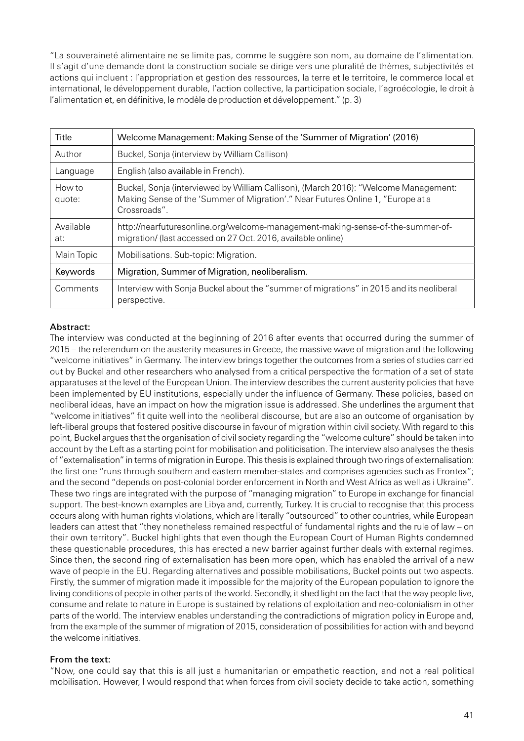"La souveraineté alimentaire ne se limite pas, comme le suggère son nom, au domaine de l'alimentation. Il s'agit d'une demande dont la construction sociale se dirige vers une pluralité de thèmes, subjectivités et actions qui incluent : l'appropriation et gestion des ressources, la terre et le territoire, le commerce local et international, le développement durable, l'action collective, la participation sociale, l'agroécologie, le droit à l'alimentation et, en définitive, le modèle de production et développement." (p. 3)

| Title | Welcome Management: Making Sense of the 'Summer of Migration' (2016) |
|---|---|
| Author | Buckel, Sonja (interview by William Callison) |
| Language | English (also available in French). |
| How to quote: | Buckel, Sonja (interviewed by William Callison), (March 2016): "Welcome Management: Making Sense of the 'Summer of Migration'." Near Futures Online 1, "Europe at a Crossroads". |
| Available at: | http://nearfuturesonline.org/welcome-management-making-sense-of-the-summer-of-migration/ (last accessed on 27 Oct. 2016, available online) |
| Main Topic | Mobilisations. Sub-topic: Migration. |
| Keywords | Migration, Summer of Migration, neoliberalism. |
| Comments | Interview with Sonja Buckel about the "summer of migrations" in 2015 and its neoliberal perspective. |

**Abstract:**

The interview was conducted at the beginning of 2016 after events that occurred during the summer of 2015 – the referendum on the austerity measures in Greece, the massive wave of migration and the following "welcome initiatives" in Germany. The interview brings together the outcomes from a series of studies carried out by Buckel and other researchers who analysed from a critical perspective the formation of a set of state apparatuses at the level of the European Union. The interview describes the current austerity policies that have been implemented by EU institutions, especially under the influence of Germany. These policies, based on neoliberal ideas, have an impact on how the migration issue is addressed. She underlines the argument that "welcome initiatives" fit quite well into the neoliberal discourse, but are also an outcome of organisation by left-liberal groups that fostered positive discourse in favour of migration within civil society. With regard to this point, Buckel argues that the organisation of civil society regarding the "welcome culture" should be taken into account by the Left as a starting point for mobilisation and politicisation. The interview also analyses the thesis of "externalisation" in terms of migration in Europe. This thesis is explained through two rings of externalisation: the first one "runs through southern and eastern member-states and comprises agencies such as Frontex"; and the second "depends on post-colonial border enforcement in North and West Africa as well as i Ukraine". These two rings are integrated with the purpose of "managing migration" to Europe in exchange for financial support. The best-known examples are Libya and, currently, Turkey. It is crucial to recognise that this process occurs along with human rights violations, which are literally "outsourced" to other countries, while European leaders can attest that "they nonetheless remained respectful of fundamental rights and the rule of law – on their own territory". Buckel highlights that even though the European Court of Human Rights condemned these questionable procedures, this has erected a new barrier against further deals with external regimes. Since then, the second ring of externalisation has been more open, which has enabled the arrival of a new wave of people in the EU. Regarding alternatives and possible mobilisations, Buckel points out two aspects. Firstly, the summer of migration made it impossible for the majority of the European population to ignore the living conditions of people in other parts of the world. Secondly, it shed light on the fact that the way people live, consume and relate to nature in Europe is sustained by relations of exploitation and neo-colonialism in other parts of the world. The interview enables understanding the contradictions of migration policy in Europe and, from the example of the summer of migration of 2015, consideration of possibilities for action with and beyond the welcome initiatives.

**From the text:**

"Now, one could say that this is all just a humanitarian or empathetic reaction, and not a real political mobilisation. However, I would respond that when forces from civil society decide to take action, something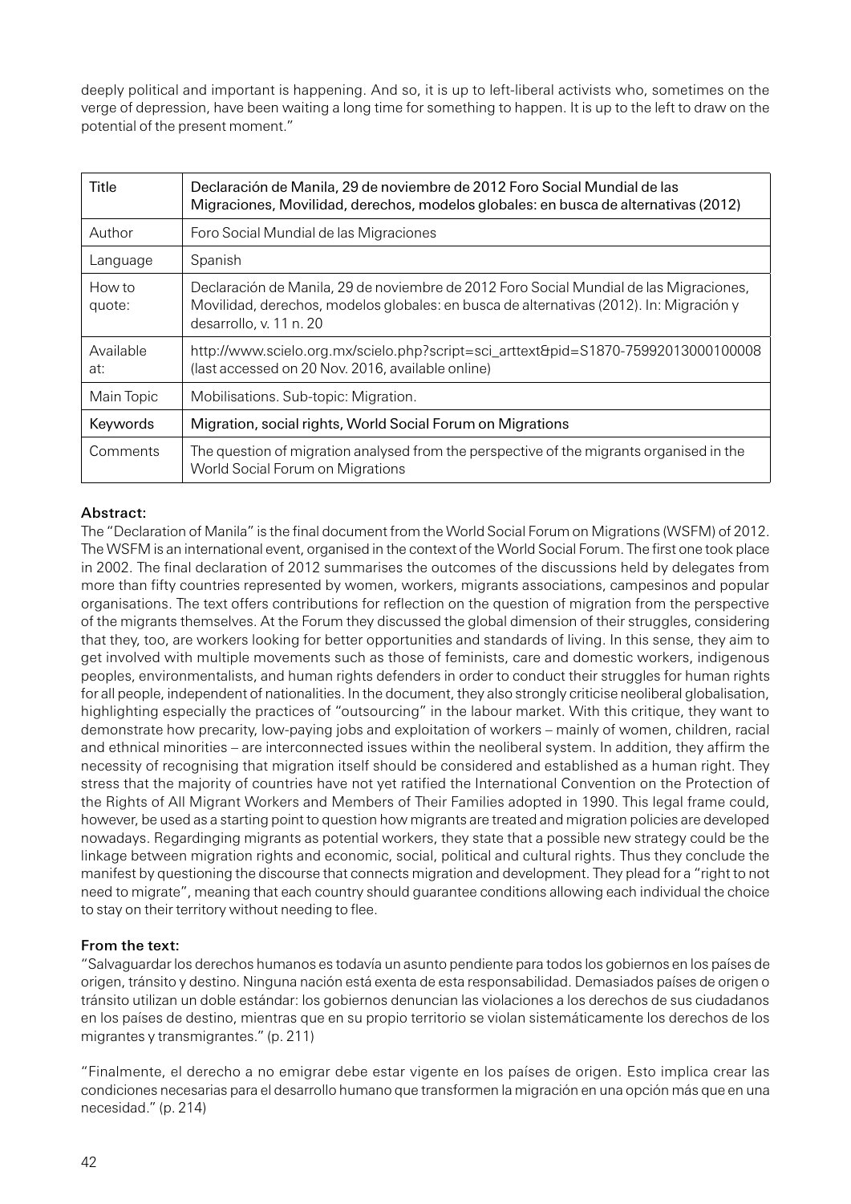deeply political and important is happening. And so, it is up to left-liberal activists who, sometimes on the verge of depression, have been waiting a long time for something to happen. It is up to the left to draw on the potential of the present moment."

| Title | Declaración de Manila, 29 de noviembre de 2012 Foro Social Mundial de las Migraciones, Movilidad, derechos, modelos globales: en busca de alternativas (2012) |
|---|---|
| Author | Foro Social Mundial de las Migraciones |
| Language | Spanish |
| How to quote: | Declaración de Manila, 29 de noviembre de 2012 Foro Social Mundial de las Migraciones, Movilidad, derechos, modelos globales: en busca de alternativas (2012). In: Migración y desarrollo, v. 11 n. 20 |
| Available at: | http://www.scielo.org.mx/scielo.php?script=sci_arttext&pid=S1870-75992013000100008 (last accessed on 20 Nov. 2016, available online) |
| Main Topic | Mobilisations. Sub-topic: Migration. |
| Keywords | Migration, social rights, World Social Forum on Migrations |
| Comments | The question of migration analysed from the perspective of the migrants organised in the World Social Forum on Migrations |

**Abstract:**

The "Declaration of Manila" is the final document from the World Social Forum on Migrations (WSFM) of 2012. The WSFM is an international event, organised in the context of the World Social Forum. The first one took place in 2002. The final declaration of 2012 summarises the outcomes of the discussions held by delegates from more than fifty countries represented by women, workers, migrants associations, campesinos and popular organisations. The text offers contributions for reflection on the question of migration from the perspective of the migrants themselves. At the Forum they discussed the global dimension of their struggles, considering that they, too, are workers looking for better opportunities and standards of living. In this sense, they aim to get involved with multiple movements such as those of feminists, care and domestic workers, indigenous peoples, environmentalists, and human rights defenders in order to conduct their struggles for human rights for all people, independent of nationalities. In the document, they also strongly criticise neoliberal globalisation, highlighting especially the practices of "outsourcing" in the labour market. With this critique, they want to demonstrate how precarity, low-paying jobs and exploitation of workers – mainly of women, children, racial and ethnical minorities – are interconnected issues within the neoliberal system. In addition, they affirm the necessity of recognising that migration itself should be considered and established as a human right. They stress that the majority of countries have not yet ratified the International Convention on the Protection of the Rights of All Migrant Workers and Members of Their Families adopted in 1990. This legal frame could, however, be used as a starting point to question how migrants are treated and migration policies are developed nowadays. Regardinging migrants as potential workers, they state that a possible new strategy could be the linkage between migration rights and economic, social, political and cultural rights. Thus they conclude the manifest by questioning the discourse that connects migration and development. They plead for a "right to not need to migrate", meaning that each country should guarantee conditions allowing each individual the choice to stay on their territory without needing to flee.

**From the text:**

"Salvaguardar los derechos humanos es todavía un asunto pendiente para todos los gobiernos en los países de origen, tránsito y destino. Ninguna nación está exenta de esta responsabilidad. Demasiados países de origen o tránsito utilizan un doble estándar: los gobiernos denuncian las violaciones a los derechos de sus ciudadanos en los países de destino, mientras que en su propio territorio se violan sistemáticamente los derechos de los migrantes y transmigrantes." (p. 211)

"Finalmente, el derecho a no emigrar debe estar vigente en los países de origen. Esto implica crear las condiciones necesarias para el desarrollo humano que transformen la migración en una opción más que en una necesidad." (p. 214)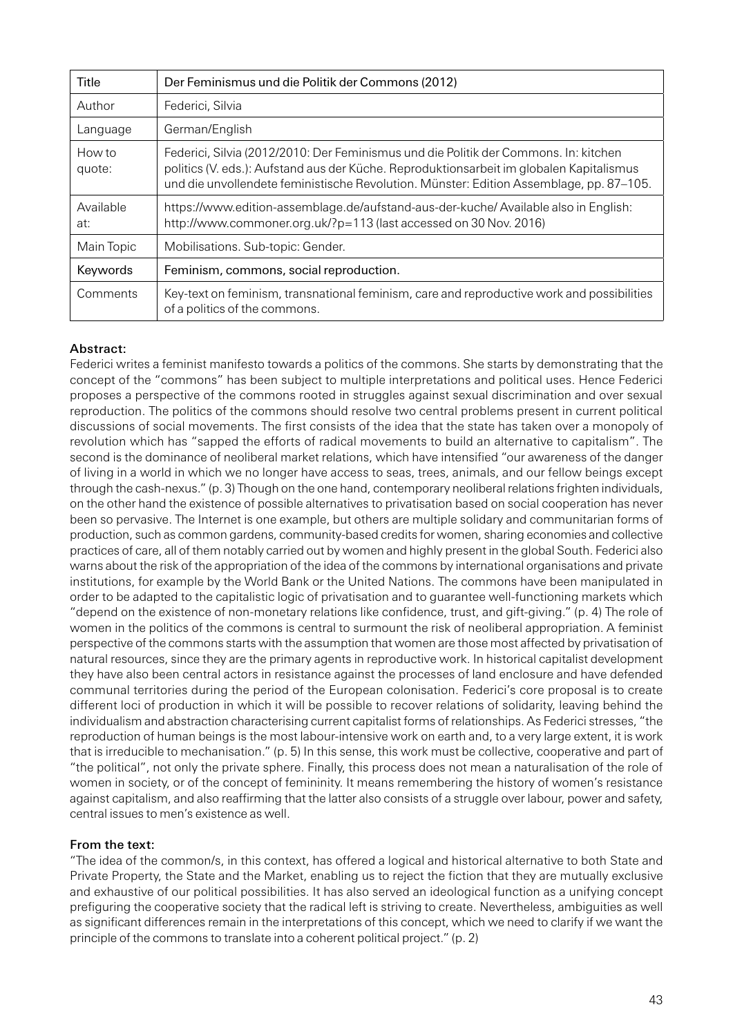| Title | Der Feminismus und die Politik der Commons (2012) |
|---|---|
| Author | Federici, Silvia |
| Language | German/English |
| How to quote: | Federici, Silvia (2012/2010: Der Feminismus und die Politik der Commons. In: kitchen politics (V. eds.): Aufstand aus der Küche. Reproduktionsarbeit im globalen Kapitalismus und die unvollendete feministische Revolution. Münster: Edition Assemblage, pp. 87–105. |
| Available at: | https://www.edition-assemblage.de/aufstand-aus-der-kuche/ Available also in English: http://www.commoner.org.uk/?p=113 (last accessed on 30 Nov. 2016) |
| Main Topic | Mobilisations. Sub-topic: Gender. |
| Keywords | Feminism, commons, social reproduction. |
| Comments | Key-text on feminism, transnational feminism, care and reproductive work and possibilities of a politics of the commons. |

**Abstract:**

Federici writes a feminist manifesto towards a politics of the commons. She starts by demonstrating that the concept of the "commons" has been subject to multiple interpretations and political uses. Hence Federici proposes a perspective of the commons rooted in struggles against sexual discrimination and over sexual reproduction. The politics of the commons should resolve two central problems present in current political discussions of social movements. The first consists of the idea that the state has taken over a monopoly of revolution which has "sapped the efforts of radical movements to build an alternative to capitalism". The second is the dominance of neoliberal market relations, which have intensified "our awareness of the danger of living in a world in which we no longer have access to seas, trees, animals, and our fellow beings except through the cash-nexus." (p. 3) Though on the one hand, contemporary neoliberal relations frighten individuals, on the other hand the existence of possible alternatives to privatisation based on social cooperation has never been so pervasive. The Internet is one example, but others are multiple solidary and communitarian forms of production, such as common gardens, community-based credits for women, sharing economies and collective practices of care, all of them notably carried out by women and highly present in the global South. Federici also warns about the risk of the appropriation of the idea of the commons by international organisations and private institutions, for example by the World Bank or the United Nations. The commons have been manipulated in order to be adapted to the capitalistic logic of privatisation and to guarantee well-functioning markets which "depend on the existence of non-monetary relations like confidence, trust, and gift-giving." (p. 4) The role of women in the politics of the commons is central to surmount the risk of neoliberal appropriation. A feminist perspective of the commons starts with the assumption that women are those most affected by privatisation of natural resources, since they are the primary agents in reproductive work. In historical capitalist development they have also been central actors in resistance against the processes of land enclosure and have defended communal territories during the period of the European colonisation. Federici's core proposal is to create different loci of production in which it will be possible to recover relations of solidarity, leaving behind the individualism and abstraction characterising current capitalist forms of relationships. As Federici stresses, "the reproduction of human beings is the most labour-intensive work on earth and, to a very large extent, it is work that is irreducible to mechanisation." (p. 5) In this sense, this work must be collective, cooperative and part of "the political", not only the private sphere. Finally, this process does not mean a naturalisation of the role of women in society, or of the concept of femininity. It means remembering the history of women's resistance against capitalism, and also reaffirming that the latter also consists of a struggle over labour, power and safety, central issues to men's existence as well.

**From the text:**

"The idea of the common/s, in this context, has offered a logical and historical alternative to both State and Private Property, the State and the Market, enabling us to reject the fiction that they are mutually exclusive and exhaustive of our political possibilities. It has also served an ideological function as a unifying concept prefiguring the cooperative society that the radical left is striving to create. Nevertheless, ambiguities as well as significant differences remain in the interpretations of this concept, which we need to clarify if we want the principle of the commons to translate into a coherent political project." (p. 2)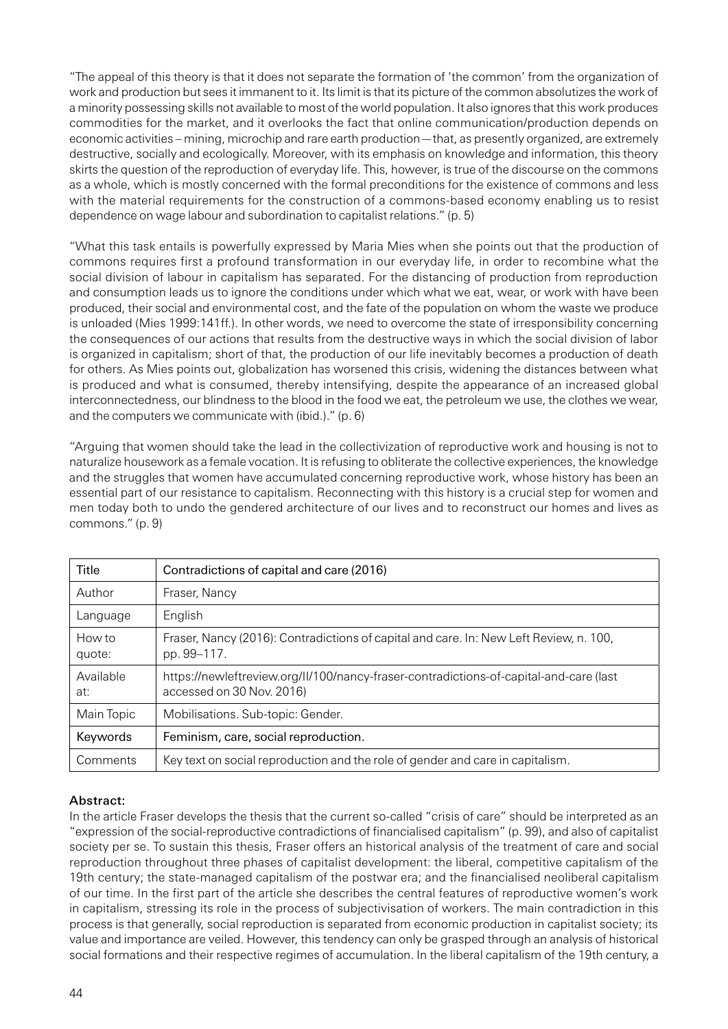"The appeal of this theory is that it does not separate the formation of 'the common' from the organization of work and production but sees it immanent to it. Its limit is that its picture of the common absolutizes the work of a minority possessing skills not available to most of the world population. It also ignores that this work produces commodities for the market, and it overlooks the fact that online communication/production depends on economic activities – mining, microchip and rare earth production — that, as presently organized, are extremely destructive, socially and ecologically. Moreover, with its emphasis on knowledge and information, this theory skirts the question of the reproduction of everyday life. This, however, is true of the discourse on the commons as a whole, which is mostly concerned with the formal preconditions for the existence of commons and less with the material requirements for the construction of a commons-based economy enabling us to resist dependence on wage labour and subordination to capitalist relations." (p. 5)

"What this task entails is powerfully expressed by Maria Mies when she points out that the production of commons requires first a profound transformation in our everyday life, in order to recombine what the social division of labour in capitalism has separated. For the distancing of production from reproduction and consumption leads us to ignore the conditions under which what we eat, wear, or work with have been produced, their social and environmental cost, and the fate of the population on whom the waste we produce is unloaded (Mies 1999:141ff.). In other words, we need to overcome the state of irresponsibility concerning the consequences of our actions that results from the destructive ways in which the social division of labor is organized in capitalism; short of that, the production of our life inevitably becomes a production of death for others. As Mies points out, globalization has worsened this crisis, widening the distances between what is produced and what is consumed, thereby intensifying, despite the appearance of an increased global interconnectedness, our blindness to the blood in the food we eat, the petroleum we use, the clothes we wear, and the computers we communicate with (ibid.)." (p. 6)

"Arguing that women should take the lead in the collectivization of reproductive work and housing is not to naturalize housework as a female vocation. It is refusing to obliterate the collective experiences, the knowledge and the struggles that women have accumulated concerning reproductive work, whose history has been an essential part of our resistance to capitalism. Reconnecting with this history is a crucial step for women and men today both to undo the gendered architecture of our lives and to reconstruct our homes and lives as commons." (p. 9)

| | |
|---|---|
| Title | Contradictions of capital and care (2016) |
| Author | Fraser, Nancy |
| Language | English |
| How to quote: | Fraser, Nancy (2016): Contradictions of capital and care. In: New Left Review, n. 100, pp. 99–117. |
| Available at: | https://newleftreview.org/II/100/nancy-fraser-contradictions-of-capital-and-care (last accessed on 30 Nov. 2016) |
| Main Topic | Mobilisations. Sub-topic: Gender. |
| Keywords | Feminism, care, social reproduction. |
| Comments | Key text on social reproduction and the role of gender and care in capitalism. |

**Abstract:**

In the article Fraser develops the thesis that the current so-called "crisis of care" should be interpreted as an "expression of the social-reproductive contradictions of financialised capitalism" (p. 99), and also of capitalist society per se. To sustain this thesis, Fraser offers an historical analysis of the treatment of care and social reproduction throughout three phases of capitalist development: the liberal, competitive capitalism of the 19th century; the state-managed capitalism of the postwar era; and the financialised neoliberal capitalism of our time. In the first part of the article she describes the central features of reproductive women's work in capitalism, stressing its role in the process of subjectivisation of workers. The main contradiction in this process is that generally, social reproduction is separated from economic production in capitalist society; its value and importance are veiled. However, this tendency can only be grasped through an analysis of historical social formations and their respective regimes of accumulation. In the liberal capitalism of the 19th century, a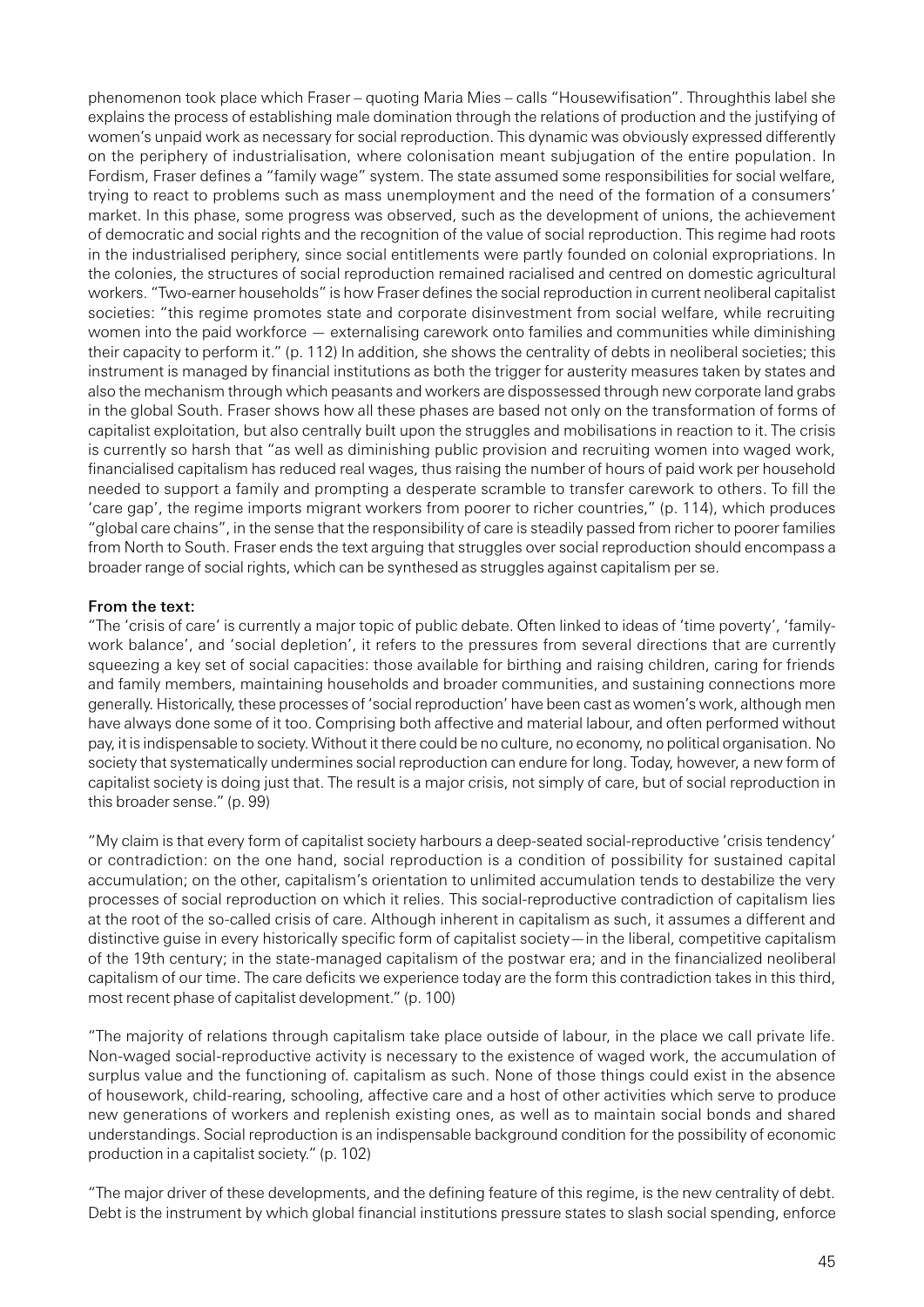phenomenon took place which Fraser – quoting Maria Mies – calls "Housewifisation". Throughthis label she explains the process of establishing male domination through the relations of production and the justifying of women's unpaid work as necessary for social reproduction. This dynamic was obviously expressed differently on the periphery of industrialisation, where colonisation meant subjugation of the entire population. In Fordism, Fraser defines a "family wage" system. The state assumed some responsibilities for social welfare, trying to react to problems such as mass unemployment and the need of the formation of a consumers' market. In this phase, some progress was observed, such as the development of unions, the achievement of democratic and social rights and the recognition of the value of social reproduction. This regime had roots in the industrialised periphery, since social entitlements were partly founded on colonial expropriations. In the colonies, the structures of social reproduction remained racialised and centred on domestic agricultural workers. "Two-earner households" is how Fraser defines the social reproduction in current neoliberal capitalist societies: "this regime promotes state and corporate disinvestment from social welfare, while recruiting women into the paid workforce — externalising carework onto families and communities while diminishing their capacity to perform it." (p. 112) In addition, she shows the centrality of debts in neoliberal societies; this instrument is managed by financial institutions as both the trigger for austerity measures taken by states and also the mechanism through which peasants and workers are dispossessed through new corporate land grabs in the global South. Fraser shows how all these phases are based not only on the transformation of forms of capitalist exploitation, but also centrally built upon the struggles and mobilisations in reaction to it. The crisis is currently so harsh that "as well as diminishing public provision and recruiting women into waged work, financialised capitalism has reduced real wages, thus raising the number of hours of paid work per household needed to support a family and prompting a desperate scramble to transfer carework to others. To fill the 'care gap', the regime imports migrant workers from poorer to richer countries," (p. 114), which produces "global care chains", in the sense that the responsibility of care is steadily passed from richer to poorer families from North to South. Fraser ends the text arguing that struggles over social reproduction should encompass a broader range of social rights, which can be synthesed as struggles against capitalism per se.

**From the text:**

"The 'crisis of care' is currently a major topic of public debate. Often linked to ideas of 'time poverty', 'family-work balance', and 'social depletion', it refers to the pressures from several directions that are currently squeezing a key set of social capacities: those available for birthing and raising children, caring for friends and family members, maintaining households and broader communities, and sustaining connections more generally. Historically, these processes of 'social reproduction' have been cast as women's work, although men have always done some of it too. Comprising both affective and material labour, and often performed without pay, it is indispensable to society. Without it there could be no culture, no economy, no political organisation. No society that systematically undermines social reproduction can endure for long. Today, however, a new form of capitalist society is doing just that. The result is a major crisis, not simply of care, but of social reproduction in this broader sense." (p. 99)

"My claim is that every form of capitalist society harbours a deep-seated social-reproductive 'crisis tendency' or contradiction: on the one hand, social reproduction is a condition of possibility for sustained capital accumulation; on the other, capitalism's orientation to unlimited accumulation tends to destabilize the very processes of social reproduction on which it relies. This social-reproductive contradiction of capitalism lies at the root of the so-called crisis of care. Although inherent in capitalism as such, it assumes a different and distinctive guise in every historically specific form of capitalist society—in the liberal, competitive capitalism of the 19th century; in the state-managed capitalism of the postwar era; and in the financialized neoliberal capitalism of our time. The care deficits we experience today are the form this contradiction takes in this third, most recent phase of capitalist development." (p. 100)

"The majority of relations through capitalism take place outside of labour, in the place we call private life. Non-waged social-reproductive activity is necessary to the existence of waged work, the accumulation of surplus value and the functioning of. capitalism as such. None of those things could exist in the absence of housework, child-rearing, schooling, affective care and a host of other activities which serve to produce new generations of workers and replenish existing ones, as well as to maintain social bonds and shared understandings. Social reproduction is an indispensable background condition for the possibility of economic production in a capitalist society." (p. 102)

"The major driver of these developments, and the defining feature of this regime, is the new centrality of debt. Debt is the instrument by which global financial institutions pressure states to slash social spending, enforce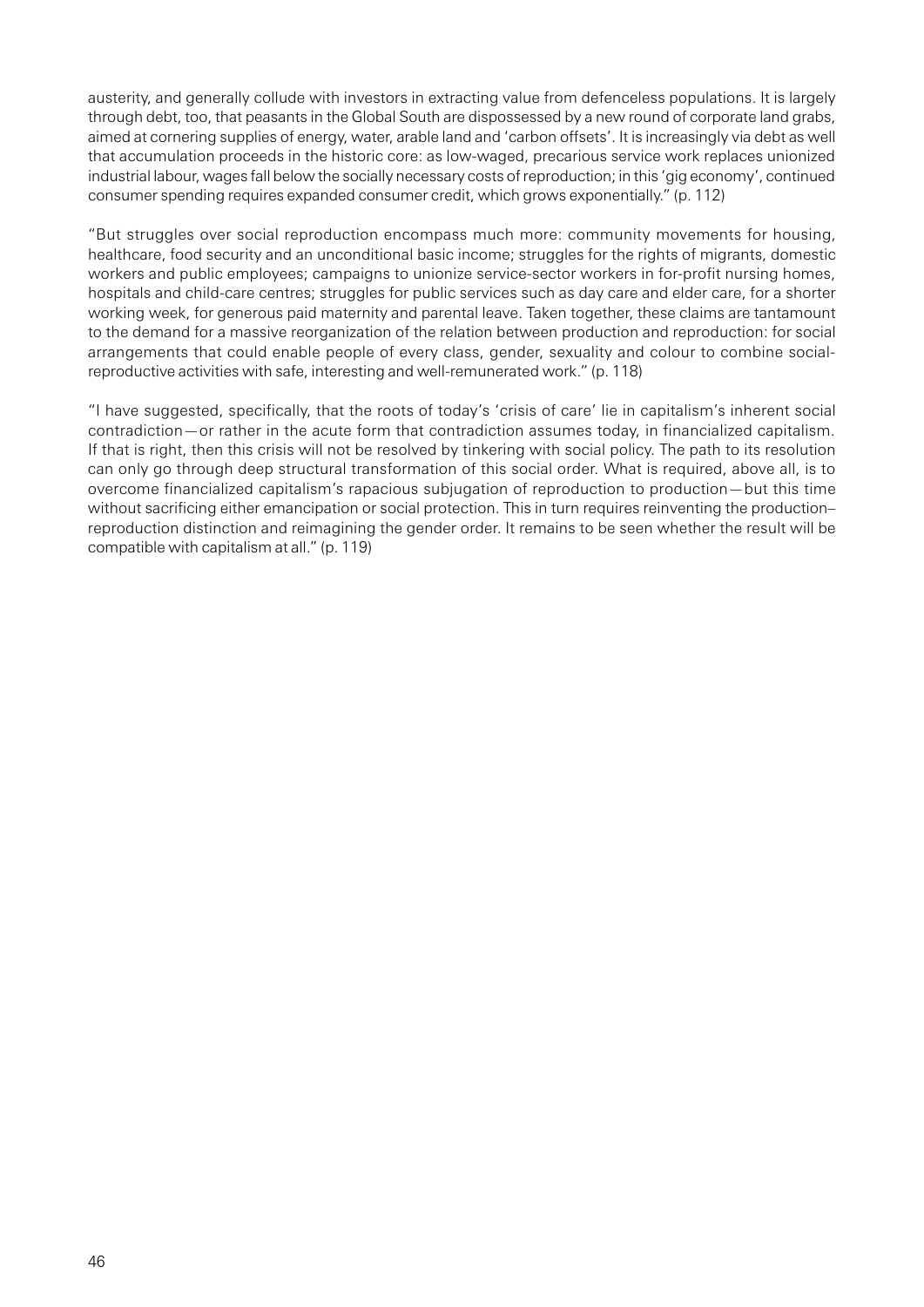austerity, and generally collude with investors in extracting value from defenceless populations. It is largely through debt, too, that peasants in the Global South are dispossessed by a new round of corporate land grabs, aimed at cornering supplies of energy, water, arable land and 'carbon offsets'. It is increasingly via debt as well that accumulation proceeds in the historic core: as low-waged, precarious service work replaces unionized industrial labour, wages fall below the socially necessary costs of reproduction; in this 'gig economy', continued consumer spending requires expanded consumer credit, which grows exponentially." (p. 112)

"But struggles over social reproduction encompass much more: community movements for housing, healthcare, food security and an unconditional basic income; struggles for the rights of migrants, domestic workers and public employees; campaigns to unionize service-sector workers in for-profit nursing homes, hospitals and child-care centres; struggles for public services such as day care and elder care, for a shorter working week, for generous paid maternity and parental leave. Taken together, these claims are tantamount to the demand for a massive reorganization of the relation between production and reproduction: for social arrangements that could enable people of every class, gender, sexuality and colour to combine social-reproductive activities with safe, interesting and well-remunerated work." (p. 118)

"I have suggested, specifically, that the roots of today's 'crisis of care' lie in capitalism's inherent social contradiction—or rather in the acute form that contradiction assumes today, in financialized capitalism. If that is right, then this crisis will not be resolved by tinkering with social policy. The path to its resolution can only go through deep structural transformation of this social order. What is required, above all, is to overcome financialized capitalism's rapacious subjugation of reproduction to production—but this time without sacrificing either emancipation or social protection. This in turn requires reinventing the production–reproduction distinction and reimagining the gender order. It remains to be seen whether the result will be compatible with capitalism at all." (p. 119)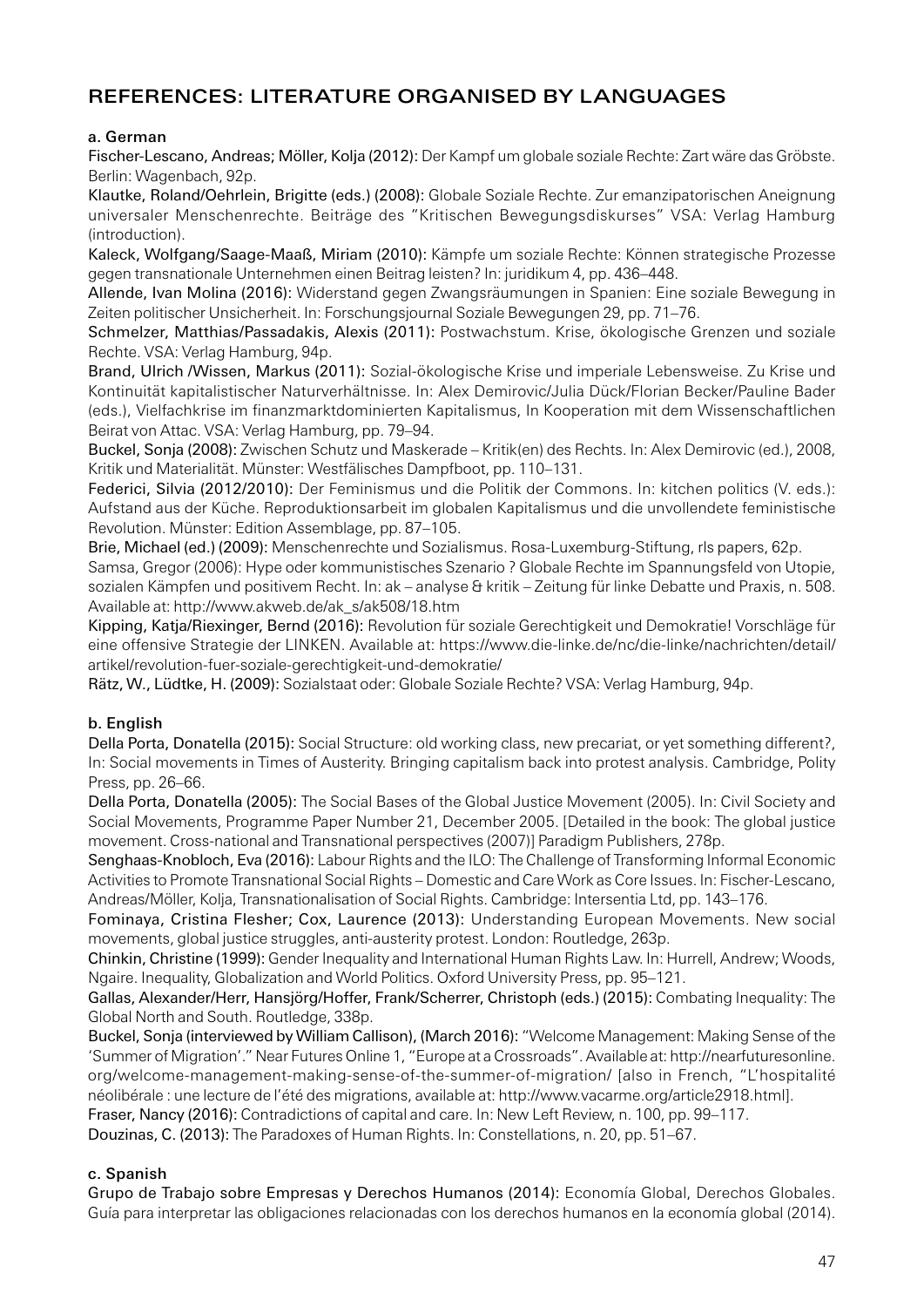## REFERENCES: LITERATURE ORGANISED BY LANGUAGES

### a. German

Fischer-Lescano, Andreas; Möller, Kolja (2012): Der Kampf um globale soziale Rechte: Zart wäre das Gröbste. Berlin: Wagenbach, 92p.

Klautke, Roland/Oehrlein, Brigitte (eds.) (2008): Globale Soziale Rechte. Zur emanzipatorischen Aneignung universaler Menschenrechte. Beiträge des "Kritischen Bewegungsdiskurses" VSA: Verlag Hamburg (introduction).

Kaleck, Wolfgang/Saage-Maaß, Miriam (2010): Kämpfe um soziale Rechte: Können strategische Prozesse gegen transnationale Unternehmen einen Beitrag leisten? In: juridikum 4, pp. 436–448.

Allende, Ivan Molina (2016): Widerstand gegen Zwangsräumungen in Spanien: Eine soziale Bewegung in Zeiten politischer Unsicherheit. In: Forschungsjournal Soziale Bewegungen 29, pp. 71–76.

Schmelzer, Matthias/Passadakis, Alexis (2011): Postwachstum. Krise, ökologische Grenzen und soziale Rechte. VSA: Verlag Hamburg, 94p.

Brand, Ulrich /Wissen, Markus (2011): Sozial-ökologische Krise und imperiale Lebensweise. Zu Krise und Kontinuität kapitalistischer Naturverhältnisse. In: Alex Demirovic/Julia Dück/Florian Becker/Pauline Bader (eds.), Vielfachkrise im finanzmarktdominierten Kapitalismus, In Kooperation mit dem Wissenschaftlichen Beirat von Attac. VSA: Verlag Hamburg, pp. 79–94.

Buckel, Sonja (2008): Zwischen Schutz und Maskerade – Kritik(en) des Rechts. In: Alex Demirovic (ed.), 2008, Kritik und Materialität. Münster: Westfälisches Dampfboot, pp. 110–131.

Federici, Silvia (2012/2010): Der Feminismus und die Politik der Commons. In: kitchen politics (V. eds.): Aufstand aus der Küche. Reproduktionsarbeit im globalen Kapitalismus und die unvollendete feministische Revolution. Münster: Edition Assemblage, pp. 87–105.

Brie, Michael (ed.) (2009): Menschenrechte und Sozialismus. Rosa-Luxemburg-Stiftung, rls papers, 62p.

Samsa, Gregor (2006): Hype oder kommunistisches Szenario ? Globale Rechte im Spannungsfeld von Utopie, sozialen Kämpfen und positivem Recht. In: ak – analyse & kritik – Zeitung für linke Debatte und Praxis, n. 508. Available at: http://www.akweb.de/ak_s/ak508/18.htm

Kipping, Katja/Riexinger, Bernd (2016): Revolution für soziale Gerechtigkeit und Demokratie! Vorschläge für eine offensive Strategie der LINKEN. Available at: https://www.die-linke.de/nc/die-linke/nachrichten/detail/artikel/revolution-fuer-soziale-gerechtigkeit-und-demokratie/

Rätz, W., Lüdtke, H. (2009): Sozialstaat oder: Globale Soziale Rechte? VSA: Verlag Hamburg, 94p.

### b. English

Della Porta, Donatella (2015): Social Structure: old working class, new precariat, or yet something different?, In: Social movements in Times of Austerity. Bringing capitalism back into protest analysis. Cambridge, Polity Press, pp. 26–66.

Della Porta, Donatella (2005): The Social Bases of the Global Justice Movement (2005). In: Civil Society and Social Movements, Programme Paper Number 21, December 2005. [Detailed in the book: The global justice movement. Cross-national and Transnational perspectives (2007)] Paradigm Publishers, 278p.

Senghaas-Knobloch, Eva (2016): Labour Rights and the ILO: The Challenge of Transforming Informal Economic Activities to Promote Transnational Social Rights – Domestic and Care Work as Core Issues. In: Fischer-Lescano, Andreas/Möller, Kolja, Transnationalisation of Social Rights. Cambridge: Intersentia Ltd, pp. 143–176.

Fominaya, Cristina Flesher; Cox, Laurence (2013): Understanding European Movements. New social movements, global justice struggles, anti-austerity protest. London: Routledge, 263p.

Chinkin, Christine (1999): Gender Inequality and International Human Rights Law. In: Hurrell, Andrew; Woods, Ngaire. Inequality, Globalization and World Politics. Oxford University Press, pp. 95–121.

Gallas, Alexander/Herr, Hansjörg/Hoffer, Frank/Scherrer, Christoph (eds.) (2015): Combating Inequality: The Global North and South. Routledge, 338p.

Buckel, Sonja (interviewed by William Callison), (March 2016): "Welcome Management: Making Sense of the 'Summer of Migration'." Near Futures Online 1, "Europe at a Crossroads". Available at: http://nearfuturesonline.org/welcome-management-making-sense-of-the-summer-of-migration/ [also in French, "L'hospitalité néolibérale : une lecture de l'été des migrations, available at: http://www.vacarme.org/article2918.html].

Fraser, Nancy (2016): Contradictions of capital and care. In: New Left Review, n. 100, pp. 99–117.

Douzinas, C. (2013): The Paradoxes of Human Rights. In: Constellations, n. 20, pp. 51–67.

### c. Spanish

Grupo de Trabajo sobre Empresas y Derechos Humanos (2014): Economía Global, Derechos Globales. Guía para interpretar las obligaciones relacionadas con los derechos humanos en la economía global (2014).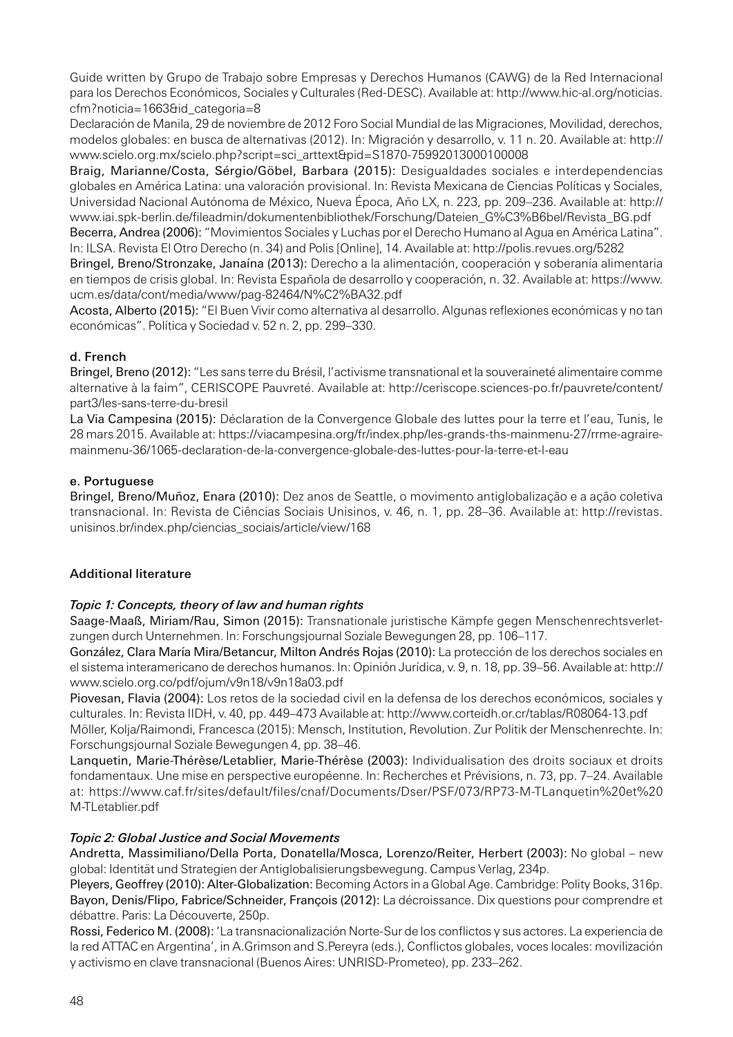Guide written by Grupo de Trabajo sobre Empresas y Derechos Humanos (CAWG) de la Red Internacional para los Derechos Económicos, Sociales y Culturales (Red-DESC). Available at: http://www.hic-al.org/noticias.cfm?noticia=1663&id_categoria=8

Declaración de Manila, 29 de noviembre de 2012 Foro Social Mundial de las Migraciones, Movilidad, derechos, modelos globales: en busca de alternativas (2012). In: Migración y desarrollo, v. 11 n. 20. Available at: http://www.scielo.org.mx/scielo.php?script=sci_arttext&pid=S1870-75992013000100008

Braig, Marianne/Costa, Sérgio/Göbel, Barbara (2015): Desigualdades sociales e interdependencias globales en América Latina: una valoración provisional. In: Revista Mexicana de Ciencias Políticas y Sociales, Universidad Nacional Autónoma de México, Nueva Época, Año LX, n. 223, pp. 209–236. Available at: http://www.iai.spk-berlin.de/fileadmin/dokumentenbibliothek/Forschung/Dateien_G%C3%B6bel/Revista_BG.pdf

Becerra, Andrea (2006): "Movimientos Sociales y Luchas por el Derecho Humano al Agua en América Latina". In: ILSA. Revista El Otro Derecho (n. 34) and Polis [Online], 14. Available at: http://polis.revues.org/5282

Bringel, Breno/Stronzake, Janaína (2013): Derecho a la alimentación, cooperación y soberanía alimentaria en tiempos de crisis global. In: Revista Española de desarrollo y cooperación, n. 32. Available at: https://www.ucm.es/data/cont/media/www/pag-82464/N%C2%BA32.pdf

Acosta, Alberto (2015): "El Buen Vivir como alternativa al desarrollo. Algunas reflexiones económicas y no tan económicas". Política y Sociedad v. 52 n. 2, pp. 299–330.

#### d. French

Bringel, Breno (2012): "Les sans terre du Brésil, l'activisme transnational et la souveraineté alimentaire comme alternative à la faim", CERISCOPE Pauvreté. Available at: http://ceriscope.sciences-po.fr/pauvrete/content/part3/les-sans-terre-du-bresil

La Via Campesina (2015): Déclaration de la Convergence Globale des luttes pour la terre et l'eau, Tunis, le 28 mars 2015. Available at: https://viacampesina.org/fr/index.php/les-grands-ths-mainmenu-27/rrme-agraire-mainmenu-36/1065-declaration-de-la-convergence-globale-des-luttes-pour-la-terre-et-l-eau

#### e. Portuguese

Bringel, Breno/Muñoz, Enara (2010): Dez anos de Seattle, o movimento antiglobalização e a ação coletiva transnacional. In: Revista de Ciências Sociais Unisinos, v. 46, n. 1, pp. 28–36. Available at: http://revistas.unisinos.br/index.php/ciencias_sociais/article/view/168

### Additional literature

#### *Topic 1: Concepts, theory of law and human rights*

Saage-Maaß, Miriam/Rau, Simon (2015): Transnationale juristische Kämpfe gegen Menschenrechtsverletzungen durch Unternehmen. In: Forschungsjournal Soziale Bewegungen 28, pp. 106–117.

González, Clara María Mira/Betancur, Milton Andrés Rojas (2010): La protección de los derechos sociales en el sistema interamericano de derechos humanos. In: Opinión Jurídica, v. 9, n. 18, pp. 39–56. Available at: http://www.scielo.org.co/pdf/ojum/v9n18/v9n18a03.pdf

Piovesan, Flavia (2004): Los retos de la sociedad civil en la defensa de los derechos económicos, sociales y culturales. In: Revista IIDH, v. 40, pp. 449–473 Available at: http://www.corteidh.or.cr/tablas/R08064-13.pdf

Möller, Kolja/Raimondi, Francesca (2015): Mensch, Institution, Revolution. Zur Politik der Menschenrechte. In: Forschungsjournal Soziale Bewegungen 4, pp. 38–46.

Lanquetin, Marie-Thérèse/Letablier, Marie-Thérèse (2003): Individualisation des droits sociaux et droits fondamentaux. Une mise en perspective européenne. In: Recherches et Prévisions, n. 73, pp. 7–24. Available at: https://www.caf.fr/sites/default/files/cnaf/Documents/Dser/PSF/073/RP73-M-TLanquetin%20et%20M-TLetablier.pdf

#### *Topic 2: Global Justice and Social Movements*

Andretta, Massimiliano/Della Porta, Donatella/Mosca, Lorenzo/Reiter, Herbert (2003): No global – new global: Identität und Strategien der Antiglobalisierungsbewegung. Campus Verlag, 234p.

Pleyers, Geoffrey (2010): Alter-Globalization: Becoming Actors in a Global Age. Cambridge: Polity Books, 316p.

Bayon, Denis/Flipo, Fabrice/Schneider, François (2012): La décroissance. Dix questions pour comprendre et débattre. Paris: La Découverte, 250p.

Rossi, Federico M. (2008): 'La transnacionalización Norte-Sur de los conflictos y sus actores. La experiencia de la red ATTAC en Argentina', in A.Grimson and S.Pereyra (eds.), Conflictos globales, voces locales: movilización y activismo en clave transnacional (Buenos Aires: UNRISD-Prometeo), pp. 233–262.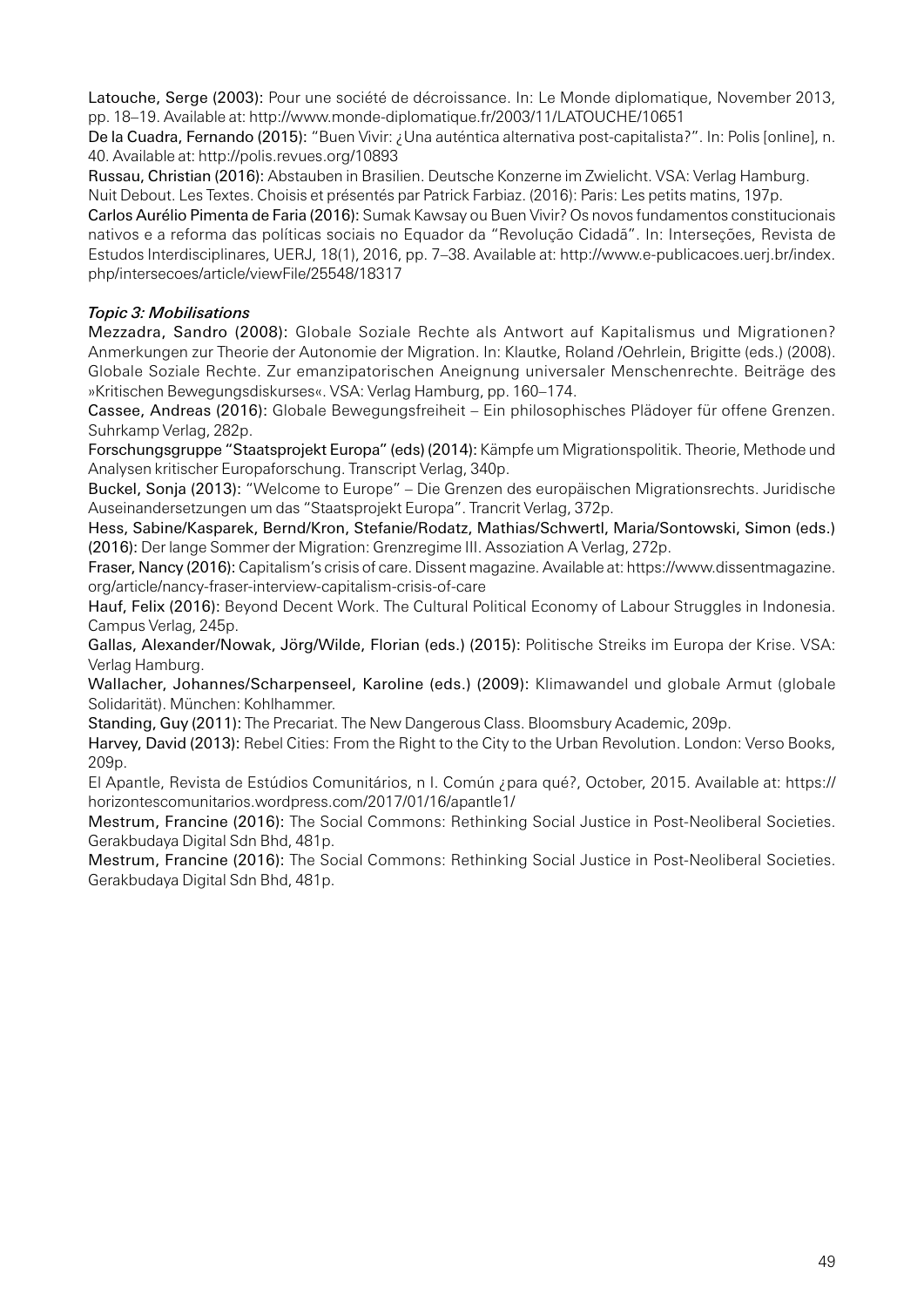**Latouche, Serge (2003):** Pour une société de décroissance. In: Le Monde diplomatique, November 2013, pp. 18–19. Available at: http://www.monde-diplomatique.fr/2003/11/LATOUCHE/10651

**De la Cuadra, Fernando (2015):** "Buen Vivir: ¿Una auténtica alternativa post-capitalista?". In: Polis [online], n. 40. Available at: http://polis.revues.org/10893

**Russau, Christian (2016):** Abstauben in Brasilien. Deutsche Konzerne im Zwielicht. VSA: Verlag Hamburg.

Nuit Debout. Les Textes. Choisis et présentés par Patrick Farbiaz. (2016): Paris: Les petits matins, 197p.

**Carlos Aurélio Pimenta de Faria (2016):** Sumak Kawsay ou Buen Vivir? Os novos fundamentos constitucionais nativos e a reforma das políticas sociais no Equador da "Revolução Cidadã". In: Interseções, Revista de Estudos Interdisciplinares, UERJ, 18(1), 2016, pp. 7–38. Available at: http://www.e-publicacoes.uerj.br/index.php/intersecoes/article/viewFile/25548/18317

### *Topic 3: Mobilisations*

**Mezzadra, Sandro (2008):** Globale Soziale Rechte als Antwort auf Kapitalismus und Migrationen? Anmerkungen zur Theorie der Autonomie der Migration. In: Klautke, Roland /Oehrlein, Brigitte (eds.) (2008). Globale Soziale Rechte. Zur emanzipatorischen Aneignung universaler Menschenrechte. Beiträge des »Kritischen Bewegungsdiskurses«. VSA: Verlag Hamburg, pp. 160–174.

**Cassee, Andreas (2016):** Globale Bewegungsfreiheit – Ein philosophisches Plädoyer für offene Grenzen. Suhrkamp Verlag, 282p.

**Forschungsgruppe "Staatsprojekt Europa" (eds) (2014):** Kämpfe um Migrationspolitik. Theorie, Methode und Analysen kritischer Europaforschung. Transcript Verlag, 340p.

**Buckel, Sonja (2013):** "Welcome to Europe" – Die Grenzen des europäischen Migrationsrechts. Juridische Auseinandersetzungen um das "Staatsprojekt Europa". Trancrit Verlag, 372p.

**Hess, Sabine/Kasparek, Bernd/Kron, Stefanie/Rodatz, Mathias/Schwertl, Maria/Sontowski, Simon (eds.) (2016):** Der lange Sommer der Migration: Grenzregime III. Assoziation A Verlag, 272p.

**Fraser, Nancy (2016):** Capitalism's crisis of care. Dissent magazine. Available at: https://www.dissentmagazine.org/article/nancy-fraser-interview-capitalism-crisis-of-care

**Hauf, Felix (2016):** Beyond Decent Work. The Cultural Political Economy of Labour Struggles in Indonesia. Campus Verlag, 245p.

**Gallas, Alexander/Nowak, Jörg/Wilde, Florian (eds.) (2015):** Politische Streiks im Europa der Krise. VSA: Verlag Hamburg.

**Wallacher, Johannes/Scharpenseel, Karoline (eds.) (2009):** Klimawandel und globale Armut (globale Solidarität). München: Kohlhammer.

**Standing, Guy (2011):** The Precariat. The New Dangerous Class. Bloomsbury Academic, 209p.

**Harvey, David (2013):** Rebel Cities: From the Right to the City to the Urban Revolution. London: Verso Books, 209p.

El Apantle, Revista de Estúdios Comunitários, n I. Común ¿para qué?, October, 2015. Available at: https://horizontescomunitarios.wordpress.com/2017/01/16/apantle1/

**Mestrum, Francine (2016):** The Social Commons: Rethinking Social Justice in Post-Neoliberal Societies. Gerakbudaya Digital Sdn Bhd, 481p.

**Mestrum, Francine (2016):** The Social Commons: Rethinking Social Justice in Post-Neoliberal Societies. Gerakbudaya Digital Sdn Bhd, 481p.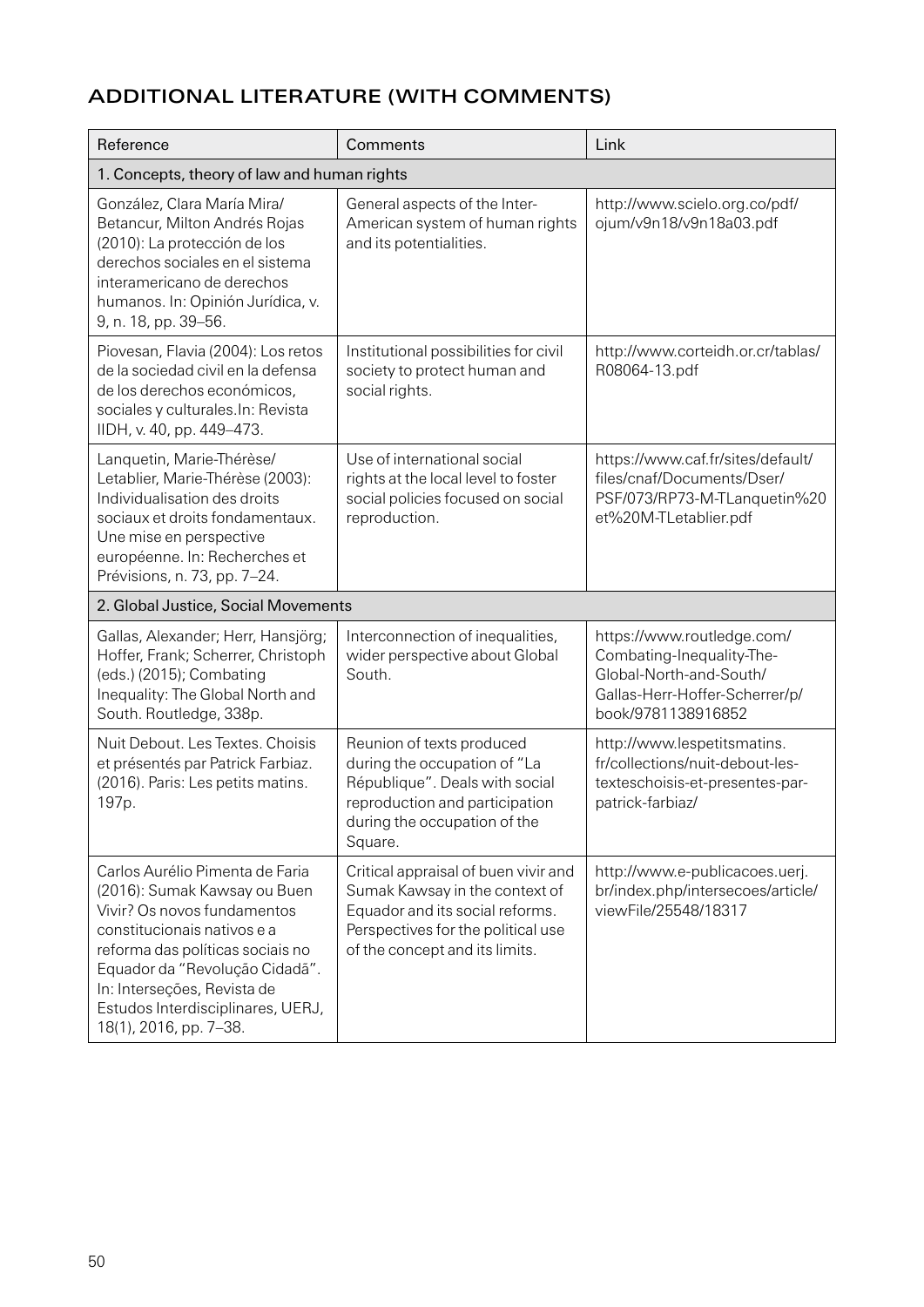## ADDITIONAL LITERATURE (WITH COMMENTS)

| Reference | Comments | Link |
| --- | --- | --- |
| 1. Concepts, theory of law and human rights | | |
| González, Clara María Mira/ Betancur, Milton Andrés Rojas (2010): La protección de los derechos sociales en el sistema interamericano de derechos humanos. In: Opinión Jurídica, v. 9, n. 18, pp. 39–56. | General aspects of the Inter-American system of human rights and its potentialities. | http://www.scielo.org.co/pdf/ojum/v9n18/v9n18a03.pdf |
| Piovesan, Flavia (2004): Los retos de la sociedad civil en la defensa de los derechos económicos, sociales y culturales.In: Revista IIDH, v. 40, pp. 449–473. | Institutional possibilities for civil society to protect human and social rights. | http://www.corteidh.or.cr/tablas/R08064-13.pdf |
| Lanquetin, Marie-Thérèse/ Letablier, Marie-Thérèse (2003): Individualisation des droits sociaux et droits fondamentaux. Une mise en perspective européenne. In: Recherches et Prévisions, n. 73, pp. 7–24. | Use of international social rights at the local level to foster social policies focused on social reproduction. | https://www.caf.fr/sites/default/files/cnaf/Documents/Dser/PSF/073/RP73-M-TLanquetin%20et%20M-TLetablier.pdf |
| 2. Global Justice, Social Movements | | |
| Gallas, Alexander; Herr, Hansjörg; Hoffer, Frank; Scherrer, Christoph (eds.) (2015); Combating Inequality: The Global North and South. Routledge, 338p. | Interconnection of inequalities, wider perspective about Global South. | https://www.routledge.com/Combating-Inequality-The-Global-North-and-South/Gallas-Herr-Hoffer-Scherrer/p/book/9781138916852 |
| Nuit Debout. Les Textes. Choisis et présentés par Patrick Farbiaz. (2016). Paris: Les petits matins. 197p. | Reunion of texts produced during the occupation of "La République". Deals with social reproduction and participation during the occupation of the Square. | http://www.lespetitsmatins.fr/collections/nuit-debout-les-texteschoisis-et-presentes-par-patrick-farbiaz/ |
| Carlos Aurélio Pimenta de Faria (2016): Sumak Kawsay ou Buen Vivir? Os novos fundamentos constitucionais nativos e a reforma das políticas sociais no Equador da "Revolução Cidadã". In: Interseções, Revista de Estudos Interdisciplinares, UERJ, 18(1), 2016, pp. 7–38. | Critical appraisal of buen vivir and Sumak Kawsay in the context of Equador and its social reforms. Perspectives for the political use of the concept and its limits. | http://www.e-publicacoes.uerj.br/index.php/intersecoes/article/viewFile/25548/18317 |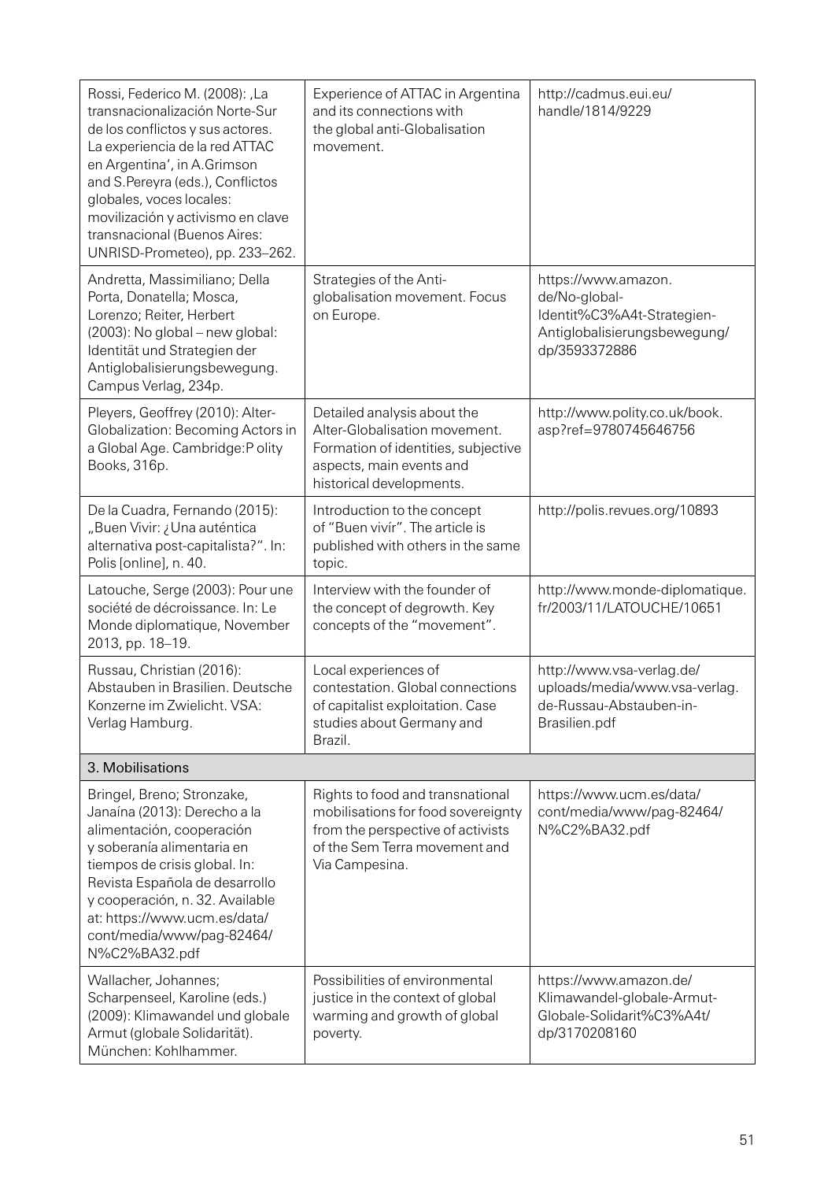| | | |
|---|---|---|
| Rossi, Federico M. (2008): ‚La transnacionalización Norte-Sur de los conflictos y sus actores. La experiencia de la red ATTAC en Argentina', in A.Grimson and S.Pereyra (eds.), Conflictos globales, voces locales: movilización y activismo en clave transnacional (Buenos Aires: UNRISD-Prometeo), pp. 233–262. | Experience of ATTAC in Argentina and its connections with the global anti-Globalisation movement. | http://cadmus.eui.eu/handle/1814/9229 |
| Andretta, Massimiliano; Della Porta, Donatella; Mosca, Lorenzo; Reiter, Herbert (2003): No global – new global: Identität und Strategien der Antiglobalisierungsbewegung. Campus Verlag, 234p. | Strategies of the Anti-globalisation movement. Focus on Europe. | https://www.amazon.de/No-global-Identit%C3%A4t-Strategien-Antiglobalisierungsbewegung/dp/3593372886 |
| Pleyers, Geoffrey (2010): Alter-Globalization: Becoming Actors in a Global Age. Cambridge:P olity Books, 316p. | Detailed analysis about the Alter-Globalisation movement. Formation of identities, subjective aspects, main events and historical developments. | http://www.polity.co.uk/book.asp?ref=9780745646756 |
| De la Cuadra, Fernando (2015): „Buen Vivir: ¿Una auténtica alternativa post-capitalista?". In: Polis [online], n. 40. | Introduction to the concept of "Buen vivír". The article is published with others in the same topic. | http://polis.revues.org/10893 |
| Latouche, Serge (2003): Pour une société de décroissance. In: Le Monde diplomatique, November 2013, pp. 18–19. | Interview with the founder of the concept of degrowth. Key concepts of the "movement". | http://www.monde-diplomatique.fr/2003/11/LATOUCHE/10651 |
| Russau, Christian (2016): Abstauben in Brasilien. Deutsche Konzerne im Zwielicht. VSA: Verlag Hamburg. | Local experiences of contestation. Global connections of capitalist exploitation. Case studies about Germany and Brazil. | http://www.vsa-verlag.de/uploads/media/www.vsa-verlag.de-Russau-Abstauben-in-Brasilien.pdf |
| **3. Mobilisations** | | |
| Bringel, Breno; Stronzake, Janaína (2013): Derecho a la alimentación, cooperación y soberanía alimentaria en tiempos de crisis global. In: Revista Española de desarrollo y cooperación, n. 32. Available at: https://www.ucm.es/data/cont/media/www/pag-82464/N%C2%BA32.pdf | Rights to food and transnational mobilisations for food sovereignty from the perspective of activists of the Sem Terra movement and Via Campesina. | https://www.ucm.es/data/cont/media/www/pag-82464/N%C2%BA32.pdf |
| Wallacher, Johannes; Scharpenseel, Karoline (eds.) (2009): Klimawandel und globale Armut (globale Solidarität). München: Kohlhammer. | Possibilities of environmental justice in the context of global warming and growth of global poverty. | https://www.amazon.de/Klimawandel-globale-Armut-Globale-Solidarit%C3%A4t/dp/3170208160 |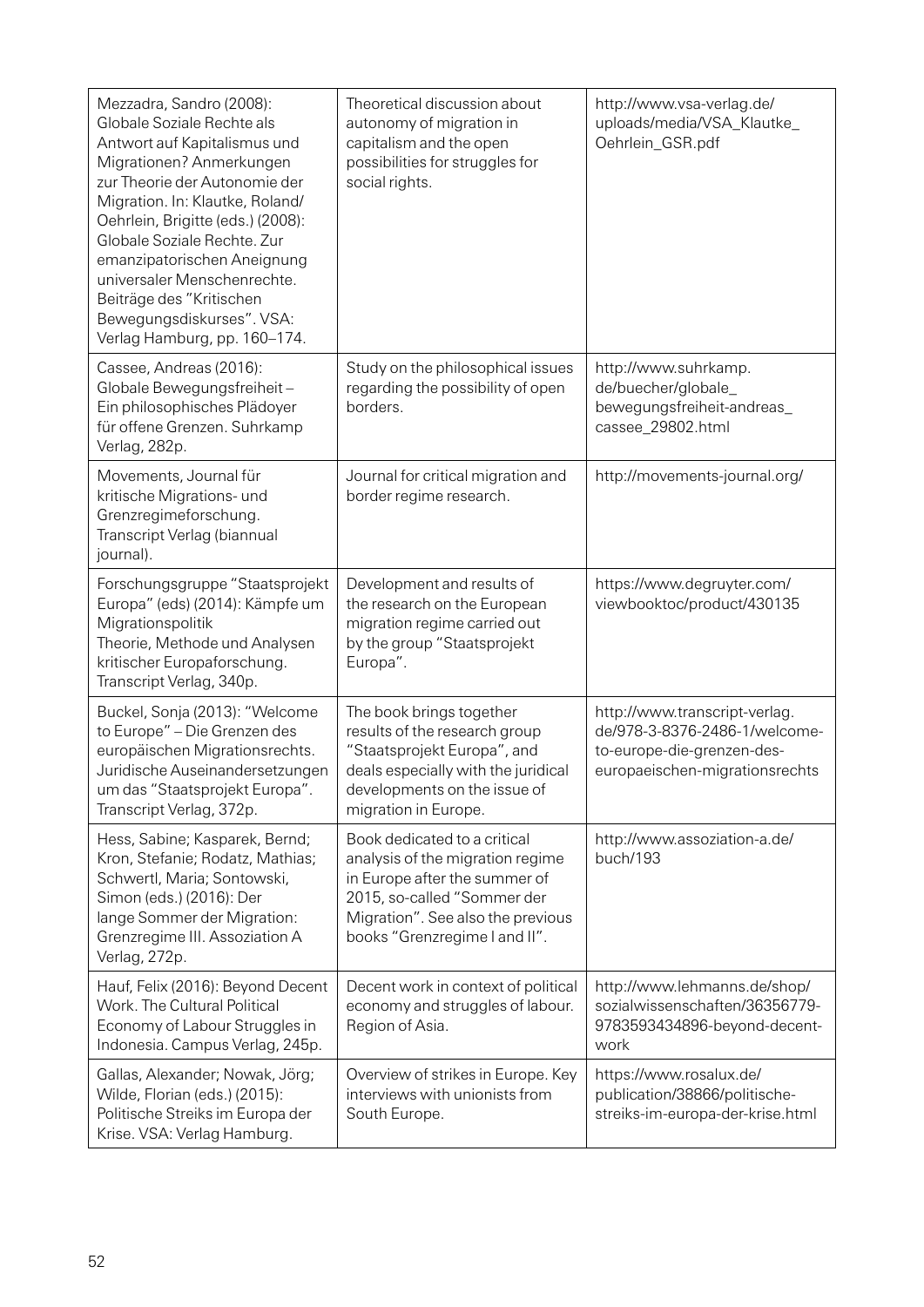| | | |
|---|---|---|
| Mezzadra, Sandro (2008): Globale Soziale Rechte als Antwort auf Kapitalismus und Migrationen? Anmerkungen zur Theorie der Autonomie der Migration. In: Klautke, Roland/ Oehrlein, Brigitte (eds.) (2008): Globale Soziale Rechte. Zur emanzipatorischen Aneignung universaler Menschenrechte. Beiträge des "Kritischen Bewegungsdiskurses". VSA: Verlag Hamburg, pp. 160–174. | Theoretical discussion about autonomy of migration in capitalism and the open possibilities for struggles for social rights. | http://www.vsa-verlag.de/uploads/media/VSA_Klautke_Oehrlein_GSR.pdf |
| Cassee, Andreas (2016): Globale Bewegungsfreiheit – Ein philosophisches Plädoyer für offene Grenzen. Suhrkamp Verlag, 282p. | Study on the philosophical issues regarding the possibility of open borders. | http://www.suhrkamp.de/buecher/globale_bewegungsfreiheit-andreas_cassee_29802.html |
| Movements, Journal für kritische Migrations- und Grenzregimeforschung. Transcript Verlag (biannual journal). | Journal for critical migration and border regime research. | http://movements-journal.org/ |
| Forschungsgruppe "Staatsprojekt Europa" (eds) (2014): Kämpfe um Migrationspolitik Theorie, Methode und Analysen kritischer Europaforschung. Transcript Verlag, 340p. | Development and results of the research on the European migration regime carried out by the group "Staatsprojekt Europa". | https://www.degruyter.com/viewbooktoc/product/430135 |
| Buckel, Sonja (2013): "Welcome to Europe" – Die Grenzen des europäischen Migrationsrechts. Juridische Auseinandersetzungen um das "Staatsprojekt Europa". Transcript Verlag, 372p. | The book brings together results of the research group "Staatsprojekt Europa", and deals especially with the juridical developments on the issue of migration in Europe. | http://www.transcript-verlag.de/978-3-8376-2486-1/welcome-to-europe-die-grenzen-des-europaeischen-migrationsrechts |
| Hess, Sabine; Kasparek, Bernd; Kron, Stefanie; Rodatz, Mathias; Schwertl, Maria; Sontowski, Simon (eds.) (2016): Der lange Sommer der Migration: Grenzregime III. Assoziation A Verlag, 272p. | Book dedicated to a critical analysis of the migration regime in Europe after the summer of 2015, so-called "Sommer der Migration". See also the previous books "Grenzregime I and II". | http://www.assoziation-a.de/buch/193 |
| Hauf, Felix (2016): Beyond Decent Work. The Cultural Political Economy of Labour Struggles in Indonesia. Campus Verlag, 245p. | Decent work in context of political economy and struggles of labour. Region of Asia. | http://www.lehmanns.de/shop/sozialwissenschaften/36356779-9783593434896-beyond-decent-work |
| Gallas, Alexander; Nowak, Jörg; Wilde, Florian (eds.) (2015): Politische Streiks im Europa der Krise. VSA: Verlag Hamburg. | Overview of strikes in Europe. Key interviews with unionists from South Europe. | https://www.rosalux.de/publication/38866/politische-streiks-im-europa-der-krise.html |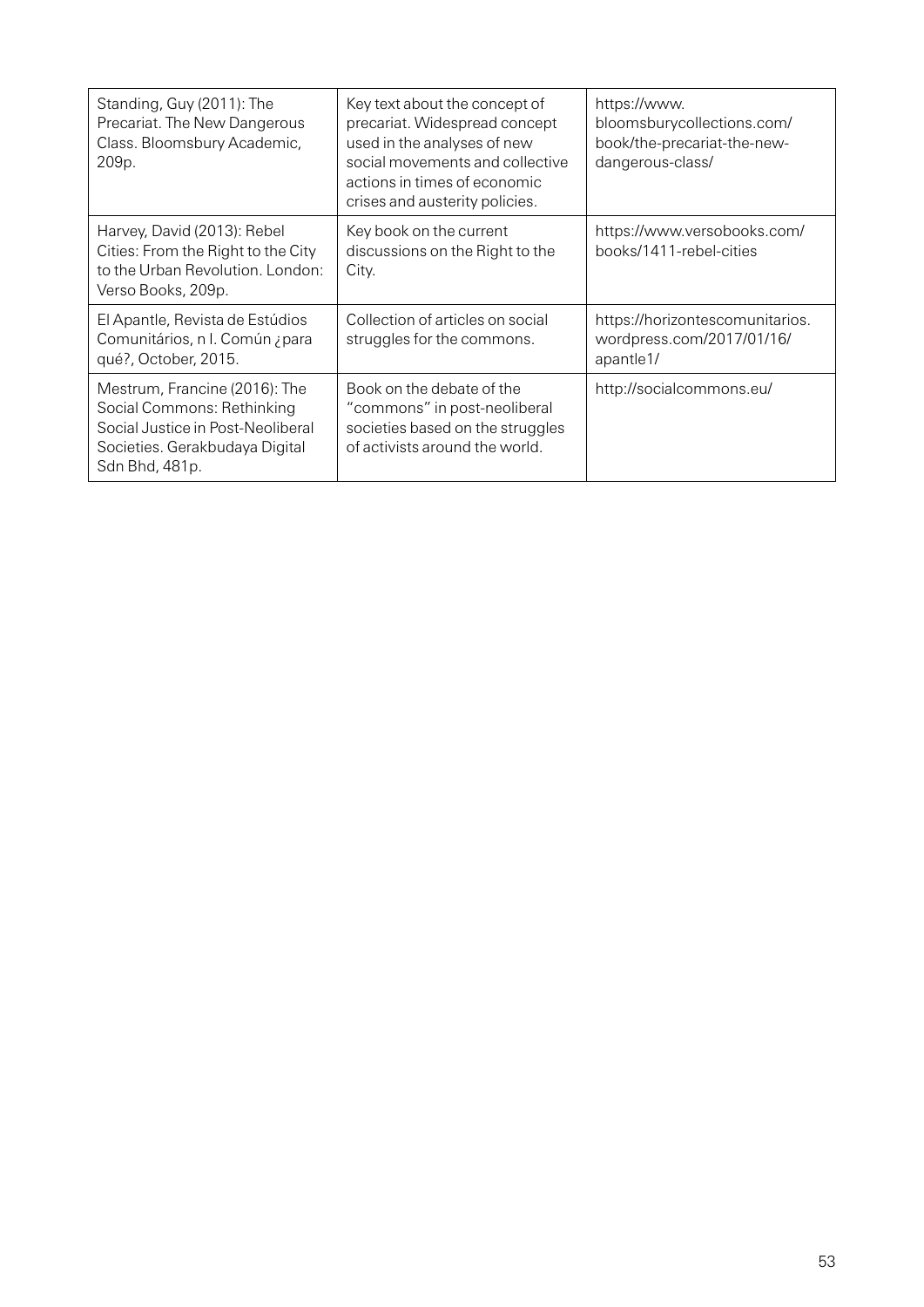| | | |
|---|---|---|
| Standing, Guy (2011): The Precariat. The New Dangerous Class. Bloomsbury Academic, 209p. | Key text about the concept of precariat. Widespread concept used in the analyses of new social movements and collective actions in times of economic crises and austerity policies. | https://www.bloomsburycollections.com/book/the-precariat-the-new-dangerous-class/ |
| Harvey, David (2013): Rebel Cities: From the Right to the City to the Urban Revolution. London: Verso Books, 209p. | Key book on the current discussions on the Right to the City. | https://www.versobooks.com/books/1411-rebel-cities |
| El Apantle, Revista de Estúdios Comunitários, n I. Común ¿para qué?, October, 2015. | Collection of articles on social struggles for the commons. | https://horizontescomunitarios.wordpress.com/2017/01/16/apantle1/ |
| Mestrum, Francine (2016): The Social Commons: Rethinking Social Justice in Post-Neoliberal Societies. Gerakbudaya Digital Sdn Bhd, 481p. | Book on the debate of the "commons" in post-neoliberal societies based on the struggles of activists around the world. | http://socialcommons.eu/ |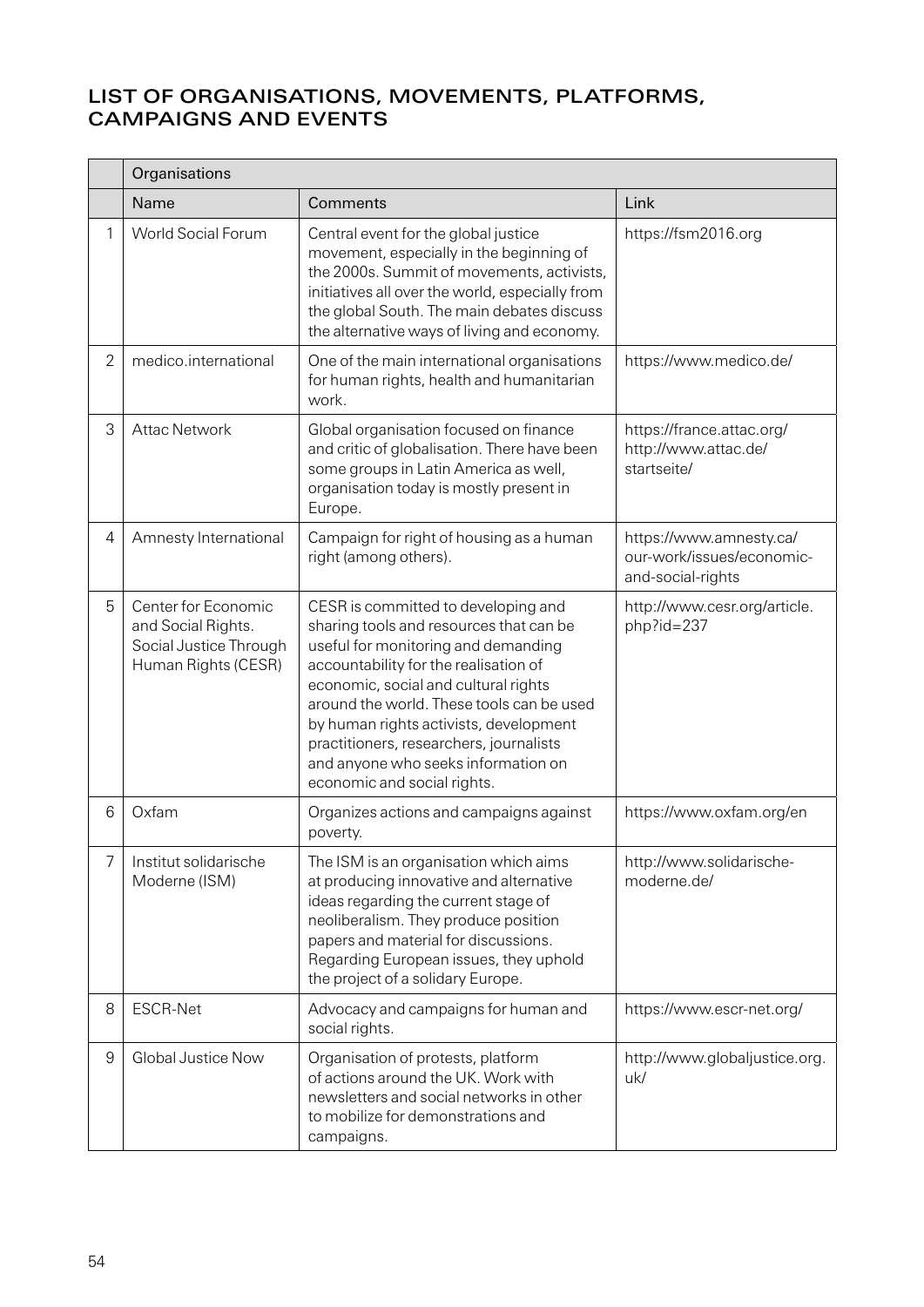## LIST OF ORGANISATIONS, MOVEMENTS, PLATFORMS, CAMPAIGNS AND EVENTS

| | Organisations | | |
|---|---|---|---|
| | Name | Comments | Link |
| 1 | World Social Forum | Central event for the global justice movement, especially in the beginning of the 2000s. Summit of movements, activists, initiatives all over the world, especially from the global South. The main debates discuss the alternative ways of living and economy. | https://fsm2016.org |
| 2 | medico.international | One of the main international organisations for human rights, health and humanitarian work. | https://www.medico.de/ |
| 3 | Attac Network | Global organisation focused on finance and critic of globalisation. There have been some groups in Latin America as well, organisation today is mostly present in Europe. | https://france.attac.org/ http://www.attac.de/startseite/ |
| 4 | Amnesty International | Campaign for right of housing as a human right (among others). | https://www.amnesty.ca/our-work/issues/economic-and-social-rights |
| 5 | Center for Economic and Social Rights. Social Justice Through Human Rights (CESR) | CESR is committed to developing and sharing tools and resources that can be useful for monitoring and demanding accountability for the realisation of economic, social and cultural rights around the world. These tools can be used by human rights activists, development practitioners, researchers, journalists and anyone who seeks information on economic and social rights. | http://www.cesr.org/article.php?id=237 |
| 6 | Oxfam | Organizes actions and campaigns against poverty. | https://www.oxfam.org/en |
| 7 | Institut solidarische Moderne (ISM) | The ISM is an organisation which aims at producing innovative and alternative ideas regarding the current stage of neoliberalism. They produce position papers and material for discussions. Regarding European issues, they uphold the project of a solidary Europe. | http://www.solidarische-moderne.de/ |
| 8 | ESCR-Net | Advocacy and campaigns for human and social rights. | https://www.escr-net.org/ |
| 9 | Global Justice Now | Organisation of protests, platform of actions around the UK. Work with newsletters and social networks in other to mobilize for demonstrations and campaigns. | http://www.globaljustice.org.uk/ |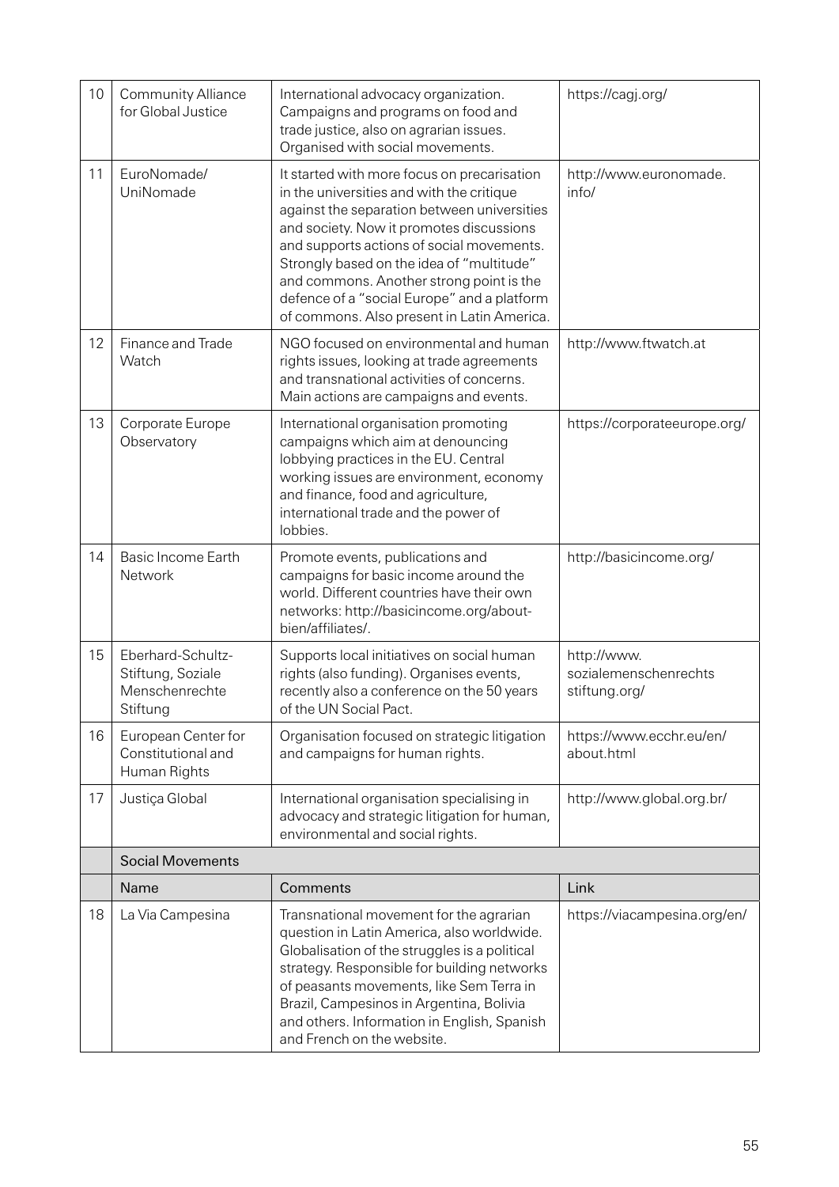| | | | |
|---|---|---|---|
| 10 | Community Alliance for Global Justice | International advocacy organization. Campaigns and programs on food and trade justice, also on agrarian issues. Organised with social movements. | https://cagj.org/ |
| 11 | EuroNomade/ UniNomade | It started with more focus on precarisation in the universities and with the critique against the separation between universities and society. Now it promotes discussions and supports actions of social movements. Strongly based on the idea of "multitude" and commons. Another strong point is the defence of a "social Europe" and a platform of commons. Also present in Latin America. | http://www.euronomade.info/ |
| 12 | Finance and Trade Watch | NGO focused on environmental and human rights issues, looking at trade agreements and transnational activities of concerns. Main actions are campaigns and events. | http://www.ftwatch.at |
| 13 | Corporate Europe Observatory | International organisation promoting campaigns which aim at denouncing lobbying practices in the EU. Central working issues are environment, economy and finance, food and agriculture, international trade and the power of lobbies. | https://corporateeurope.org/ |
| 14 | Basic Income Earth Network | Promote events, publications and campaigns for basic income around the world. Different countries have their own networks: http://basicincome.org/about-bien/affiliates/. | http://basicincome.org/ |
| 15 | Eberhard-Schultz-Stiftung, Soziale Menschenrechte Stiftung | Supports local initiatives on social human rights (also funding). Organises events, recently also a conference on the 50 years of the UN Social Pact. | http://www.sozialemenschenrechtsstiftung.org/ |
| 16 | European Center for Constitutional and Human Rights | Organisation focused on strategic litigation and campaigns for human rights. | https://www.ecchr.eu/en/about.html |
| 17 | Justiça Global | International organisation specialising in advocacy and strategic litigation for human, environmental and social rights. | http://www.global.org.br/ |
| | **Social Movements** | | |
| | **Name** | **Comments** | **Link** |
| 18 | La Via Campesina | Transnational movement for the agrarian question in Latin America, also worldwide. Globalisation of the struggles is a political strategy. Responsible for building networks of peasants movements, like Sem Terra in Brazil, Campesinos in Argentina, Bolivia and others. Information in English, Spanish and French on the website. | https://viacampesina.org/en/ |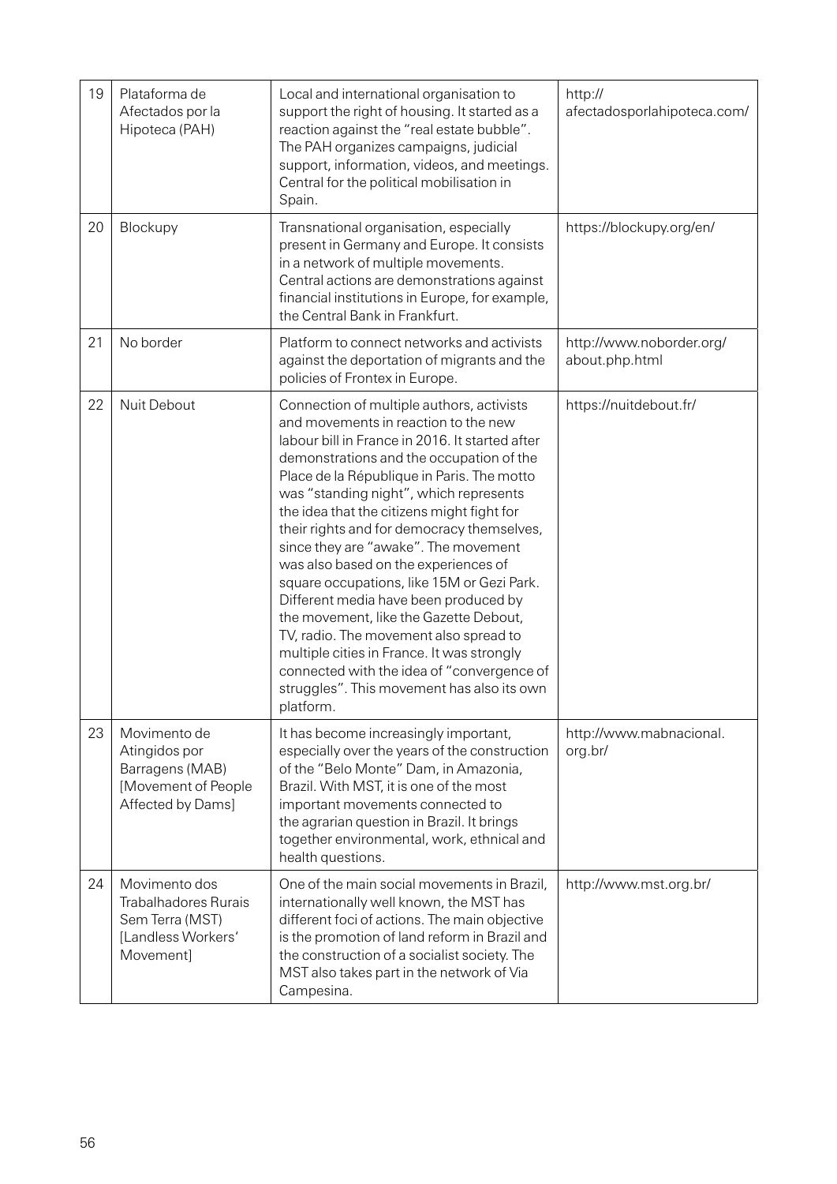| 19 | Plataforma de Afectados por la Hipoteca (PAH) | Local and international organisation to support the right of housing. It started as a reaction against the "real estate bubble". The PAH organizes campaigns, judicial support, information, videos, and meetings. Central for the political mobilisation in Spain. | http://afectadosporlahipoteca.com/ |
|---|---|---|---|
| 20 | Blockupy | Transnational organisation, especially present in Germany and Europe. It consists in a network of multiple movements. Central actions are demonstrations against financial institutions in Europe, for example, the Central Bank in Frankfurt. | https://blockupy.org/en/ |
| 21 | No border | Platform to connect networks and activists against the deportation of migrants and the policies of Frontex in Europe. | http://www.noborder.org/about.php.html |
| 22 | Nuit Debout | Connection of multiple authors, activists and movements in reaction to the new labour bill in France in 2016. It started after demonstrations and the occupation of the Place de la République in Paris. The motto was "standing night", which represents the idea that the citizens might fight for their rights and for democracy themselves, since they are "awake". The movement was also based on the experiences of square occupations, like 15M or Gezi Park. Different media have been produced by the movement, like the Gazette Debout, TV, radio. The movement also spread to multiple cities in France. It was strongly connected with the idea of "convergence of struggles". This movement has also its own platform. | https://nuitdebout.fr/ |
| 23 | Movimento de Atingidos por Barragens (MAB) [Movement of People Affected by Dams] | It has become increasingly important, especially over the years of the construction of the "Belo Monte" Dam, in Amazonia, Brazil. With MST, it is one of the most important movements connected to the agrarian question in Brazil. It brings together environmental, work, ethnical and health questions. | http://www.mabnacional.org.br/ |
| 24 | Movimento dos Trabalhadores Rurais Sem Terra (MST) [Landless Workers' Movement] | One of the main social movements in Brazil, internationally well known, the MST has different foci of actions. The main objective is the promotion of land reform in Brazil and the construction of a socialist society. The MST also takes part in the network of Via Campesina. | http://www.mst.org.br/ |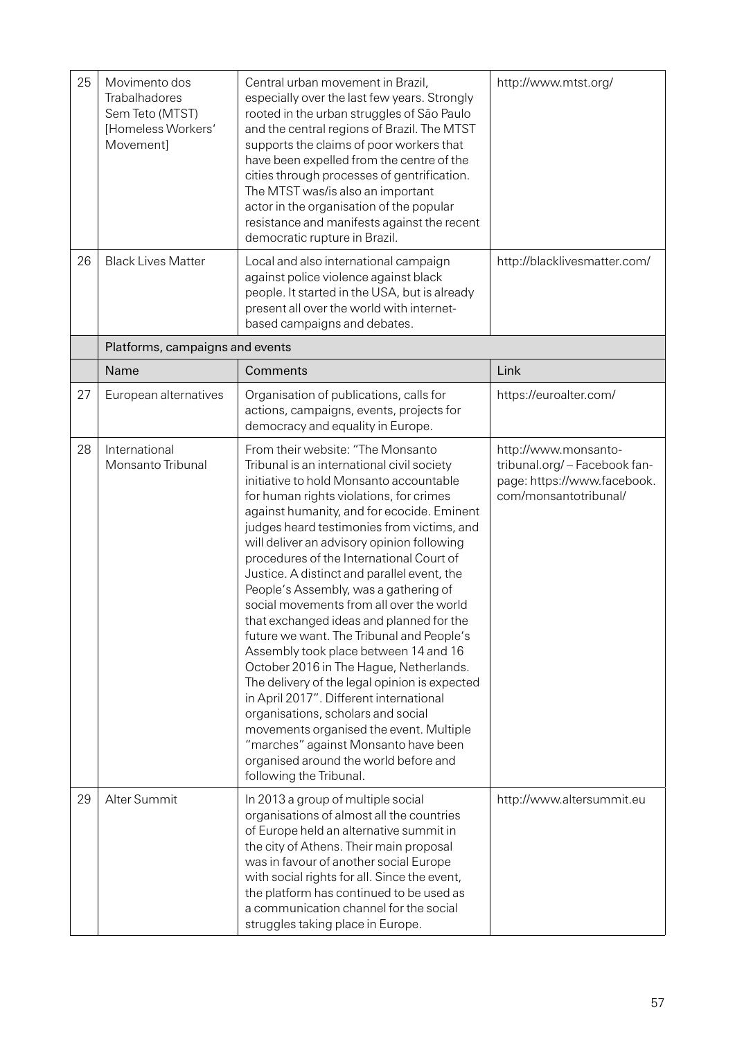| | | | |
|---|---|---|---|
| 25 | Movimento dos Trabalhadores Sem Teto (MTST) [Homeless Workers' Movement] | Central urban movement in Brazil, especially over the last few years. Strongly rooted in the urban struggles of São Paulo and the central regions of Brazil. The MTST supports the claims of poor workers that have been expelled from the centre of the cities through processes of gentrification. The MTST was/is also an important actor in the organisation of the popular resistance and manifests against the recent democratic rupture in Brazil. | http://www.mtst.org/ |
| 26 | Black Lives Matter | Local and also international campaign against police violence against black people. It started in the USA, but is already present all over the world with internet-based campaigns and debates. | http://blacklivesmatter.com/ |
| | **Platforms, campaigns and events** | | |
| | **Name** | **Comments** | **Link** |
| 27 | European alternatives | Organisation of publications, calls for actions, campaigns, events, projects for democracy and equality in Europe. | https://euroalter.com/ |
| 28 | International Monsanto Tribunal | From their website: "The Monsanto Tribunal is an international civil society initiative to hold Monsanto accountable for human rights violations, for crimes against humanity, and for ecocide. Eminent judges heard testimonies from victims, and will deliver an advisory opinion following procedures of the International Court of Justice. A distinct and parallel event, the People's Assembly, was a gathering of social movements from all over the world that exchanged ideas and planned for the future we want. The Tribunal and People's Assembly took place between 14 and 16 October 2016 in The Hague, Netherlands. The delivery of the legal opinion is expected in April 2017". Different international organisations, scholars and social movements organised the event. Multiple "marches" against Monsanto have been organised around the world before and following the Tribunal. | http://www.monsanto-tribunal.org/ – Facebook fan-page: https://www.facebook.com/monsantotribunal/ |
| 29 | Alter Summit | In 2013 a group of multiple social organisations of almost all the countries of Europe held an alternative summit in the city of Athens. Their main proposal was in favour of another social Europe with social rights for all. Since the event, the platform has continued to be used as a communication channel for the social struggles taking place in Europe. | http://www.altersummit.eu |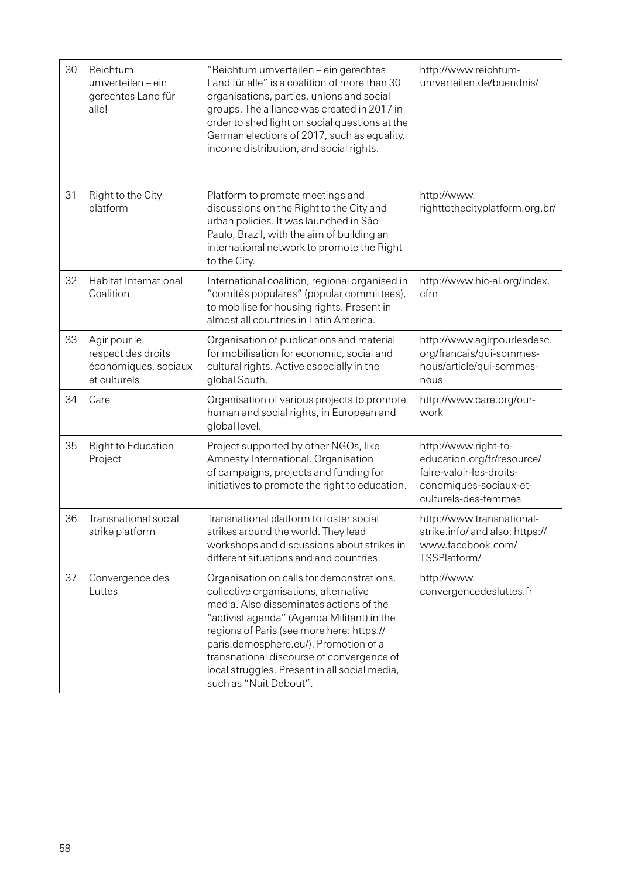| | | | |
|---|---|---|---|
| 30 | Reichtum umverteilen – ein gerechtes Land für alle! | "Reichtum umverteilen – ein gerechtes Land für alle" is a coalition of more than 30 organisations, parties, unions and social groups. The alliance was created in 2017 in order to shed light on social questions at the German elections of 2017, such as equality, income distribution, and social rights. | http://www.reichtum-umverteilen.de/buendnis/ |
| 31 | Right to the City platform | Platform to promote meetings and discussions on the Right to the City and urban policies. It was launched in São Paulo, Brazil, with the aim of building an international network to promote the Right to the City. | http://www.righttothecityplatform.org.br/ |
| 32 | Habitat International Coalition | International coalition, regional organised in "comitês populares" (popular committees), to mobilise for housing rights. Present in almost all countries in Latin America. | http://www.hic-al.org/index.cfm |
| 33 | Agir pour le respect des droits économiques, sociaux et culturels | Organisation of publications and material for mobilisation for economic, social and cultural rights. Active especially in the global South. | http://www.agirpourlesdesc.org/francais/qui-sommes-nous/article/qui-sommes-nous |
| 34 | Care | Organisation of various projects to promote human and social rights, in European and global level. | http://www.care.org/our-work |
| 35 | Right to Education Project | Project supported by other NGOs, like Amnesty International. Organisation of campaigns, projects and funding for initiatives to promote the right to education. | http://www.right-to-education.org/fr/resource/faire-valoir-les-droits-conomiques-sociaux-et-culturels-des-femmes |
| 36 | Transnational social strike platform | Transnational platform to foster social strikes around the world. They lead workshops and discussions about strikes in different situations and and countries. | http://www.transnational-strike.info/ and also: https://www.facebook.com/TSSPlatform/ |
| 37 | Convergence des Luttes | Organisation on calls for demonstrations, collective organisations, alternative media. Also disseminates actions of the "activist agenda" (Agenda Militant) in the regions of Paris (see more here: https://paris.demosphere.eu/). Promotion of a transnational discourse of convergence of local struggles. Present in all social media, such as "Nuit Debout". | http://www.convergencedesluttes.fr |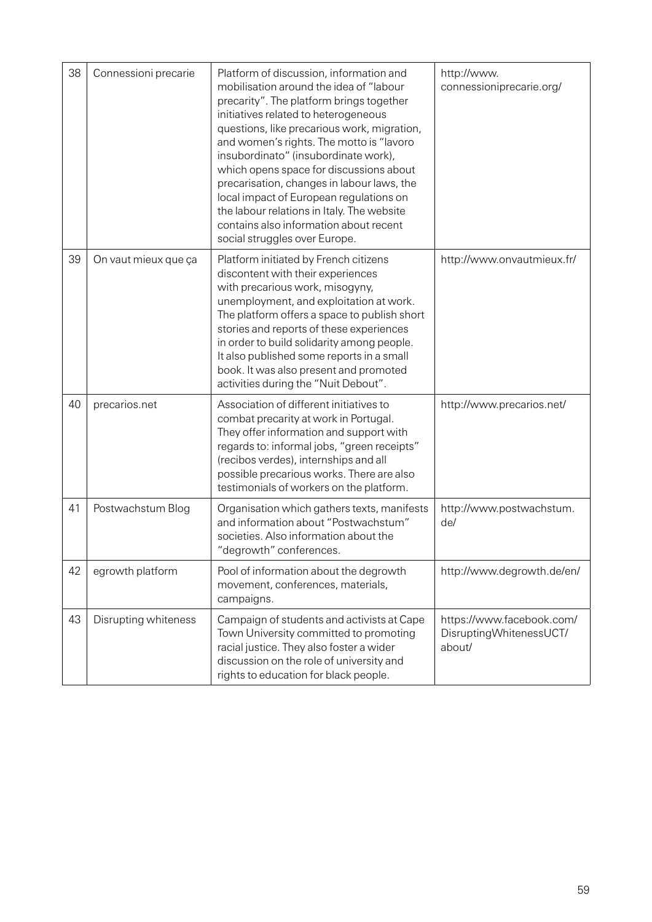| | | | |
|---|---|---|---|
| 38 | Connessioni precarie | Platform of discussion, information and mobilisation around the idea of "labour precarity". The platform brings together initiatives related to heterogeneous questions, like precarious work, migration, and women's rights. The motto is "lavoro insubordinato" (insubordinate work), which opens space for discussions about precarisation, changes in labour laws, the local impact of European regulations on the labour relations in Italy. The website contains also information about recent social struggles over Europe. | http://www.connessioniprecarie.org/ |
| 39 | On vaut mieux que ça | Platform initiated by French citizens discontent with their experiences with precarious work, misogyny, unemployment, and exploitation at work. The platform offers a space to publish short stories and reports of these experiences in order to build solidarity among people. It also published some reports in a small book. It was also present and promoted activities during the "Nuit Debout". | http://www.onvautmieux.fr/ |
| 40 | precarios.net | Association of different initiatives to combat precarity at work in Portugal. They offer information and support with regards to: informal jobs, "green receipts" (recibos verdes), internships and all possible precarious works. There are also testimonials of workers on the platform. | http://www.precarios.net/ |
| 41 | Postwachstum Blog | Organisation which gathers texts, manifests and information about "Postwachstum" societies. Also information about the "degrowth" conferences. | http://www.postwachstum.de/ |
| 42 | egrowth platform | Pool of information about the degrowth movement, conferences, materials, campaigns. | http://www.degrowth.de/en/ |
| 43 | Disrupting whiteness | Campaign of students and activists at Cape Town University committed to promoting racial justice. They also foster a wider discussion on the role of university and rights to education for black people. | https://www.facebook.com/DisruptingWhitenessUCT/about/ |